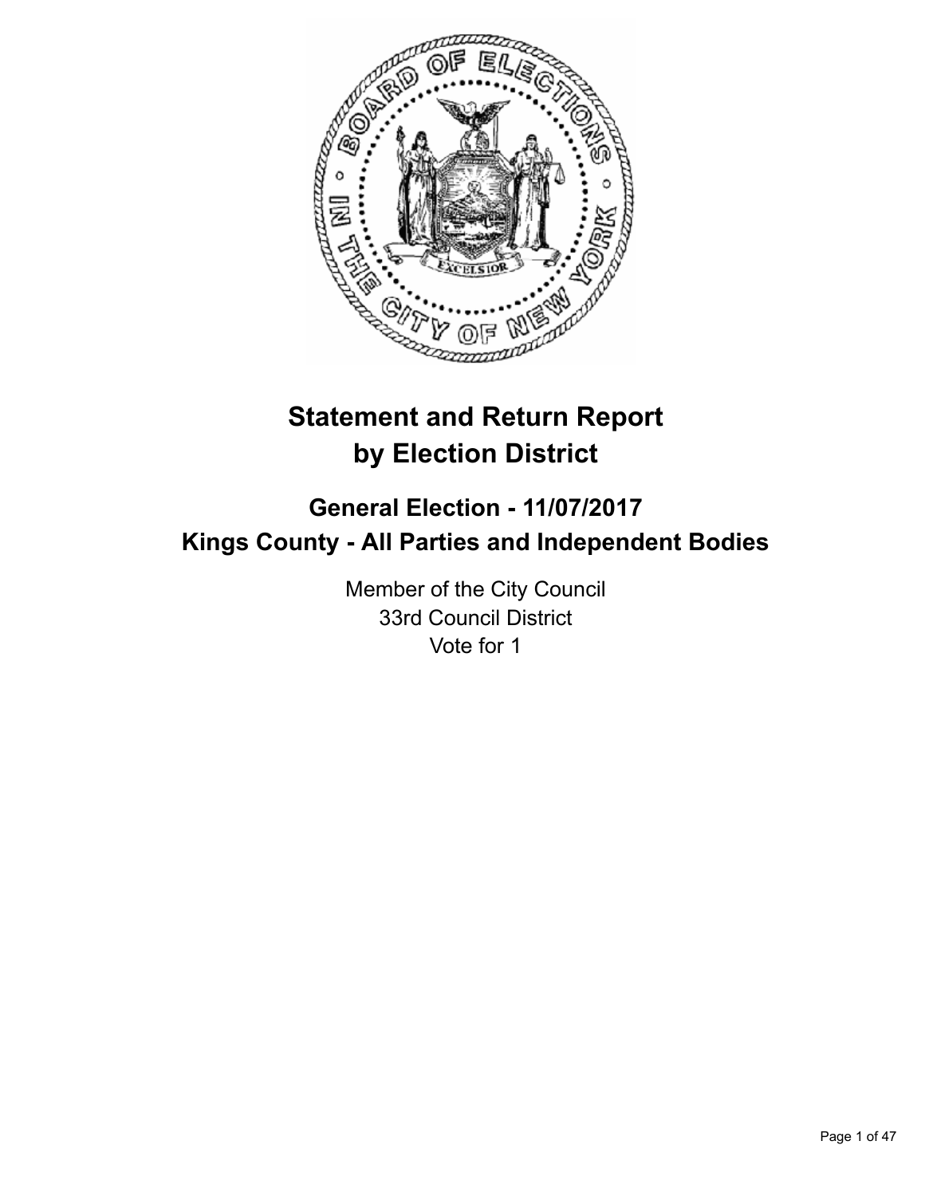# Statement and Return Report by Election District

## General Election - 11/07/2017
## Kings County - All Parties and Independent Bodies

Member of the City Council
33rd Council District
Vote for 1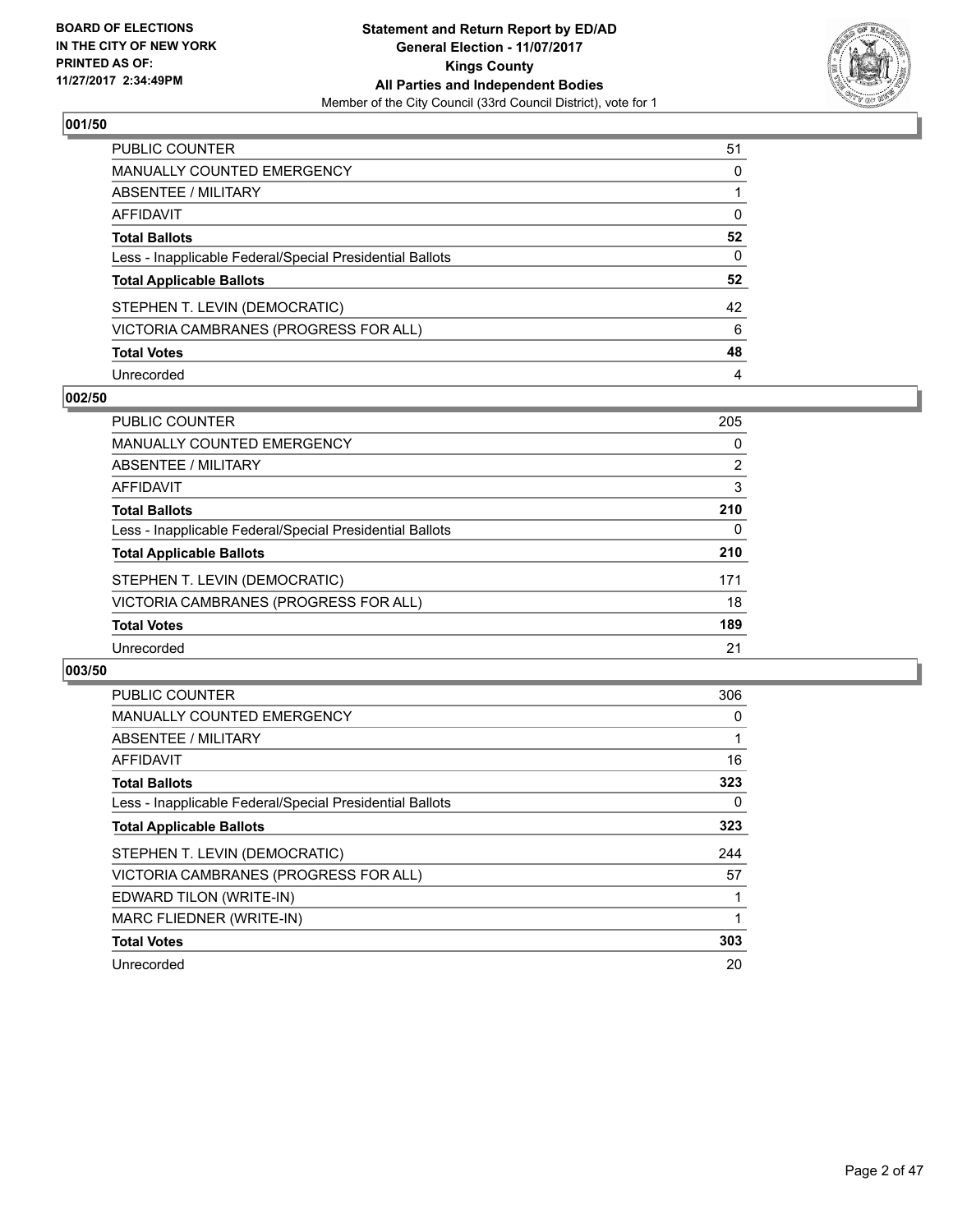**BOARD OF ELECTIONS IN THE CITY OF NEW YORK PRINTED AS OF: 11/27/2017 2:34:49PM**

**Statement and Return Report by ED/AD General Election - 11/07/2017 Kings County All Parties and Independent Bodies**

Member of the City Council (33rd Council District), vote for 1

### 001/50

| | |
|---|---|
| PUBLIC COUNTER | 51 |
| MANUALLY COUNTED EMERGENCY | 0 |
| ABSENTEE / MILITARY | 1 |
| AFFIDAVIT | 0 |
| **Total Ballots** | **52** |
| Less - Inapplicable Federal/Special Presidential Ballots | 0 |
| **Total Applicable Ballots** | **52** |
| STEPHEN T. LEVIN (DEMOCRATIC) | 42 |
| VICTORIA CAMBRANES (PROGRESS FOR ALL) | 6 |
| **Total Votes** | **48** |
| Unrecorded | 4 |

### 002/50

| | |
|---|---|
| PUBLIC COUNTER | 205 |
| MANUALLY COUNTED EMERGENCY | 0 |
| ABSENTEE / MILITARY | 2 |
| AFFIDAVIT | 3 |
| **Total Ballots** | **210** |
| Less - Inapplicable Federal/Special Presidential Ballots | 0 |
| **Total Applicable Ballots** | **210** |
| STEPHEN T. LEVIN (DEMOCRATIC) | 171 |
| VICTORIA CAMBRANES (PROGRESS FOR ALL) | 18 |
| **Total Votes** | **189** |
| Unrecorded | 21 |

### 003/50

| | |
|---|---|
| PUBLIC COUNTER | 306 |
| MANUALLY COUNTED EMERGENCY | 0 |
| ABSENTEE / MILITARY | 1 |
| AFFIDAVIT | 16 |
| **Total Ballots** | **323** |
| Less - Inapplicable Federal/Special Presidential Ballots | 0 |
| **Total Applicable Ballots** | **323** |
| STEPHEN T. LEVIN (DEMOCRATIC) | 244 |
| VICTORIA CAMBRANES (PROGRESS FOR ALL) | 57 |
| EDWARD TILON (WRITE-IN) | 1 |
| MARC FLIEDNER (WRITE-IN) | 1 |
| **Total Votes** | **303** |
| Unrecorded | 20 |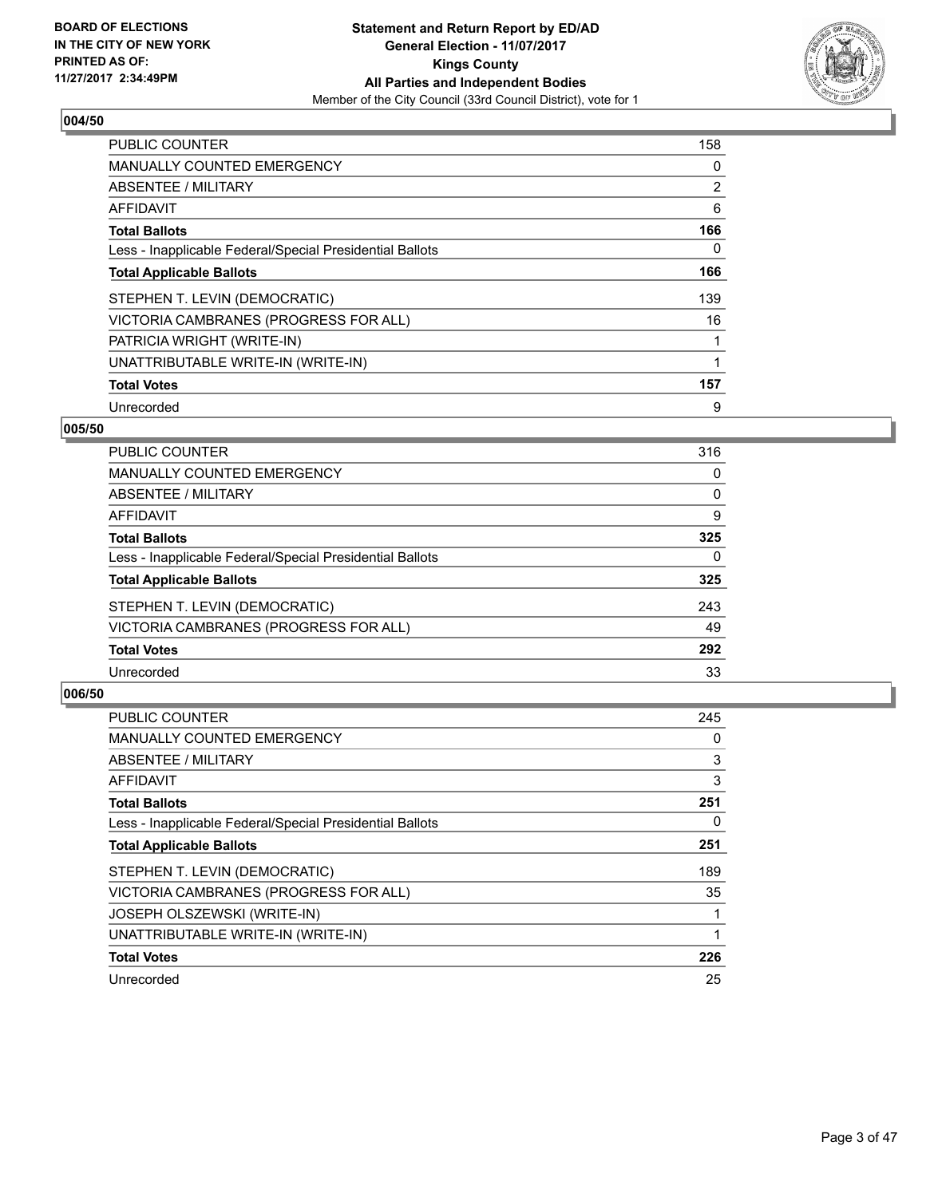### 004/50

| | |
|---|---|
| PUBLIC COUNTER | 158 |
| MANUALLY COUNTED EMERGENCY | 0 |
| ABSENTEE / MILITARY | 2 |
| AFFIDAVIT | 6 |
| **Total Ballots** | **166** |
| Less - Inapplicable Federal/Special Presidential Ballots | 0 |
| **Total Applicable Ballots** | **166** |
| STEPHEN T. LEVIN (DEMOCRATIC) | 139 |
| VICTORIA CAMBRANES (PROGRESS FOR ALL) | 16 |
| PATRICIA WRIGHT (WRITE-IN) | 1 |
| UNATTRIBUTABLE WRITE-IN (WRITE-IN) | 1 |
| **Total Votes** | **157** |
| Unrecorded | 9 |

### 005/50

| | |
|---|---|
| PUBLIC COUNTER | 316 |
| MANUALLY COUNTED EMERGENCY | 0 |
| ABSENTEE / MILITARY | 0 |
| AFFIDAVIT | 9 |
| **Total Ballots** | **325** |
| Less - Inapplicable Federal/Special Presidential Ballots | 0 |
| **Total Applicable Ballots** | **325** |
| STEPHEN T. LEVIN (DEMOCRATIC) | 243 |
| VICTORIA CAMBRANES (PROGRESS FOR ALL) | 49 |
| **Total Votes** | **292** |
| Unrecorded | 33 |

### 006/50

| | |
|---|---|
| PUBLIC COUNTER | 245 |
| MANUALLY COUNTED EMERGENCY | 0 |
| ABSENTEE / MILITARY | 3 |
| AFFIDAVIT | 3 |
| **Total Ballots** | **251** |
| Less - Inapplicable Federal/Special Presidential Ballots | 0 |
| **Total Applicable Ballots** | **251** |
| STEPHEN T. LEVIN (DEMOCRATIC) | 189 |
| VICTORIA CAMBRANES (PROGRESS FOR ALL) | 35 |
| JOSEPH OLSZEWSKI (WRITE-IN) | 1 |
| UNATTRIBUTABLE WRITE-IN (WRITE-IN) | 1 |
| **Total Votes** | **226** |
| Unrecorded | 25 |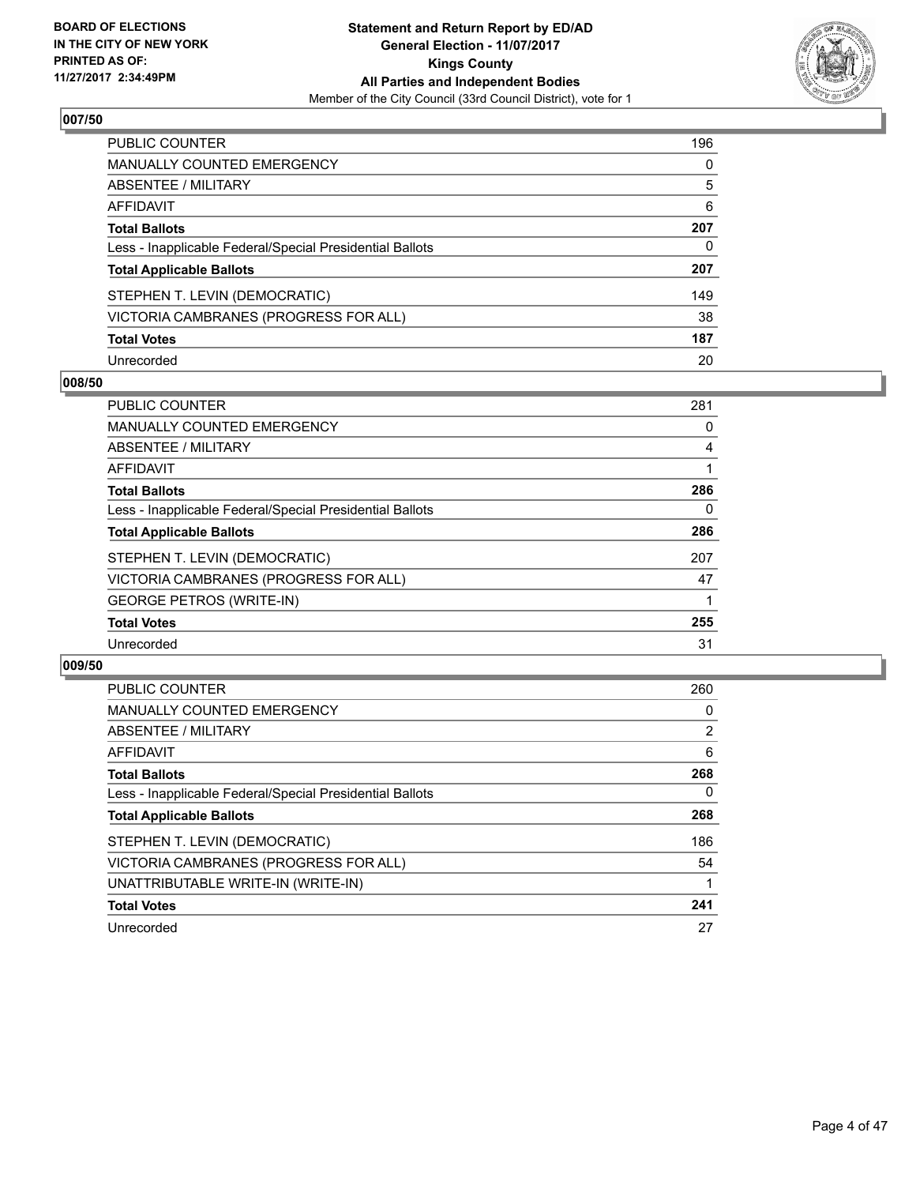**Statement and Return Report by ED/AD**
**General Election - 11/07/2017**
**Kings County**
**All Parties and Independent Bodies**
Member of the City Council (33rd Council District), vote for 1

BOARD OF ELECTIONS IN THE CITY OF NEW YORK PRINTED AS OF: 11/27/2017 2:34:49PM

## 007/50

| | |
|---|---|
| PUBLIC COUNTER | 196 |
| MANUALLY COUNTED EMERGENCY | 0 |
| ABSENTEE / MILITARY | 5 |
| AFFIDAVIT | 6 |
| **Total Ballots** | **207** |
| Less - Inapplicable Federal/Special Presidential Ballots | 0 |
| **Total Applicable Ballots** | **207** |
| STEPHEN T. LEVIN (DEMOCRATIC) | 149 |
| VICTORIA CAMBRANES (PROGRESS FOR ALL) | 38 |
| **Total Votes** | **187** |
| Unrecorded | 20 |

## 008/50

| | |
|---|---|
| PUBLIC COUNTER | 281 |
| MANUALLY COUNTED EMERGENCY | 0 |
| ABSENTEE / MILITARY | 4 |
| AFFIDAVIT | 1 |
| **Total Ballots** | **286** |
| Less - Inapplicable Federal/Special Presidential Ballots | 0 |
| **Total Applicable Ballots** | **286** |
| STEPHEN T. LEVIN (DEMOCRATIC) | 207 |
| VICTORIA CAMBRANES (PROGRESS FOR ALL) | 47 |
| GEORGE PETROS (WRITE-IN) | 1 |
| **Total Votes** | **255** |
| Unrecorded | 31 |

## 009/50

| | |
|---|---|
| PUBLIC COUNTER | 260 |
| MANUALLY COUNTED EMERGENCY | 0 |
| ABSENTEE / MILITARY | 2 |
| AFFIDAVIT | 6 |
| **Total Ballots** | **268** |
| Less - Inapplicable Federal/Special Presidential Ballots | 0 |
| **Total Applicable Ballots** | **268** |
| STEPHEN T. LEVIN (DEMOCRATIC) | 186 |
| VICTORIA CAMBRANES (PROGRESS FOR ALL) | 54 |
| UNATTRIBUTABLE WRITE-IN (WRITE-IN) | 1 |
| **Total Votes** | **241** |
| Unrecorded | 27 |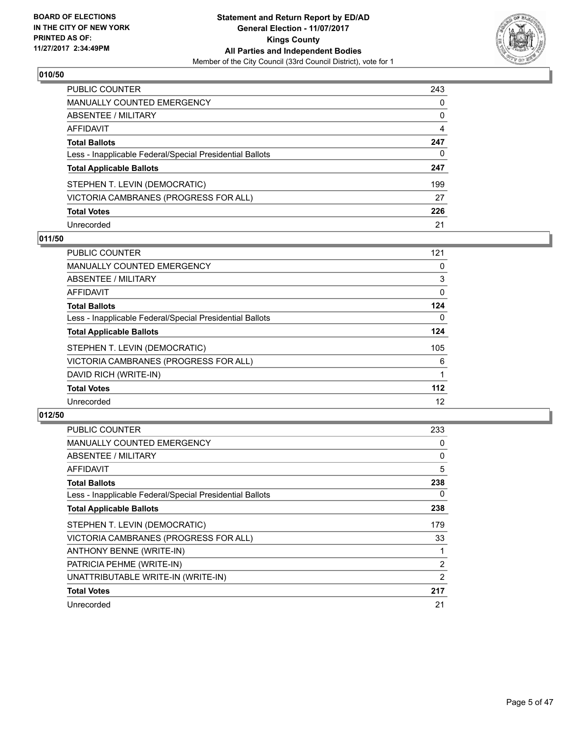**BOARD OF ELECTIONS IN THE CITY OF NEW YORK PRINTED AS OF: 11/27/2017 2:34:49PM**

**Statement and Return Report by ED/AD General Election - 11/07/2017 Kings County All Parties and Independent Bodies**
Member of the City Council (33rd Council District), vote for 1

## 010/50

| | |
|---|---|
| PUBLIC COUNTER | 243 |
| MANUALLY COUNTED EMERGENCY | 0 |
| ABSENTEE / MILITARY | 0 |
| AFFIDAVIT | 4 |
| **Total Ballots** | **247** |
| Less - Inapplicable Federal/Special Presidential Ballots | 0 |
| **Total Applicable Ballots** | **247** |
| STEPHEN T. LEVIN (DEMOCRATIC) | 199 |
| VICTORIA CAMBRANES (PROGRESS FOR ALL) | 27 |
| **Total Votes** | **226** |
| Unrecorded | 21 |

## 011/50

| | |
|---|---|
| PUBLIC COUNTER | 121 |
| MANUALLY COUNTED EMERGENCY | 0 |
| ABSENTEE / MILITARY | 3 |
| AFFIDAVIT | 0 |
| **Total Ballots** | **124** |
| Less - Inapplicable Federal/Special Presidential Ballots | 0 |
| **Total Applicable Ballots** | **124** |
| STEPHEN T. LEVIN (DEMOCRATIC) | 105 |
| VICTORIA CAMBRANES (PROGRESS FOR ALL) | 6 |
| DAVID RICH (WRITE-IN) | 1 |
| **Total Votes** | **112** |
| Unrecorded | 12 |

## 012/50

| | |
|---|---|
| PUBLIC COUNTER | 233 |
| MANUALLY COUNTED EMERGENCY | 0 |
| ABSENTEE / MILITARY | 0 |
| AFFIDAVIT | 5 |
| **Total Ballots** | **238** |
| Less - Inapplicable Federal/Special Presidential Ballots | 0 |
| **Total Applicable Ballots** | **238** |
| STEPHEN T. LEVIN (DEMOCRATIC) | 179 |
| VICTORIA CAMBRANES (PROGRESS FOR ALL) | 33 |
| ANTHONY BENNE (WRITE-IN) | 1 |
| PATRICIA PEHME (WRITE-IN) | 2 |
| UNATTRIBUTABLE WRITE-IN (WRITE-IN) | 2 |
| **Total Votes** | **217** |
| Unrecorded | 21 |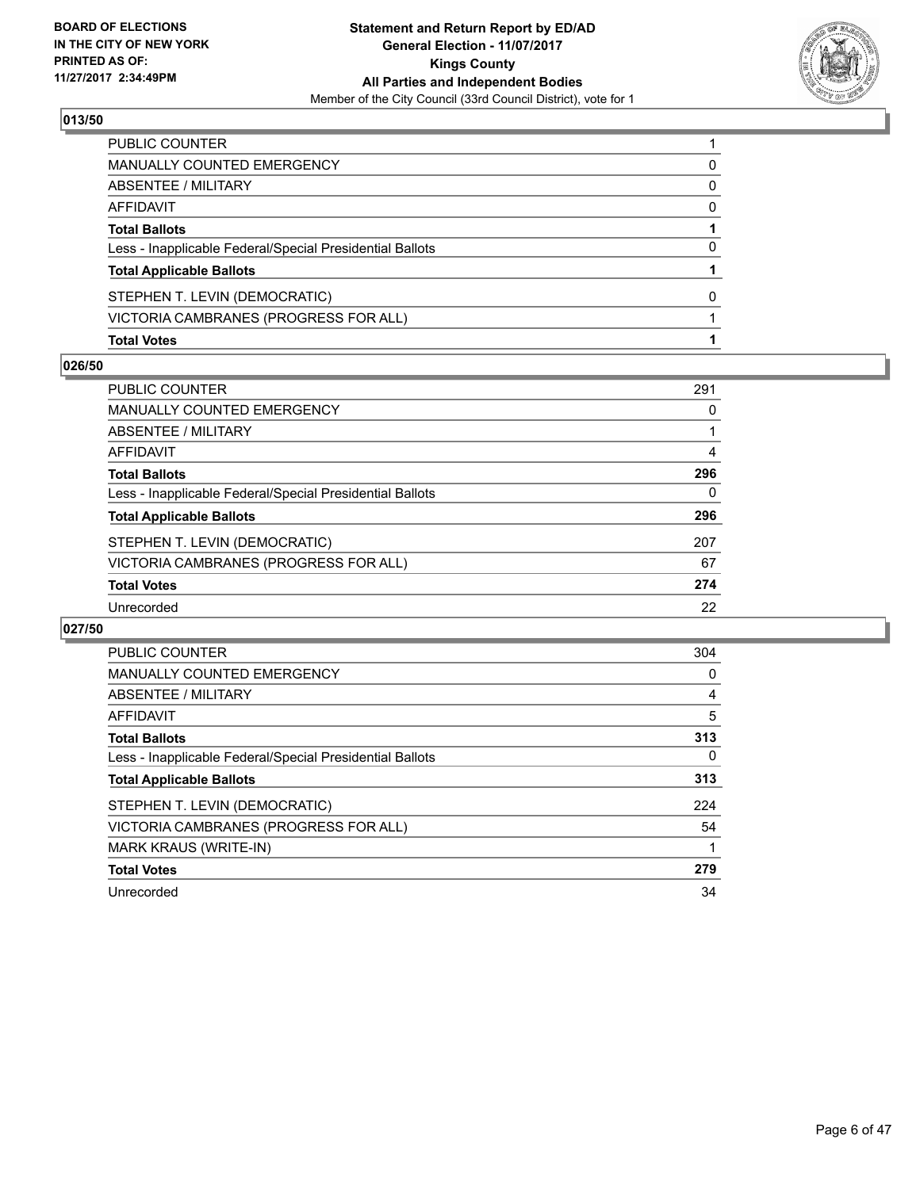### 013/50

| | |
|---|---|
| PUBLIC COUNTER | 1 |
| MANUALLY COUNTED EMERGENCY | 0 |
| ABSENTEE / MILITARY | 0 |
| AFFIDAVIT | 0 |
| **Total Ballots** | **1** |
| Less - Inapplicable Federal/Special Presidential Ballots | 0 |
| **Total Applicable Ballots** | **1** |
| STEPHEN T. LEVIN (DEMOCRATIC) | 0 |
| VICTORIA CAMBRANES (PROGRESS FOR ALL) | 1 |
| **Total Votes** | **1** |

### 026/50

| | |
|---|---|
| PUBLIC COUNTER | 291 |
| MANUALLY COUNTED EMERGENCY | 0 |
| ABSENTEE / MILITARY | 1 |
| AFFIDAVIT | 4 |
| **Total Ballots** | **296** |
| Less - Inapplicable Federal/Special Presidential Ballots | 0 |
| **Total Applicable Ballots** | **296** |
| STEPHEN T. LEVIN (DEMOCRATIC) | 207 |
| VICTORIA CAMBRANES (PROGRESS FOR ALL) | 67 |
| **Total Votes** | **274** |
| Unrecorded | 22 |

### 027/50

| | |
|---|---|
| PUBLIC COUNTER | 304 |
| MANUALLY COUNTED EMERGENCY | 0 |
| ABSENTEE / MILITARY | 4 |
| AFFIDAVIT | 5 |
| **Total Ballots** | **313** |
| Less - Inapplicable Federal/Special Presidential Ballots | 0 |
| **Total Applicable Ballots** | **313** |
| STEPHEN T. LEVIN (DEMOCRATIC) | 224 |
| VICTORIA CAMBRANES (PROGRESS FOR ALL) | 54 |
| MARK KRAUS (WRITE-IN) | 1 |
| **Total Votes** | **279** |
| Unrecorded | 34 |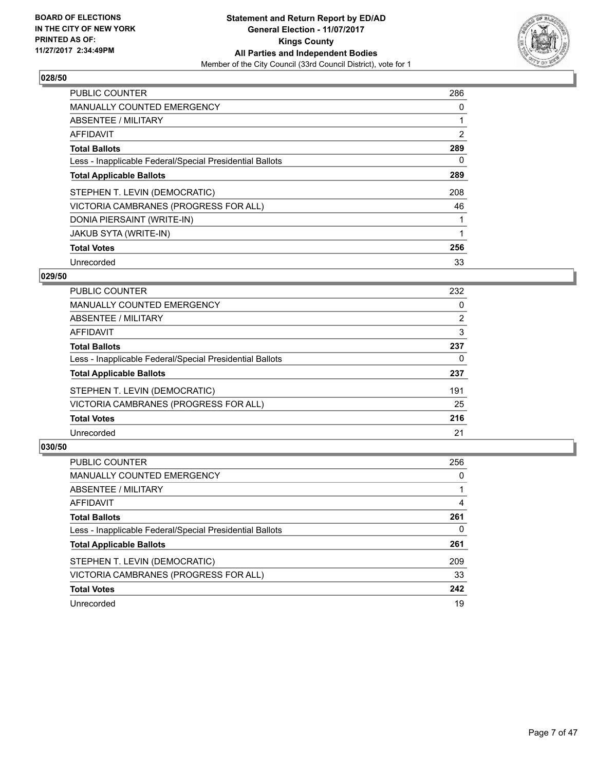**BOARD OF ELECTIONS IN THE CITY OF NEW YORK PRINTED AS OF: 11/27/2017 2:34:49PM**

**Statement and Return Report by ED/AD General Election - 11/07/2017 Kings County All Parties and Independent Bodies**
Member of the City Council (33rd Council District), vote for 1

### 028/50

| | |
|---|---|
| PUBLIC COUNTER | 286 |
| MANUALLY COUNTED EMERGENCY | 0 |
| ABSENTEE / MILITARY | 1 |
| AFFIDAVIT | 2 |
| **Total Ballots** | **289** |
| Less - Inapplicable Federal/Special Presidential Ballots | 0 |
| **Total Applicable Ballots** | **289** |
| STEPHEN T. LEVIN (DEMOCRATIC) | 208 |
| VICTORIA CAMBRANES (PROGRESS FOR ALL) | 46 |
| DONIA PIERSAINT (WRITE-IN) | 1 |
| JAKUB SYTA (WRITE-IN) | 1 |
| **Total Votes** | **256** |
| Unrecorded | 33 |

### 029/50

| | |
|---|---|
| PUBLIC COUNTER | 232 |
| MANUALLY COUNTED EMERGENCY | 0 |
| ABSENTEE / MILITARY | 2 |
| AFFIDAVIT | 3 |
| **Total Ballots** | **237** |
| Less - Inapplicable Federal/Special Presidential Ballots | 0 |
| **Total Applicable Ballots** | **237** |
| STEPHEN T. LEVIN (DEMOCRATIC) | 191 |
| VICTORIA CAMBRANES (PROGRESS FOR ALL) | 25 |
| **Total Votes** | **216** |
| Unrecorded | 21 |

### 030/50

| | |
|---|---|
| PUBLIC COUNTER | 256 |
| MANUALLY COUNTED EMERGENCY | 0 |
| ABSENTEE / MILITARY | 1 |
| AFFIDAVIT | 4 |
| **Total Ballots** | **261** |
| Less - Inapplicable Federal/Special Presidential Ballots | 0 |
| **Total Applicable Ballots** | **261** |
| STEPHEN T. LEVIN (DEMOCRATIC) | 209 |
| VICTORIA CAMBRANES (PROGRESS FOR ALL) | 33 |
| **Total Votes** | **242** |
| Unrecorded | 19 |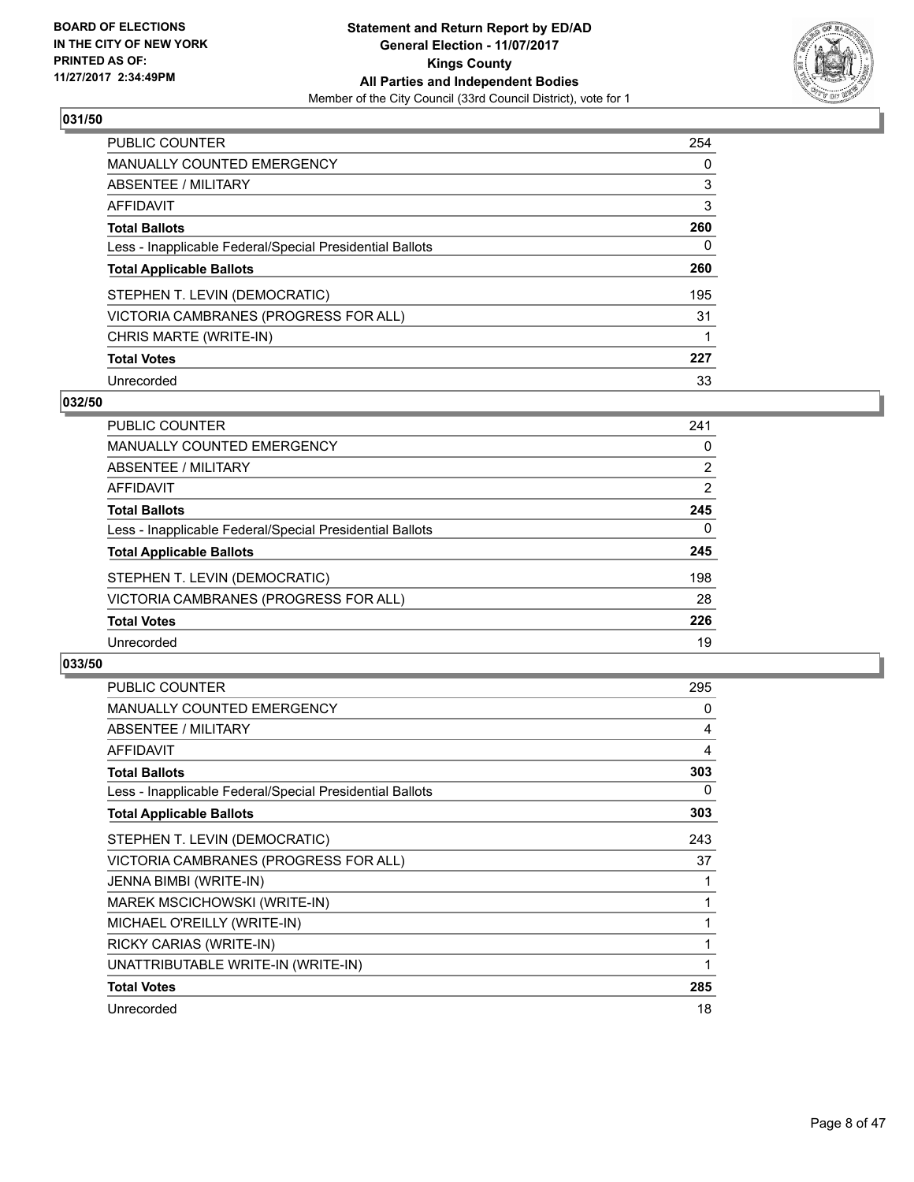## 031/50

| | |
|---|---|
| PUBLIC COUNTER | 254 |
| MANUALLY COUNTED EMERGENCY | 0 |
| ABSENTEE / MILITARY | 3 |
| AFFIDAVIT | 3 |
| **Total Ballots** | **260** |
| Less - Inapplicable Federal/Special Presidential Ballots | 0 |
| **Total Applicable Ballots** | **260** |
| STEPHEN T. LEVIN (DEMOCRATIC) | 195 |
| VICTORIA CAMBRANES (PROGRESS FOR ALL) | 31 |
| CHRIS MARTE (WRITE-IN) | 1 |
| **Total Votes** | **227** |
| Unrecorded | 33 |

## 032/50

| | |
|---|---|
| PUBLIC COUNTER | 241 |
| MANUALLY COUNTED EMERGENCY | 0 |
| ABSENTEE / MILITARY | 2 |
| AFFIDAVIT | 2 |
| **Total Ballots** | **245** |
| Less - Inapplicable Federal/Special Presidential Ballots | 0 |
| **Total Applicable Ballots** | **245** |
| STEPHEN T. LEVIN (DEMOCRATIC) | 198 |
| VICTORIA CAMBRANES (PROGRESS FOR ALL) | 28 |
| **Total Votes** | **226** |
| Unrecorded | 19 |

## 033/50

| | |
|---|---|
| PUBLIC COUNTER | 295 |
| MANUALLY COUNTED EMERGENCY | 0 |
| ABSENTEE / MILITARY | 4 |
| AFFIDAVIT | 4 |
| **Total Ballots** | **303** |
| Less - Inapplicable Federal/Special Presidential Ballots | 0 |
| **Total Applicable Ballots** | **303** |
| STEPHEN T. LEVIN (DEMOCRATIC) | 243 |
| VICTORIA CAMBRANES (PROGRESS FOR ALL) | 37 |
| JENNA BIMBI (WRITE-IN) | 1 |
| MAREK MSCICHOWSKI (WRITE-IN) | 1 |
| MICHAEL O'REILLY (WRITE-IN) | 1 |
| RICKY CARIAS (WRITE-IN) | 1 |
| UNATTRIBUTABLE WRITE-IN (WRITE-IN) | 1 |
| **Total Votes** | **285** |
| Unrecorded | 18 |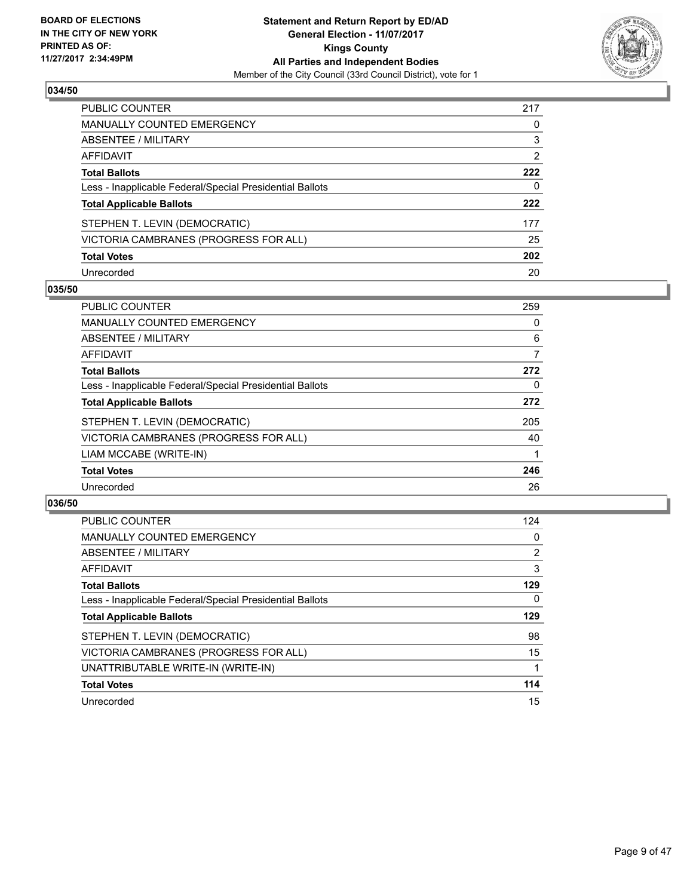**BOARD OF ELECTIONS IN THE CITY OF NEW YORK PRINTED AS OF: 11/27/2017 2:34:49PM**

**Statement and Return Report by ED/AD**
**General Election - 11/07/2017**
**Kings County**
**All Parties and Independent Bodies**
Member of the City Council (33rd Council District), vote for 1

## 034/50

| | |
|---|---|
| PUBLIC COUNTER | 217 |
| MANUALLY COUNTED EMERGENCY | 0 |
| ABSENTEE / MILITARY | 3 |
| AFFIDAVIT | 2 |
| **Total Ballots** | **222** |
| Less - Inapplicable Federal/Special Presidential Ballots | 0 |
| **Total Applicable Ballots** | **222** |
| STEPHEN T. LEVIN (DEMOCRATIC) | 177 |
| VICTORIA CAMBRANES (PROGRESS FOR ALL) | 25 |
| **Total Votes** | **202** |
| Unrecorded | 20 |

## 035/50

| | |
|---|---|
| PUBLIC COUNTER | 259 |
| MANUALLY COUNTED EMERGENCY | 0 |
| ABSENTEE / MILITARY | 6 |
| AFFIDAVIT | 7 |
| **Total Ballots** | **272** |
| Less - Inapplicable Federal/Special Presidential Ballots | 0 |
| **Total Applicable Ballots** | **272** |
| STEPHEN T. LEVIN (DEMOCRATIC) | 205 |
| VICTORIA CAMBRANES (PROGRESS FOR ALL) | 40 |
| LIAM MCCABE (WRITE-IN) | 1 |
| **Total Votes** | **246** |
| Unrecorded | 26 |

## 036/50

| | |
|---|---|
| PUBLIC COUNTER | 124 |
| MANUALLY COUNTED EMERGENCY | 0 |
| ABSENTEE / MILITARY | 2 |
| AFFIDAVIT | 3 |
| **Total Ballots** | **129** |
| Less - Inapplicable Federal/Special Presidential Ballots | 0 |
| **Total Applicable Ballots** | **129** |
| STEPHEN T. LEVIN (DEMOCRATIC) | 98 |
| VICTORIA CAMBRANES (PROGRESS FOR ALL) | 15 |
| UNATTRIBUTABLE WRITE-IN (WRITE-IN) | 1 |
| **Total Votes** | **114** |
| Unrecorded | 15 |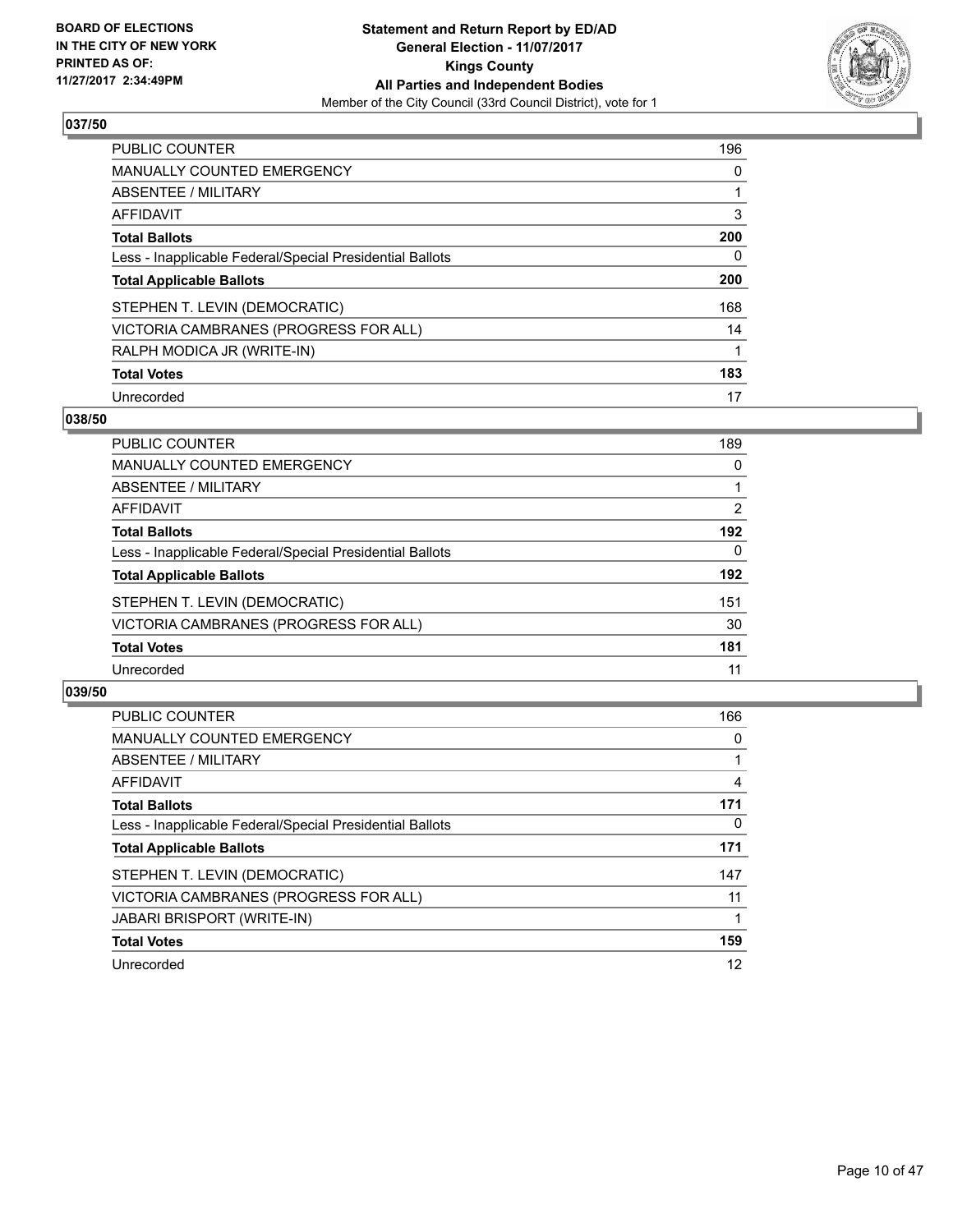**BOARD OF ELECTIONS IN THE CITY OF NEW YORK PRINTED AS OF: 11/27/2017 2:34:49PM**

**Statement and Return Report by ED/AD**
**General Election - 11/07/2017**
**Kings County**
**All Parties and Independent Bodies**
Member of the City Council (33rd Council District), vote for 1

## 037/50

| | |
|---|---|
| PUBLIC COUNTER | 196 |
| MANUALLY COUNTED EMERGENCY | 0 |
| ABSENTEE / MILITARY | 1 |
| AFFIDAVIT | 3 |
| **Total Ballots** | **200** |
| Less - Inapplicable Federal/Special Presidential Ballots | 0 |
| **Total Applicable Ballots** | **200** |
| STEPHEN T. LEVIN (DEMOCRATIC) | 168 |
| VICTORIA CAMBRANES (PROGRESS FOR ALL) | 14 |
| RALPH MODICA JR (WRITE-IN) | 1 |
| **Total Votes** | **183** |
| Unrecorded | 17 |

## 038/50

| | |
|---|---|
| PUBLIC COUNTER | 189 |
| MANUALLY COUNTED EMERGENCY | 0 |
| ABSENTEE / MILITARY | 1 |
| AFFIDAVIT | 2 |
| **Total Ballots** | **192** |
| Less - Inapplicable Federal/Special Presidential Ballots | 0 |
| **Total Applicable Ballots** | **192** |
| STEPHEN T. LEVIN (DEMOCRATIC) | 151 |
| VICTORIA CAMBRANES (PROGRESS FOR ALL) | 30 |
| **Total Votes** | **181** |
| Unrecorded | 11 |

## 039/50

| | |
|---|---|
| PUBLIC COUNTER | 166 |
| MANUALLY COUNTED EMERGENCY | 0 |
| ABSENTEE / MILITARY | 1 |
| AFFIDAVIT | 4 |
| **Total Ballots** | **171** |
| Less - Inapplicable Federal/Special Presidential Ballots | 0 |
| **Total Applicable Ballots** | **171** |
| STEPHEN T. LEVIN (DEMOCRATIC) | 147 |
| VICTORIA CAMBRANES (PROGRESS FOR ALL) | 11 |
| JABARI BRISPORT (WRITE-IN) | 1 |
| **Total Votes** | **159** |
| Unrecorded | 12 |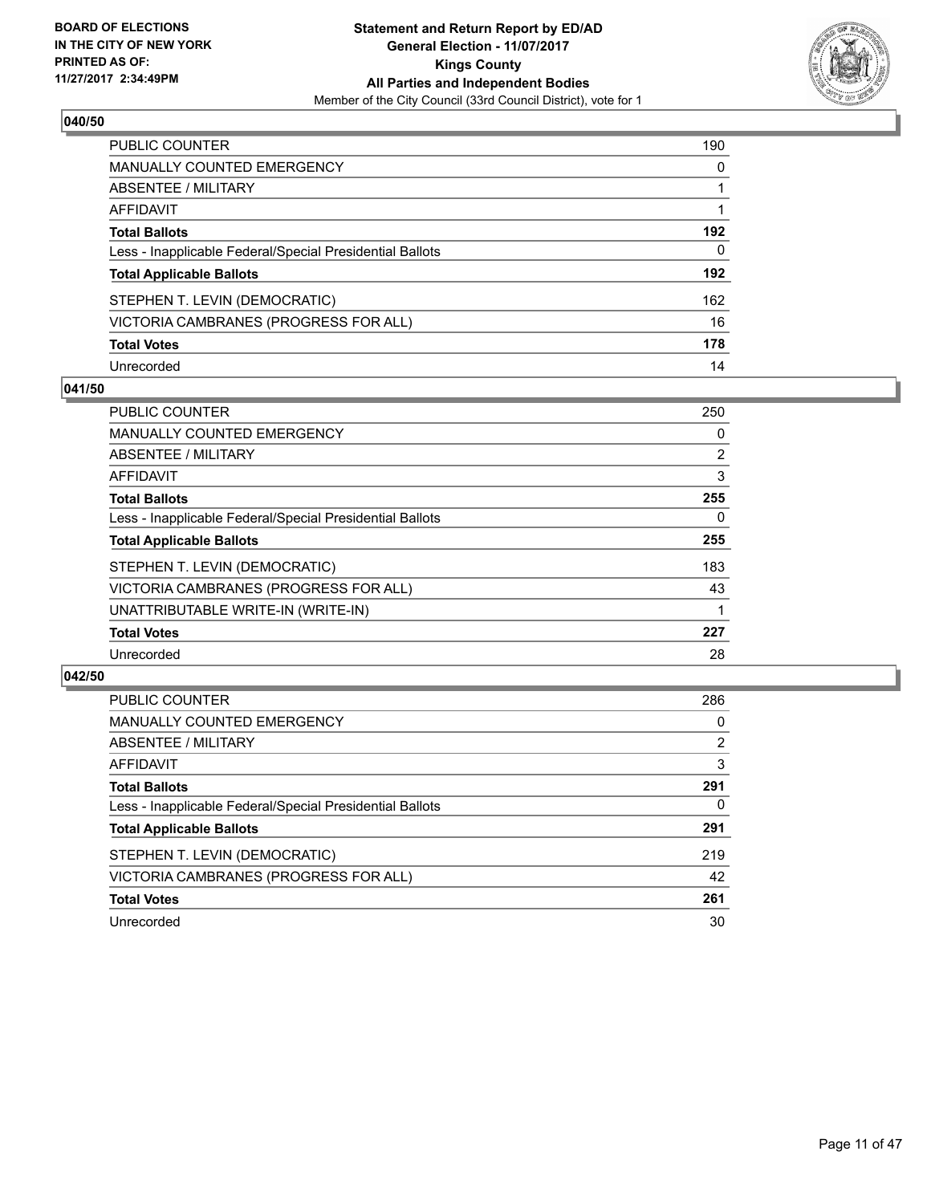**BOARD OF ELECTIONS IN THE CITY OF NEW YORK PRINTED AS OF: 11/27/2017 2:34:49PM**

**Statement and Return Report by ED/AD**
**General Election - 11/07/2017**
**Kings County**
**All Parties and Independent Bodies**
Member of the City Council (33rd Council District), vote for 1

## 040/50

| | |
|---|---|
| PUBLIC COUNTER | 190 |
| MANUALLY COUNTED EMERGENCY | 0 |
| ABSENTEE / MILITARY | 1 |
| AFFIDAVIT | 1 |
| **Total Ballots** | **192** |
| Less - Inapplicable Federal/Special Presidential Ballots | 0 |
| **Total Applicable Ballots** | **192** |
| STEPHEN T. LEVIN (DEMOCRATIC) | 162 |
| VICTORIA CAMBRANES (PROGRESS FOR ALL) | 16 |
| **Total Votes** | **178** |
| Unrecorded | 14 |

## 041/50

| | |
|---|---|
| PUBLIC COUNTER | 250 |
| MANUALLY COUNTED EMERGENCY | 0 |
| ABSENTEE / MILITARY | 2 |
| AFFIDAVIT | 3 |
| **Total Ballots** | **255** |
| Less - Inapplicable Federal/Special Presidential Ballots | 0 |
| **Total Applicable Ballots** | **255** |
| STEPHEN T. LEVIN (DEMOCRATIC) | 183 |
| VICTORIA CAMBRANES (PROGRESS FOR ALL) | 43 |
| UNATTRIBUTABLE WRITE-IN (WRITE-IN) | 1 |
| **Total Votes** | **227** |
| Unrecorded | 28 |

## 042/50

| | |
|---|---|
| PUBLIC COUNTER | 286 |
| MANUALLY COUNTED EMERGENCY | 0 |
| ABSENTEE / MILITARY | 2 |
| AFFIDAVIT | 3 |
| **Total Ballots** | **291** |
| Less - Inapplicable Federal/Special Presidential Ballots | 0 |
| **Total Applicable Ballots** | **291** |
| STEPHEN T. LEVIN (DEMOCRATIC) | 219 |
| VICTORIA CAMBRANES (PROGRESS FOR ALL) | 42 |
| **Total Votes** | **261** |
| Unrecorded | 30 |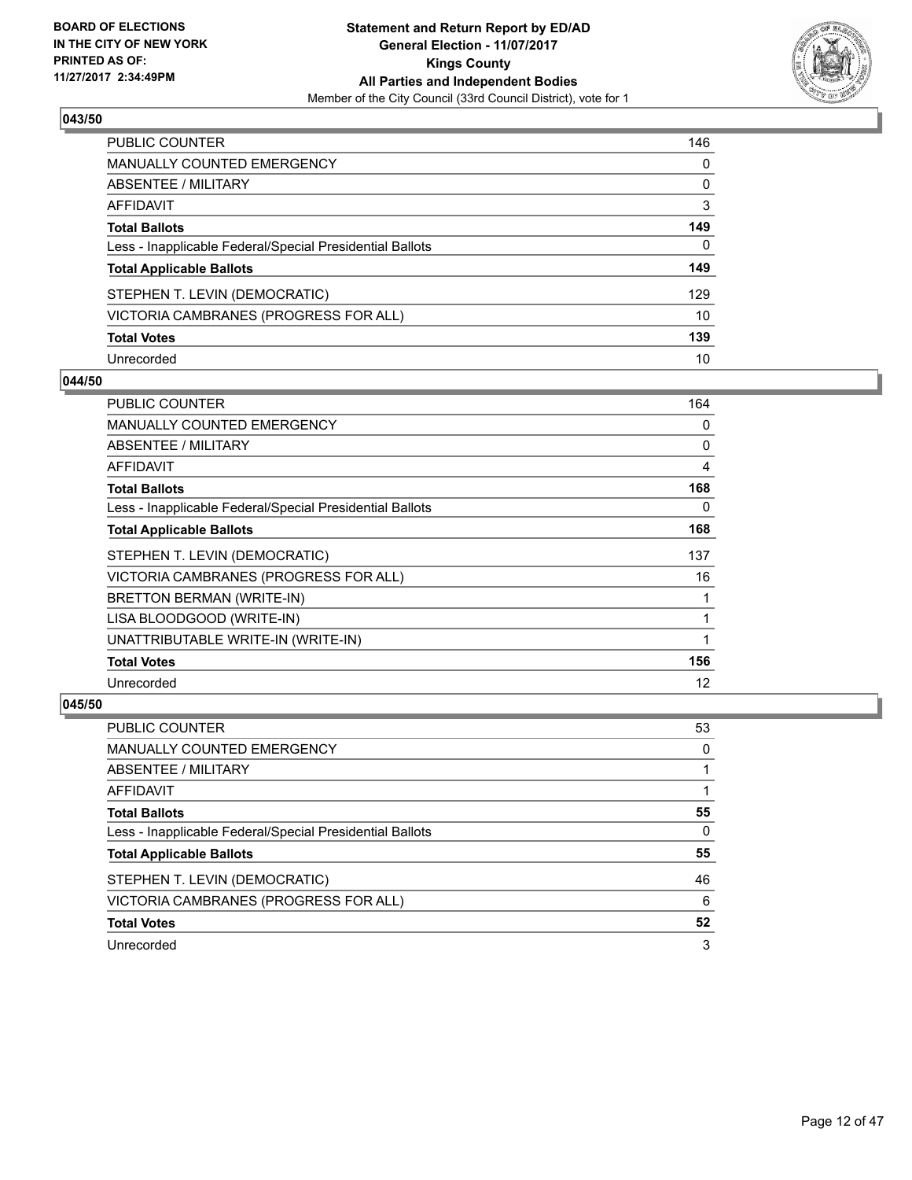**BOARD OF ELECTIONS IN THE CITY OF NEW YORK PRINTED AS OF: 11/27/2017 2:34:49PM**

**Statement and Return Report by ED/AD**
**General Election - 11/07/2017**
**Kings County**
**All Parties and Independent Bodies**
Member of the City Council (33rd Council District), vote for 1

### 043/50

| | |
|---|---|
| PUBLIC COUNTER | 146 |
| MANUALLY COUNTED EMERGENCY | 0 |
| ABSENTEE / MILITARY | 0 |
| AFFIDAVIT | 3 |
| **Total Ballots** | **149** |
| Less - Inapplicable Federal/Special Presidential Ballots | 0 |
| **Total Applicable Ballots** | **149** |
| STEPHEN T. LEVIN (DEMOCRATIC) | 129 |
| VICTORIA CAMBRANES (PROGRESS FOR ALL) | 10 |
| **Total Votes** | **139** |
| Unrecorded | 10 |

### 044/50

| | |
|---|---|
| PUBLIC COUNTER | 164 |
| MANUALLY COUNTED EMERGENCY | 0 |
| ABSENTEE / MILITARY | 0 |
| AFFIDAVIT | 4 |
| **Total Ballots** | **168** |
| Less - Inapplicable Federal/Special Presidential Ballots | 0 |
| **Total Applicable Ballots** | **168** |
| STEPHEN T. LEVIN (DEMOCRATIC) | 137 |
| VICTORIA CAMBRANES (PROGRESS FOR ALL) | 16 |
| BRETTON BERMAN (WRITE-IN) | 1 |
| LISA BLOODGOOD (WRITE-IN) | 1 |
| UNATTRIBUTABLE WRITE-IN (WRITE-IN) | 1 |
| **Total Votes** | **156** |
| Unrecorded | 12 |

### 045/50

| | |
|---|---|
| PUBLIC COUNTER | 53 |
| MANUALLY COUNTED EMERGENCY | 0 |
| ABSENTEE / MILITARY | 1 |
| AFFIDAVIT | 1 |
| **Total Ballots** | **55** |
| Less - Inapplicable Federal/Special Presidential Ballots | 0 |
| **Total Applicable Ballots** | **55** |
| STEPHEN T. LEVIN (DEMOCRATIC) | 46 |
| VICTORIA CAMBRANES (PROGRESS FOR ALL) | 6 |
| **Total Votes** | **52** |
| Unrecorded | 3 |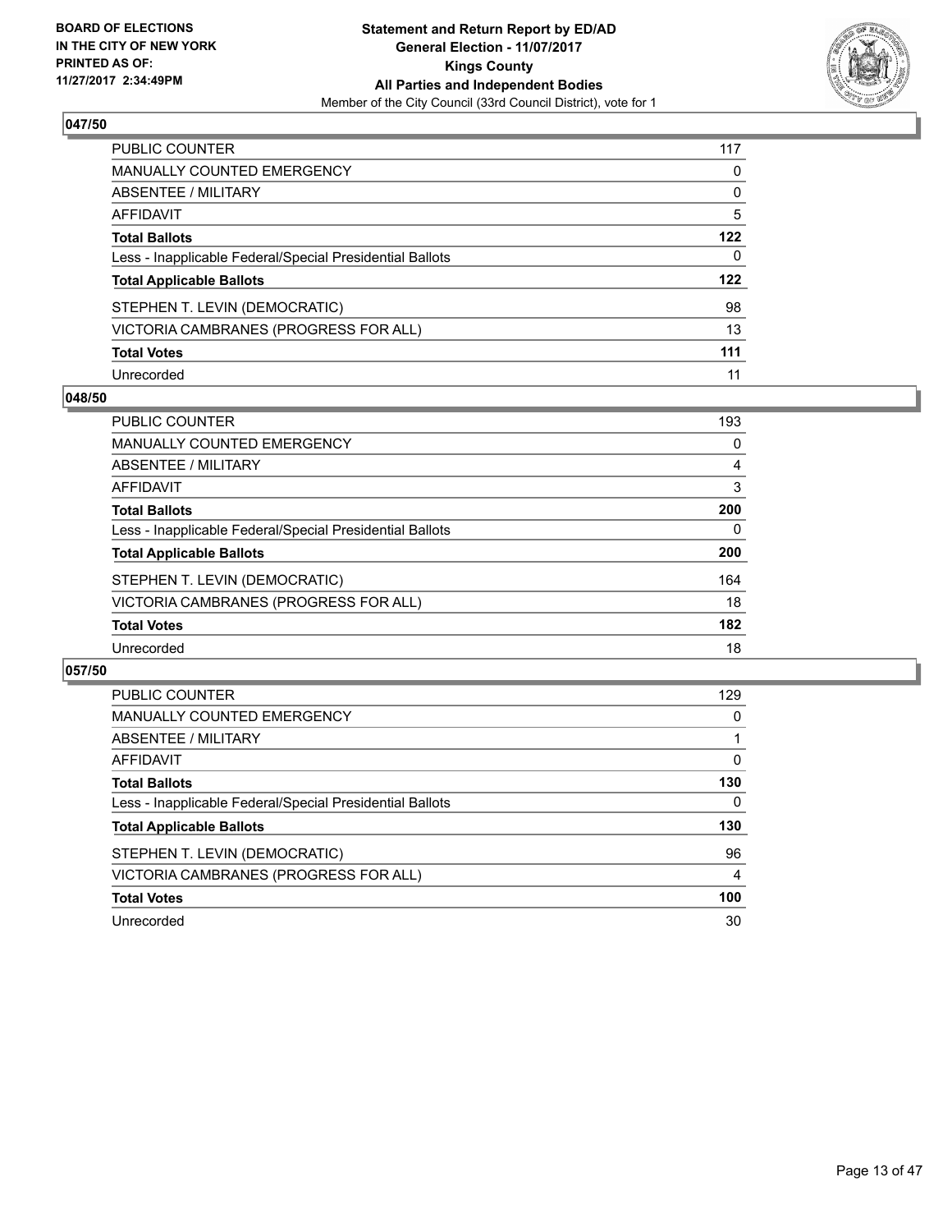BOARD OF ELECTIONS
IN THE CITY OF NEW YORK
PRINTED AS OF:
11/27/2017 2:34:49PM

**Statement and Return Report by ED/AD**
**General Election - 11/07/2017**
**Kings County**
**All Parties and Independent Bodies**
Member of the City Council (33rd Council District), vote for 1

## 047/50

| | |
|---|---|
| PUBLIC COUNTER | 117 |
| MANUALLY COUNTED EMERGENCY | 0 |
| ABSENTEE / MILITARY | 0 |
| AFFIDAVIT | 5 |
| **Total Ballots** | **122** |
| Less - Inapplicable Federal/Special Presidential Ballots | 0 |
| **Total Applicable Ballots** | **122** |
| STEPHEN T. LEVIN (DEMOCRATIC) | 98 |
| VICTORIA CAMBRANES (PROGRESS FOR ALL) | 13 |
| **Total Votes** | **111** |
| Unrecorded | 11 |

## 048/50

| | |
|---|---|
| PUBLIC COUNTER | 193 |
| MANUALLY COUNTED EMERGENCY | 0 |
| ABSENTEE / MILITARY | 4 |
| AFFIDAVIT | 3 |
| **Total Ballots** | **200** |
| Less - Inapplicable Federal/Special Presidential Ballots | 0 |
| **Total Applicable Ballots** | **200** |
| STEPHEN T. LEVIN (DEMOCRATIC) | 164 |
| VICTORIA CAMBRANES (PROGRESS FOR ALL) | 18 |
| **Total Votes** | **182** |
| Unrecorded | 18 |

## 057/50

| | |
|---|---|
| PUBLIC COUNTER | 129 |
| MANUALLY COUNTED EMERGENCY | 0 |
| ABSENTEE / MILITARY | 1 |
| AFFIDAVIT | 0 |
| **Total Ballots** | **130** |
| Less - Inapplicable Federal/Special Presidential Ballots | 0 |
| **Total Applicable Ballots** | **130** |
| STEPHEN T. LEVIN (DEMOCRATIC) | 96 |
| VICTORIA CAMBRANES (PROGRESS FOR ALL) | 4 |
| **Total Votes** | **100** |
| Unrecorded | 30 |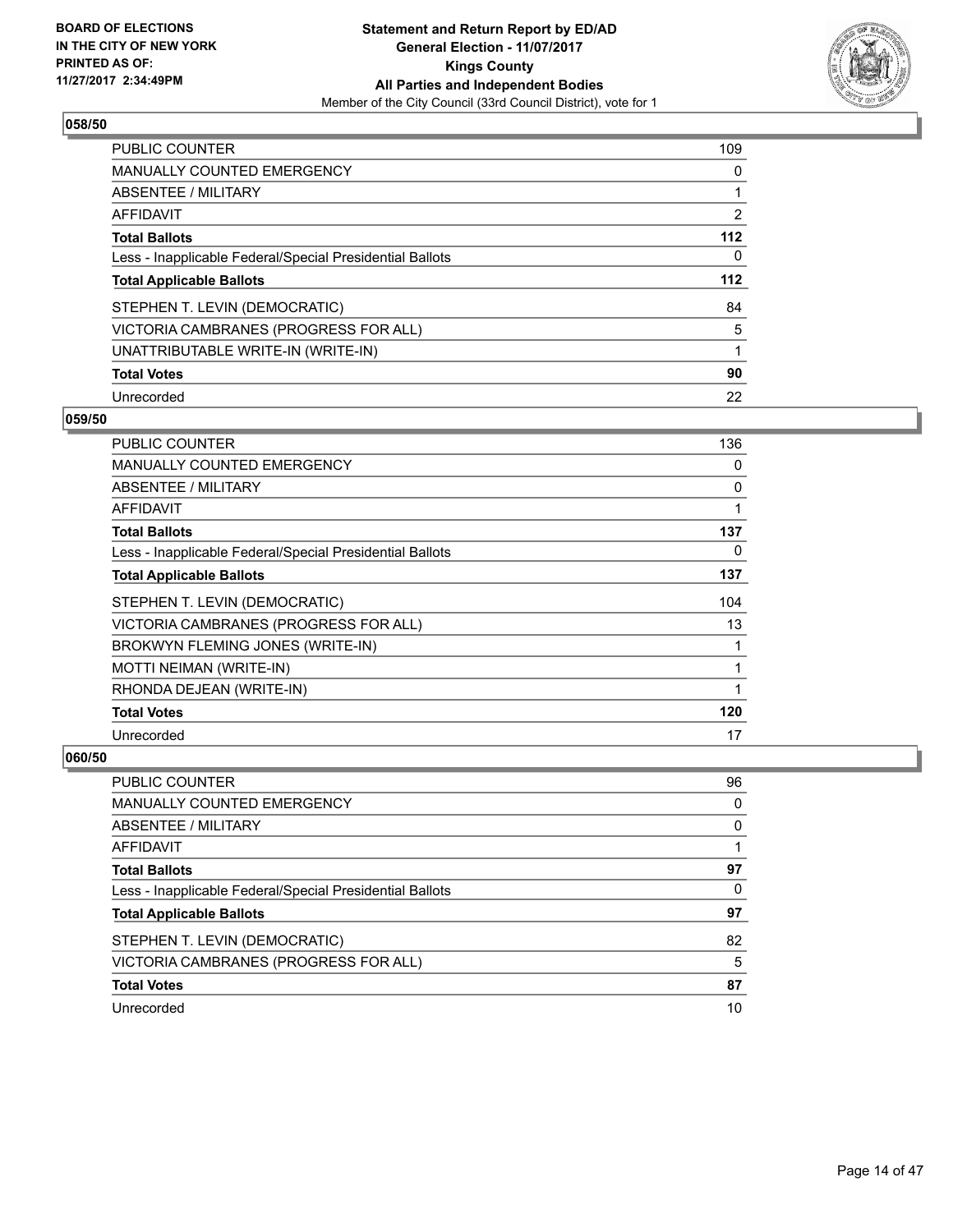**BOARD OF ELECTIONS IN THE CITY OF NEW YORK PRINTED AS OF: 11/27/2017 2:34:49PM**

**Statement and Return Report by ED/AD**
**General Election - 11/07/2017**
**Kings County**
**All Parties and Independent Bodies**
Member of the City Council (33rd Council District), vote for 1

## 058/50

| | |
|---|---|
| PUBLIC COUNTER | 109 |
| MANUALLY COUNTED EMERGENCY | 0 |
| ABSENTEE / MILITARY | 1 |
| AFFIDAVIT | 2 |
| **Total Ballots** | **112** |
| Less - Inapplicable Federal/Special Presidential Ballots | 0 |
| **Total Applicable Ballots** | **112** |
| STEPHEN T. LEVIN (DEMOCRATIC) | 84 |
| VICTORIA CAMBRANES (PROGRESS FOR ALL) | 5 |
| UNATTRIBUTABLE WRITE-IN (WRITE-IN) | 1 |
| **Total Votes** | **90** |
| Unrecorded | 22 |

## 059/50

| | |
|---|---|
| PUBLIC COUNTER | 136 |
| MANUALLY COUNTED EMERGENCY | 0 |
| ABSENTEE / MILITARY | 0 |
| AFFIDAVIT | 1 |
| **Total Ballots** | **137** |
| Less - Inapplicable Federal/Special Presidential Ballots | 0 |
| **Total Applicable Ballots** | **137** |
| STEPHEN T. LEVIN (DEMOCRATIC) | 104 |
| VICTORIA CAMBRANES (PROGRESS FOR ALL) | 13 |
| BROKWYN FLEMING JONES (WRITE-IN) | 1 |
| MOTTI NEIMAN (WRITE-IN) | 1 |
| RHONDA DEJEAN (WRITE-IN) | 1 |
| **Total Votes** | **120** |
| Unrecorded | 17 |

## 060/50

| | |
|---|---|
| PUBLIC COUNTER | 96 |
| MANUALLY COUNTED EMERGENCY | 0 |
| ABSENTEE / MILITARY | 0 |
| AFFIDAVIT | 1 |
| **Total Ballots** | **97** |
| Less - Inapplicable Federal/Special Presidential Ballots | 0 |
| **Total Applicable Ballots** | **97** |
| STEPHEN T. LEVIN (DEMOCRATIC) | 82 |
| VICTORIA CAMBRANES (PROGRESS FOR ALL) | 5 |
| **Total Votes** | **87** |
| Unrecorded | 10 |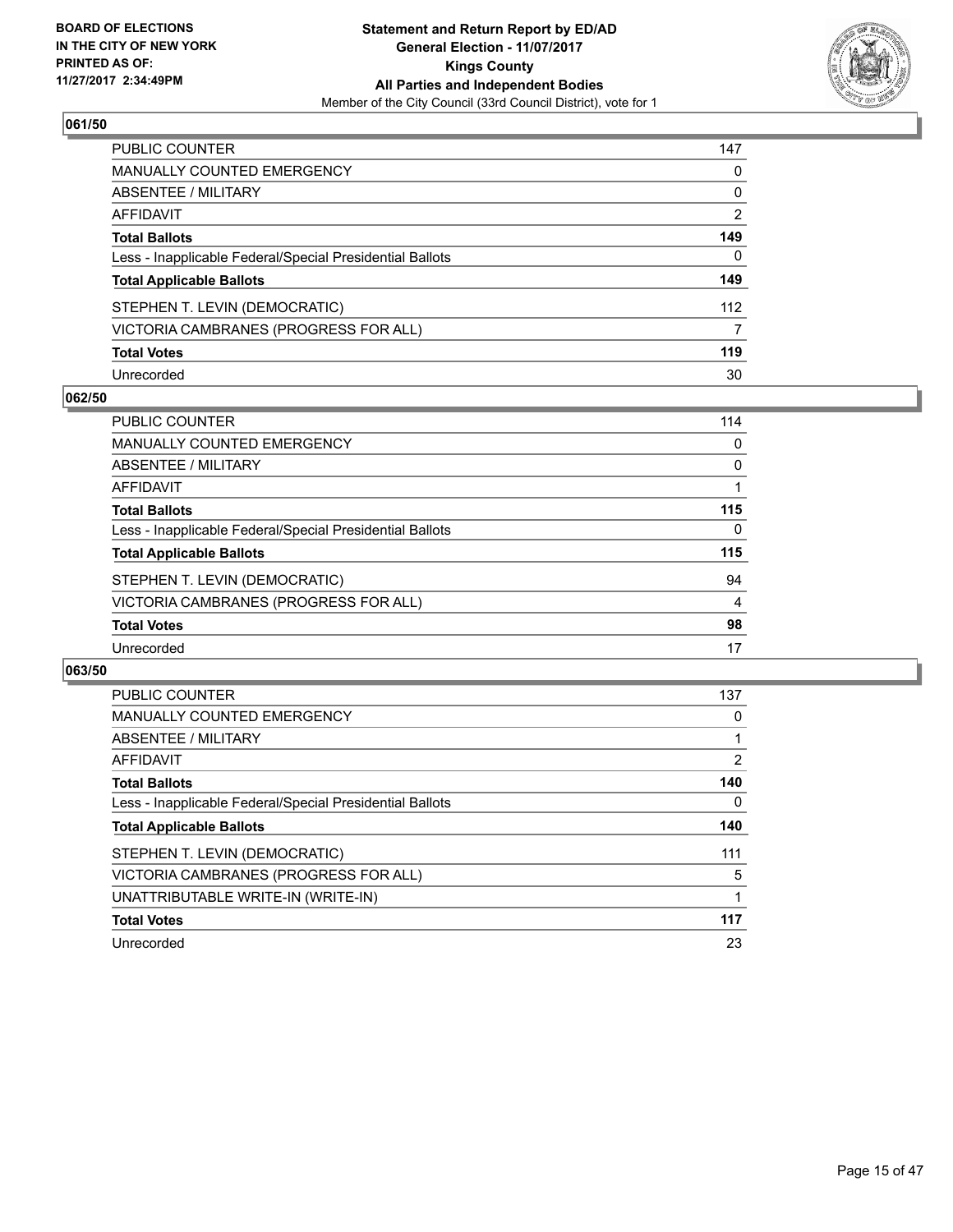BOARD OF ELECTIONS
IN THE CITY OF NEW YORK
PRINTED AS OF:
11/27/2017 2:34:49PM

**Statement and Return Report by ED/AD**
**General Election - 11/07/2017**
**Kings County**
**All Parties and Independent Bodies**
Member of the City Council (33rd Council District), vote for 1

## 061/50

| | |
|---|---|
| PUBLIC COUNTER | 147 |
| MANUALLY COUNTED EMERGENCY | 0 |
| ABSENTEE / MILITARY | 0 |
| AFFIDAVIT | 2 |
| **Total Ballots** | **149** |
| Less - Inapplicable Federal/Special Presidential Ballots | 0 |
| **Total Applicable Ballots** | **149** |
| STEPHEN T. LEVIN (DEMOCRATIC) | 112 |
| VICTORIA CAMBRANES (PROGRESS FOR ALL) | 7 |
| **Total Votes** | **119** |
| Unrecorded | 30 |

## 062/50

| | |
|---|---|
| PUBLIC COUNTER | 114 |
| MANUALLY COUNTED EMERGENCY | 0 |
| ABSENTEE / MILITARY | 0 |
| AFFIDAVIT | 1 |
| **Total Ballots** | **115** |
| Less - Inapplicable Federal/Special Presidential Ballots | 0 |
| **Total Applicable Ballots** | **115** |
| STEPHEN T. LEVIN (DEMOCRATIC) | 94 |
| VICTORIA CAMBRANES (PROGRESS FOR ALL) | 4 |
| **Total Votes** | **98** |
| Unrecorded | 17 |

## 063/50

| | |
|---|---|
| PUBLIC COUNTER | 137 |
| MANUALLY COUNTED EMERGENCY | 0 |
| ABSENTEE / MILITARY | 1 |
| AFFIDAVIT | 2 |
| **Total Ballots** | **140** |
| Less - Inapplicable Federal/Special Presidential Ballots | 0 |
| **Total Applicable Ballots** | **140** |
| STEPHEN T. LEVIN (DEMOCRATIC) | 111 |
| VICTORIA CAMBRANES (PROGRESS FOR ALL) | 5 |
| UNATTRIBUTABLE WRITE-IN (WRITE-IN) | 1 |
| **Total Votes** | **117** |
| Unrecorded | 23 |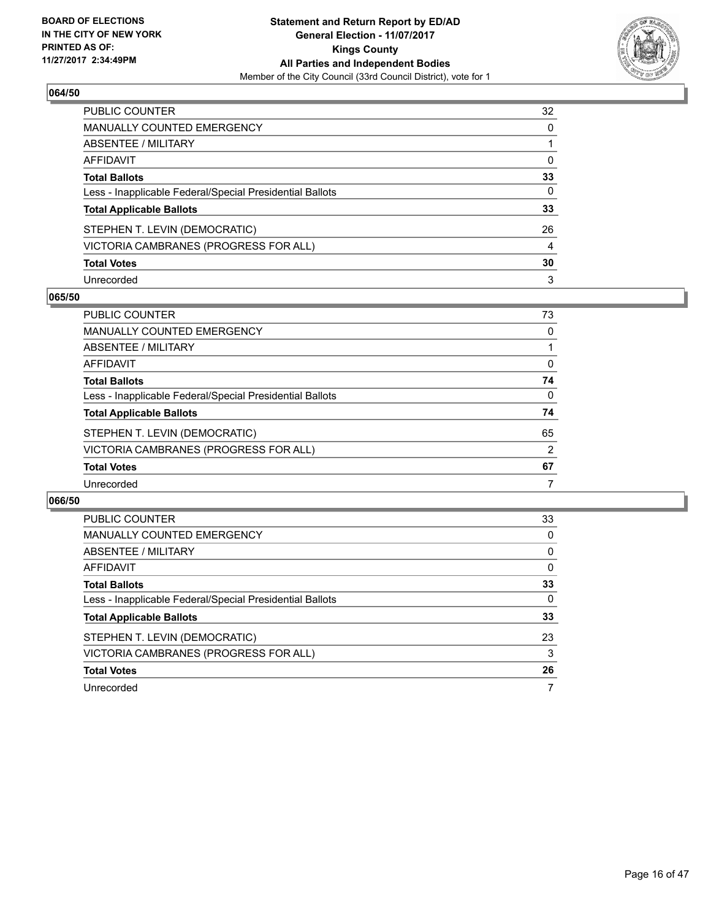**BOARD OF ELECTIONS IN THE CITY OF NEW YORK PRINTED AS OF: 11/27/2017 2:34:49PM**

**Statement and Return Report by ED/AD General Election - 11/07/2017 Kings County All Parties and Independent Bodies**

Member of the City Council (33rd Council District), vote for 1

## 064/50

| | |
|---|---|
| PUBLIC COUNTER | 32 |
| MANUALLY COUNTED EMERGENCY | 0 |
| ABSENTEE / MILITARY | 1 |
| AFFIDAVIT | 0 |
| **Total Ballots** | **33** |
| Less - Inapplicable Federal/Special Presidential Ballots | 0 |
| **Total Applicable Ballots** | **33** |
| STEPHEN T. LEVIN (DEMOCRATIC) | 26 |
| VICTORIA CAMBRANES (PROGRESS FOR ALL) | 4 |
| **Total Votes** | **30** |
| Unrecorded | 3 |

## 065/50

| | |
|---|---|
| PUBLIC COUNTER | 73 |
| MANUALLY COUNTED EMERGENCY | 0 |
| ABSENTEE / MILITARY | 1 |
| AFFIDAVIT | 0 |
| **Total Ballots** | **74** |
| Less - Inapplicable Federal/Special Presidential Ballots | 0 |
| **Total Applicable Ballots** | **74** |
| STEPHEN T. LEVIN (DEMOCRATIC) | 65 |
| VICTORIA CAMBRANES (PROGRESS FOR ALL) | 2 |
| **Total Votes** | **67** |
| Unrecorded | 7 |

## 066/50

| | |
|---|---|
| PUBLIC COUNTER | 33 |
| MANUALLY COUNTED EMERGENCY | 0 |
| ABSENTEE / MILITARY | 0 |
| AFFIDAVIT | 0 |
| **Total Ballots** | **33** |
| Less - Inapplicable Federal/Special Presidential Ballots | 0 |
| **Total Applicable Ballots** | **33** |
| STEPHEN T. LEVIN (DEMOCRATIC) | 23 |
| VICTORIA CAMBRANES (PROGRESS FOR ALL) | 3 |
| **Total Votes** | **26** |
| Unrecorded | 7 |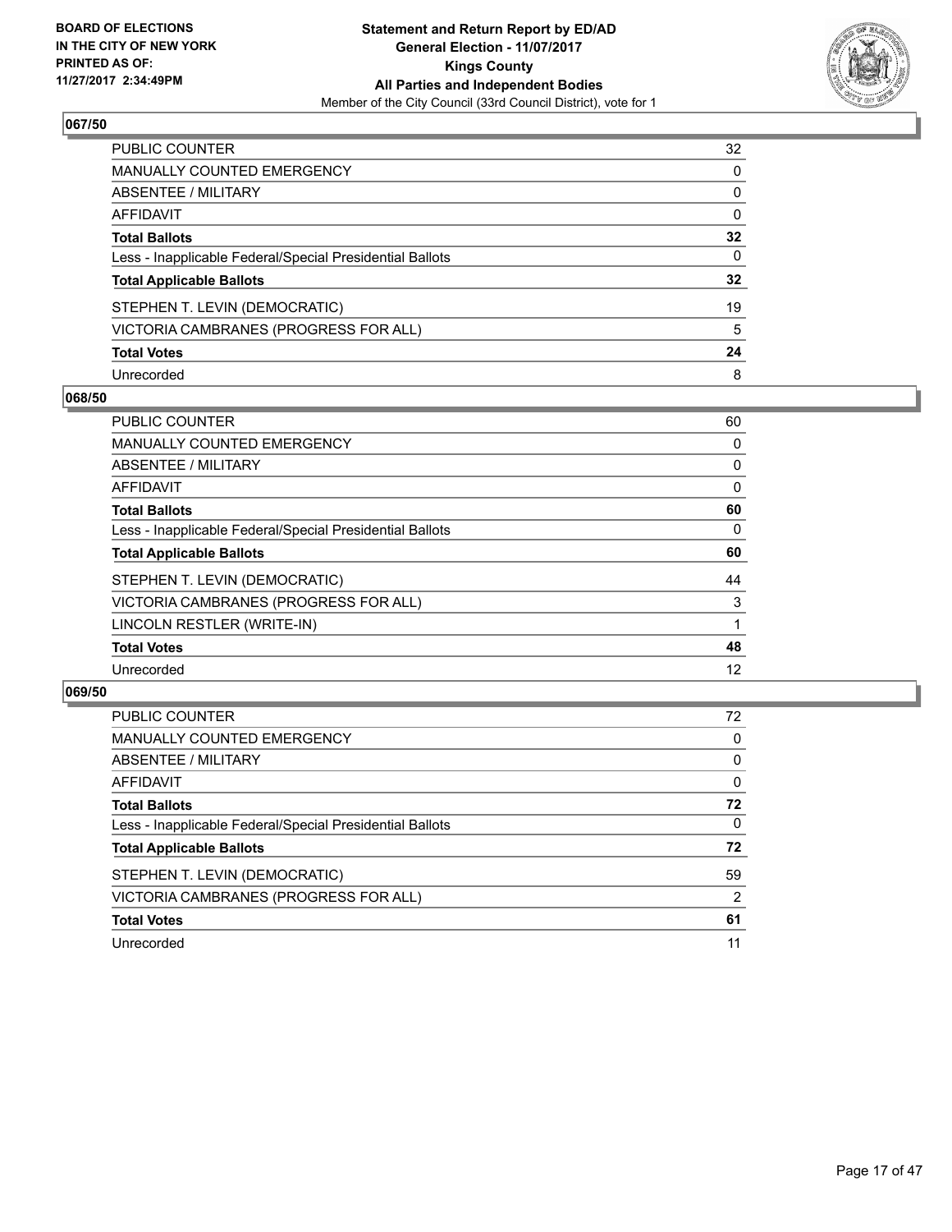**Statement and Return Report by ED/AD**
**General Election - 11/07/2017**
**Kings County**
**All Parties and Independent Bodies**
Member of the City Council (33rd Council District), vote for 1

BOARD OF ELECTIONS
IN THE CITY OF NEW YORK
PRINTED AS OF:
11/27/2017 2:34:49PM

## 067/50

| | |
|---|---|
| PUBLIC COUNTER | 32 |
| MANUALLY COUNTED EMERGENCY | 0 |
| ABSENTEE / MILITARY | 0 |
| AFFIDAVIT | 0 |
| **Total Ballots** | **32** |
| Less - Inapplicable Federal/Special Presidential Ballots | 0 |
| **Total Applicable Ballots** | **32** |
| STEPHEN T. LEVIN (DEMOCRATIC) | 19 |
| VICTORIA CAMBRANES (PROGRESS FOR ALL) | 5 |
| **Total Votes** | **24** |
| Unrecorded | 8 |

## 068/50

| | |
|---|---|
| PUBLIC COUNTER | 60 |
| MANUALLY COUNTED EMERGENCY | 0 |
| ABSENTEE / MILITARY | 0 |
| AFFIDAVIT | 0 |
| **Total Ballots** | **60** |
| Less - Inapplicable Federal/Special Presidential Ballots | 0 |
| **Total Applicable Ballots** | **60** |
| STEPHEN T. LEVIN (DEMOCRATIC) | 44 |
| VICTORIA CAMBRANES (PROGRESS FOR ALL) | 3 |
| LINCOLN RESTLER (WRITE-IN) | 1 |
| **Total Votes** | **48** |
| Unrecorded | 12 |

## 069/50

| | |
|---|---|
| PUBLIC COUNTER | 72 |
| MANUALLY COUNTED EMERGENCY | 0 |
| ABSENTEE / MILITARY | 0 |
| AFFIDAVIT | 0 |
| **Total Ballots** | **72** |
| Less - Inapplicable Federal/Special Presidential Ballots | 0 |
| **Total Applicable Ballots** | **72** |
| STEPHEN T. LEVIN (DEMOCRATIC) | 59 |
| VICTORIA CAMBRANES (PROGRESS FOR ALL) | 2 |
| **Total Votes** | **61** |
| Unrecorded | 11 |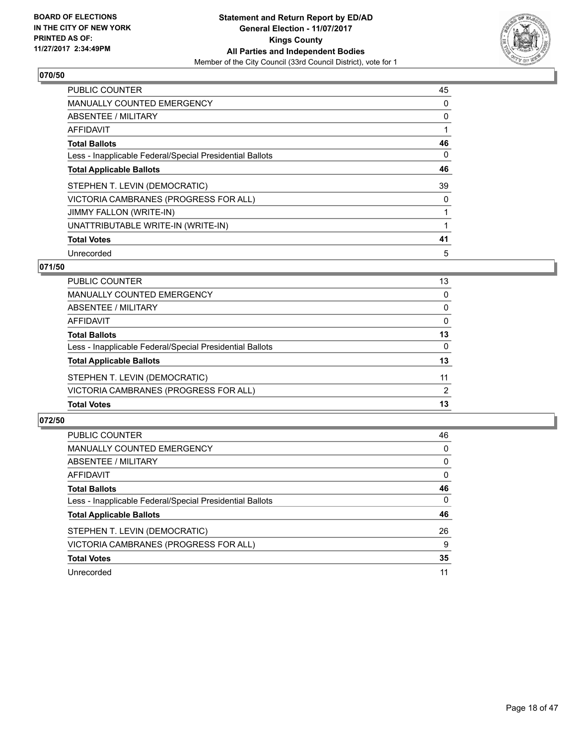BOARD OF ELECTIONS
IN THE CITY OF NEW YORK
PRINTED AS OF:
11/27/2017 2:34:49PM

**Statement and Return Report by ED/AD**
**General Election - 11/07/2017**
**Kings County**
**All Parties and Independent Bodies**
Member of the City Council (33rd Council District), vote for 1

## 070/50

| | |
|---|---|
| PUBLIC COUNTER | 45 |
| MANUALLY COUNTED EMERGENCY | 0 |
| ABSENTEE / MILITARY | 0 |
| AFFIDAVIT | 1 |
| **Total Ballots** | **46** |
| Less - Inapplicable Federal/Special Presidential Ballots | 0 |
| **Total Applicable Ballots** | **46** |
| STEPHEN T. LEVIN (DEMOCRATIC) | 39 |
| VICTORIA CAMBRANES (PROGRESS FOR ALL) | 0 |
| JIMMY FALLON (WRITE-IN) | 1 |
| UNATTRIBUTABLE WRITE-IN (WRITE-IN) | 1 |
| **Total Votes** | **41** |
| Unrecorded | 5 |

## 071/50

| | |
|---|---|
| PUBLIC COUNTER | 13 |
| MANUALLY COUNTED EMERGENCY | 0 |
| ABSENTEE / MILITARY | 0 |
| AFFIDAVIT | 0 |
| **Total Ballots** | **13** |
| Less - Inapplicable Federal/Special Presidential Ballots | 0 |
| **Total Applicable Ballots** | **13** |
| STEPHEN T. LEVIN (DEMOCRATIC) | 11 |
| VICTORIA CAMBRANES (PROGRESS FOR ALL) | 2 |
| **Total Votes** | **13** |

## 072/50

| | |
|---|---|
| PUBLIC COUNTER | 46 |
| MANUALLY COUNTED EMERGENCY | 0 |
| ABSENTEE / MILITARY | 0 |
| AFFIDAVIT | 0 |
| **Total Ballots** | **46** |
| Less - Inapplicable Federal/Special Presidential Ballots | 0 |
| **Total Applicable Ballots** | **46** |
| STEPHEN T. LEVIN (DEMOCRATIC) | 26 |
| VICTORIA CAMBRANES (PROGRESS FOR ALL) | 9 |
| **Total Votes** | **35** |
| Unrecorded | 11 |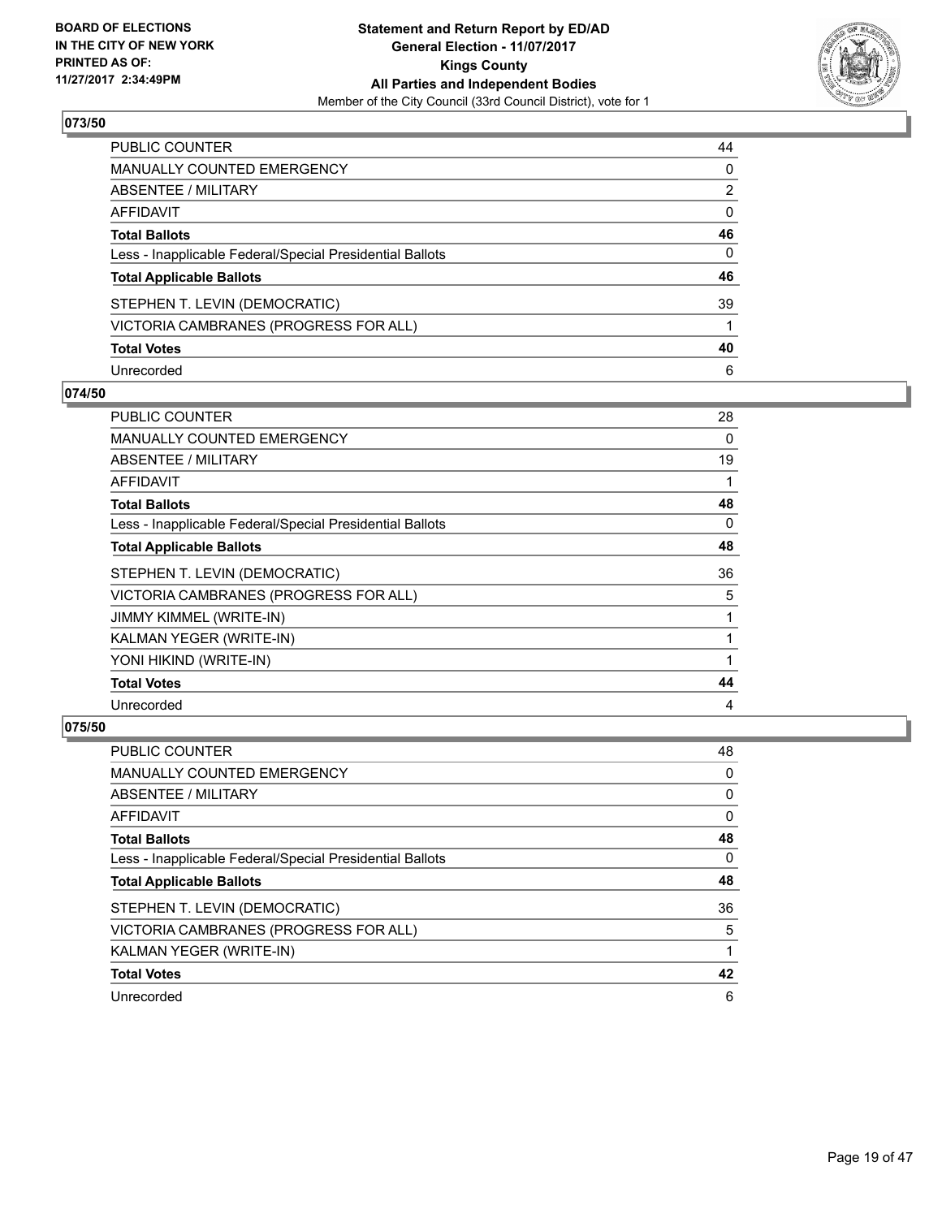**BOARD OF ELECTIONS IN THE CITY OF NEW YORK PRINTED AS OF: 11/27/2017 2:34:49PM**

**Statement and Return Report by ED/AD**
**General Election - 11/07/2017**
**Kings County**
**All Parties and Independent Bodies**
Member of the City Council (33rd Council District), vote for 1

## 073/50

| | |
|---|---|
| PUBLIC COUNTER | 44 |
| MANUALLY COUNTED EMERGENCY | 0 |
| ABSENTEE / MILITARY | 2 |
| AFFIDAVIT | 0 |
| **Total Ballots** | **46** |
| Less - Inapplicable Federal/Special Presidential Ballots | 0 |
| **Total Applicable Ballots** | **46** |
| STEPHEN T. LEVIN (DEMOCRATIC) | 39 |
| VICTORIA CAMBRANES (PROGRESS FOR ALL) | 1 |
| **Total Votes** | **40** |
| Unrecorded | 6 |

## 074/50

| | |
|---|---|
| PUBLIC COUNTER | 28 |
| MANUALLY COUNTED EMERGENCY | 0 |
| ABSENTEE / MILITARY | 19 |
| AFFIDAVIT | 1 |
| **Total Ballots** | **48** |
| Less - Inapplicable Federal/Special Presidential Ballots | 0 |
| **Total Applicable Ballots** | **48** |
| STEPHEN T. LEVIN (DEMOCRATIC) | 36 |
| VICTORIA CAMBRANES (PROGRESS FOR ALL) | 5 |
| JIMMY KIMMEL (WRITE-IN) | 1 |
| KALMAN YEGER (WRITE-IN) | 1 |
| YONI HIKIND (WRITE-IN) | 1 |
| **Total Votes** | **44** |
| Unrecorded | 4 |

## 075/50

| | |
|---|---|
| PUBLIC COUNTER | 48 |
| MANUALLY COUNTED EMERGENCY | 0 |
| ABSENTEE / MILITARY | 0 |
| AFFIDAVIT | 0 |
| **Total Ballots** | **48** |
| Less - Inapplicable Federal/Special Presidential Ballots | 0 |
| **Total Applicable Ballots** | **48** |
| STEPHEN T. LEVIN (DEMOCRATIC) | 36 |
| VICTORIA CAMBRANES (PROGRESS FOR ALL) | 5 |
| KALMAN YEGER (WRITE-IN) | 1 |
| **Total Votes** | **42** |
| Unrecorded | 6 |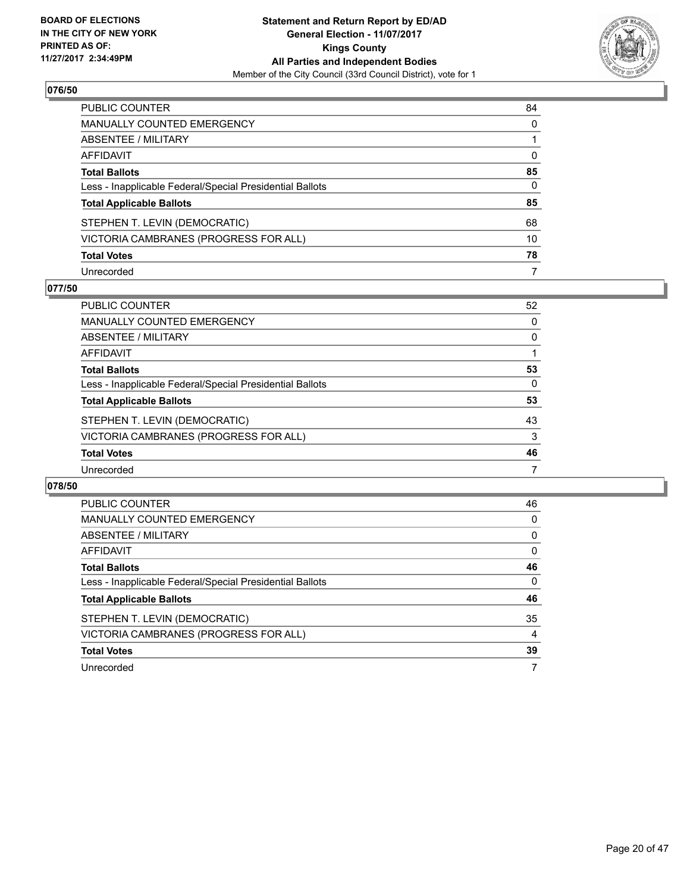BOARD OF ELECTIONS
IN THE CITY OF NEW YORK
PRINTED AS OF:
11/27/2017 2:34:49PM

**Statement and Return Report by ED/AD**
**General Election - 11/07/2017**
**Kings County**
**All Parties and Independent Bodies**
Member of the City Council (33rd Council District), vote for 1

## 076/50

| | |
|---|---|
| PUBLIC COUNTER | 84 |
| MANUALLY COUNTED EMERGENCY | 0 |
| ABSENTEE / MILITARY | 1 |
| AFFIDAVIT | 0 |
| **Total Ballots** | **85** |
| Less - Inapplicable Federal/Special Presidential Ballots | 0 |
| **Total Applicable Ballots** | **85** |
| STEPHEN T. LEVIN (DEMOCRATIC) | 68 |
| VICTORIA CAMBRANES (PROGRESS FOR ALL) | 10 |
| **Total Votes** | **78** |
| Unrecorded | 7 |

## 077/50

| | |
|---|---|
| PUBLIC COUNTER | 52 |
| MANUALLY COUNTED EMERGENCY | 0 |
| ABSENTEE / MILITARY | 0 |
| AFFIDAVIT | 1 |
| **Total Ballots** | **53** |
| Less - Inapplicable Federal/Special Presidential Ballots | 0 |
| **Total Applicable Ballots** | **53** |
| STEPHEN T. LEVIN (DEMOCRATIC) | 43 |
| VICTORIA CAMBRANES (PROGRESS FOR ALL) | 3 |
| **Total Votes** | **46** |
| Unrecorded | 7 |

## 078/50

| | |
|---|---|
| PUBLIC COUNTER | 46 |
| MANUALLY COUNTED EMERGENCY | 0 |
| ABSENTEE / MILITARY | 0 |
| AFFIDAVIT | 0 |
| **Total Ballots** | **46** |
| Less - Inapplicable Federal/Special Presidential Ballots | 0 |
| **Total Applicable Ballots** | **46** |
| STEPHEN T. LEVIN (DEMOCRATIC) | 35 |
| VICTORIA CAMBRANES (PROGRESS FOR ALL) | 4 |
| **Total Votes** | **39** |
| Unrecorded | 7 |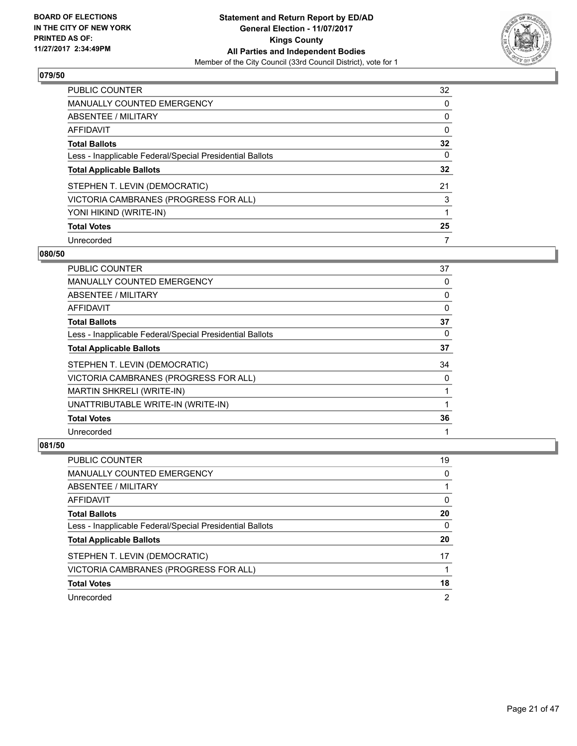**Statement and Return Report by ED/AD**
**General Election - 11/07/2017**
**Kings County**
**All Parties and Independent Bodies**
Member of the City Council (33rd Council District), vote for 1

BOARD OF ELECTIONS
IN THE CITY OF NEW YORK
PRINTED AS OF:
11/27/2017 2:34:49PM

### 079/50

| | |
|---|---|
| PUBLIC COUNTER | 32 |
| MANUALLY COUNTED EMERGENCY | 0 |
| ABSENTEE / MILITARY | 0 |
| AFFIDAVIT | 0 |
| **Total Ballots** | **32** |
| Less - Inapplicable Federal/Special Presidential Ballots | 0 |
| **Total Applicable Ballots** | **32** |
| STEPHEN T. LEVIN (DEMOCRATIC) | 21 |
| VICTORIA CAMBRANES (PROGRESS FOR ALL) | 3 |
| YONI HIKIND (WRITE-IN) | 1 |
| **Total Votes** | **25** |
| Unrecorded | 7 |

### 080/50

| | |
|---|---|
| PUBLIC COUNTER | 37 |
| MANUALLY COUNTED EMERGENCY | 0 |
| ABSENTEE / MILITARY | 0 |
| AFFIDAVIT | 0 |
| **Total Ballots** | **37** |
| Less - Inapplicable Federal/Special Presidential Ballots | 0 |
| **Total Applicable Ballots** | **37** |
| STEPHEN T. LEVIN (DEMOCRATIC) | 34 |
| VICTORIA CAMBRANES (PROGRESS FOR ALL) | 0 |
| MARTIN SHKRELI (WRITE-IN) | 1 |
| UNATTRIBUTABLE WRITE-IN (WRITE-IN) | 1 |
| **Total Votes** | **36** |
| Unrecorded | 1 |

### 081/50

| | |
|---|---|
| PUBLIC COUNTER | 19 |
| MANUALLY COUNTED EMERGENCY | 0 |
| ABSENTEE / MILITARY | 1 |
| AFFIDAVIT | 0 |
| **Total Ballots** | **20** |
| Less - Inapplicable Federal/Special Presidential Ballots | 0 |
| **Total Applicable Ballots** | **20** |
| STEPHEN T. LEVIN (DEMOCRATIC) | 17 |
| VICTORIA CAMBRANES (PROGRESS FOR ALL) | 1 |
| **Total Votes** | **18** |
| Unrecorded | 2 |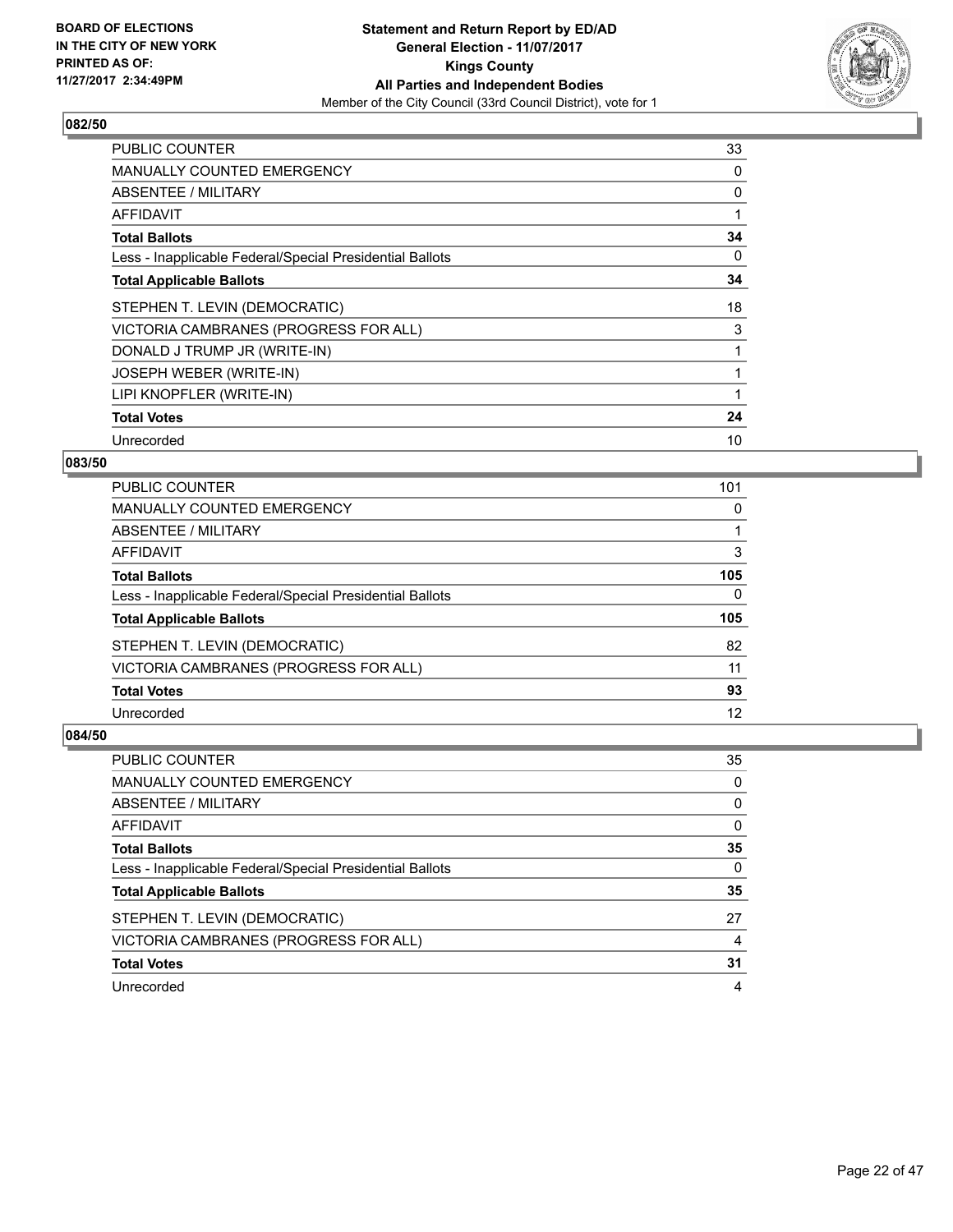BOARD OF ELECTIONS
IN THE CITY OF NEW YORK
PRINTED AS OF:
11/27/2017 2:34:49PM

**Statement and Return Report by ED/AD**
**General Election - 11/07/2017**
**Kings County**
**All Parties and Independent Bodies**
Member of the City Council (33rd Council District), vote for 1

## 082/50

| | |
|---|---|
| PUBLIC COUNTER | 33 |
| MANUALLY COUNTED EMERGENCY | 0 |
| ABSENTEE / MILITARY | 0 |
| AFFIDAVIT | 1 |
| **Total Ballots** | **34** |
| Less - Inapplicable Federal/Special Presidential Ballots | 0 |
| **Total Applicable Ballots** | **34** |
| STEPHEN T. LEVIN (DEMOCRATIC) | 18 |
| VICTORIA CAMBRANES (PROGRESS FOR ALL) | 3 |
| DONALD J TRUMP JR (WRITE-IN) | 1 |
| JOSEPH WEBER (WRITE-IN) | 1 |
| LIPI KNOPFLER (WRITE-IN) | 1 |
| **Total Votes** | **24** |
| Unrecorded | 10 |

## 083/50

| | |
|---|---|
| PUBLIC COUNTER | 101 |
| MANUALLY COUNTED EMERGENCY | 0 |
| ABSENTEE / MILITARY | 1 |
| AFFIDAVIT | 3 |
| **Total Ballots** | **105** |
| Less - Inapplicable Federal/Special Presidential Ballots | 0 |
| **Total Applicable Ballots** | **105** |
| STEPHEN T. LEVIN (DEMOCRATIC) | 82 |
| VICTORIA CAMBRANES (PROGRESS FOR ALL) | 11 |
| **Total Votes** | **93** |
| Unrecorded | 12 |

## 084/50

| | |
|---|---|
| PUBLIC COUNTER | 35 |
| MANUALLY COUNTED EMERGENCY | 0 |
| ABSENTEE / MILITARY | 0 |
| AFFIDAVIT | 0 |
| **Total Ballots** | **35** |
| Less - Inapplicable Federal/Special Presidential Ballots | 0 |
| **Total Applicable Ballots** | **35** |
| STEPHEN T. LEVIN (DEMOCRATIC) | 27 |
| VICTORIA CAMBRANES (PROGRESS FOR ALL) | 4 |
| **Total Votes** | **31** |
| Unrecorded | 4 |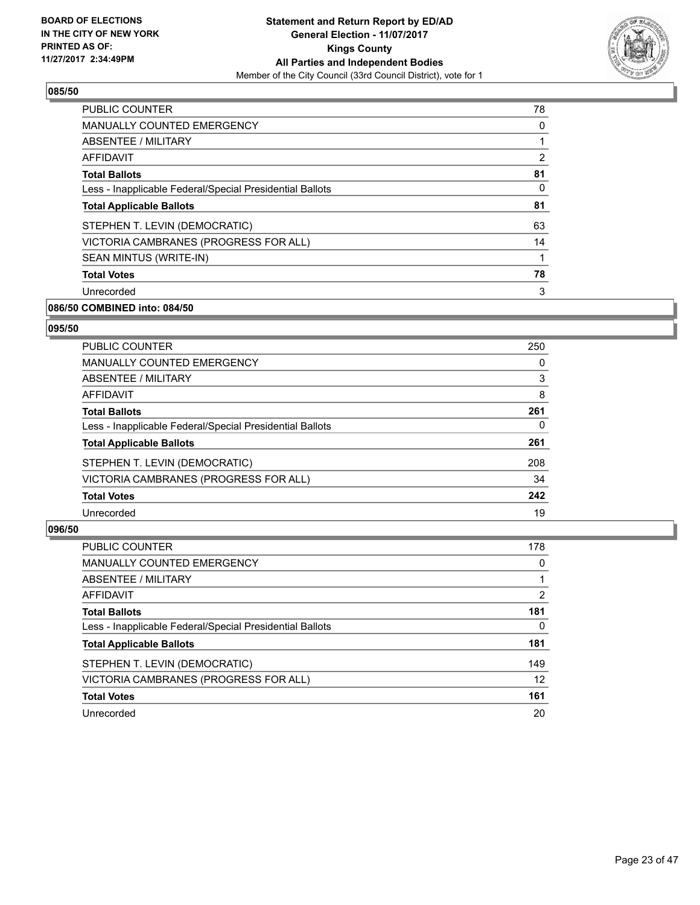**BOARD OF ELECTIONS IN THE CITY OF NEW YORK PRINTED AS OF: 11/27/2017 2:34:49PM**

**Statement and Return Report by ED/AD**
**General Election - 11/07/2017**
**Kings County**
**All Parties and Independent Bodies**
Member of the City Council (33rd Council District), vote for 1

### 085/50

| | |
|---|---|
| PUBLIC COUNTER | 78 |
| MANUALLY COUNTED EMERGENCY | 0 |
| ABSENTEE / MILITARY | 1 |
| AFFIDAVIT | 2 |
| **Total Ballots** | **81** |
| Less - Inapplicable Federal/Special Presidential Ballots | 0 |
| **Total Applicable Ballots** | **81** |
| STEPHEN T. LEVIN (DEMOCRATIC) | 63 |
| VICTORIA CAMBRANES (PROGRESS FOR ALL) | 14 |
| SEAN MINTUS (WRITE-IN) | 1 |
| **Total Votes** | **78** |
| Unrecorded | 3 |

### 086/50 COMBINED into: 084/50

### 095/50

| | |
|---|---|
| PUBLIC COUNTER | 250 |
| MANUALLY COUNTED EMERGENCY | 0 |
| ABSENTEE / MILITARY | 3 |
| AFFIDAVIT | 8 |
| **Total Ballots** | **261** |
| Less - Inapplicable Federal/Special Presidential Ballots | 0 |
| **Total Applicable Ballots** | **261** |
| STEPHEN T. LEVIN (DEMOCRATIC) | 208 |
| VICTORIA CAMBRANES (PROGRESS FOR ALL) | 34 |
| **Total Votes** | **242** |
| Unrecorded | 19 |

### 096/50

| | |
|---|---|
| PUBLIC COUNTER | 178 |
| MANUALLY COUNTED EMERGENCY | 0 |
| ABSENTEE / MILITARY | 1 |
| AFFIDAVIT | 2 |
| **Total Ballots** | **181** |
| Less - Inapplicable Federal/Special Presidential Ballots | 0 |
| **Total Applicable Ballots** | **181** |
| STEPHEN T. LEVIN (DEMOCRATIC) | 149 |
| VICTORIA CAMBRANES (PROGRESS FOR ALL) | 12 |
| **Total Votes** | **161** |
| Unrecorded | 20 |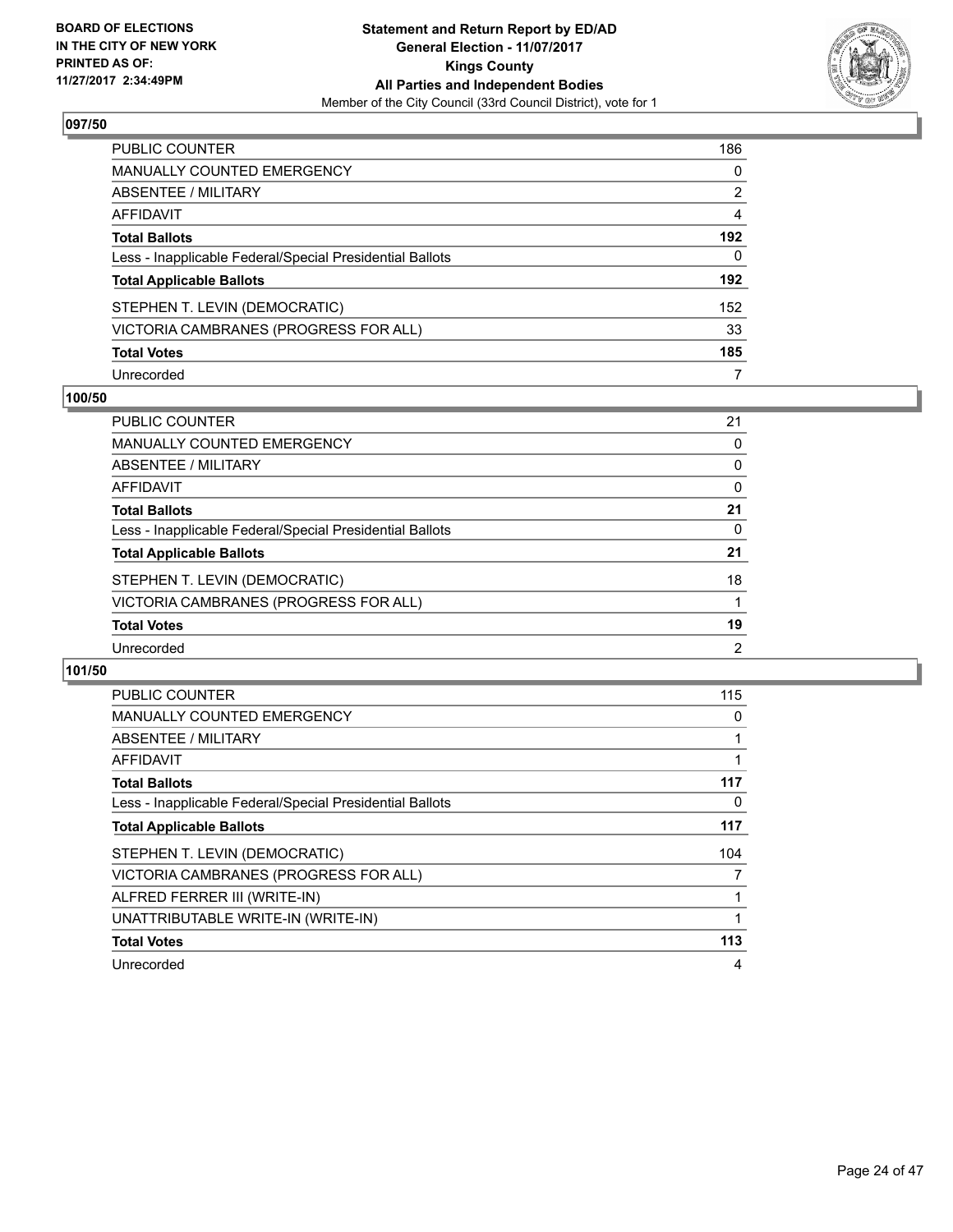**BOARD OF ELECTIONS IN THE CITY OF NEW YORK PRINTED AS OF: 11/27/2017 2:34:49PM**

**Statement and Return Report by ED/AD General Election - 11/07/2017 Kings County All Parties and Independent Bodies**
Member of the City Council (33rd Council District), vote for 1

### 097/50

| | |
|---|---|
| PUBLIC COUNTER | 186 |
| MANUALLY COUNTED EMERGENCY | 0 |
| ABSENTEE / MILITARY | 2 |
| AFFIDAVIT | 4 |
| **Total Ballots** | **192** |
| Less - Inapplicable Federal/Special Presidential Ballots | 0 |
| **Total Applicable Ballots** | **192** |
| STEPHEN T. LEVIN (DEMOCRATIC) | 152 |
| VICTORIA CAMBRANES (PROGRESS FOR ALL) | 33 |
| **Total Votes** | **185** |
| Unrecorded | 7 |

### 100/50

| | |
|---|---|
| PUBLIC COUNTER | 21 |
| MANUALLY COUNTED EMERGENCY | 0 |
| ABSENTEE / MILITARY | 0 |
| AFFIDAVIT | 0 |
| **Total Ballots** | **21** |
| Less - Inapplicable Federal/Special Presidential Ballots | 0 |
| **Total Applicable Ballots** | **21** |
| STEPHEN T. LEVIN (DEMOCRATIC) | 18 |
| VICTORIA CAMBRANES (PROGRESS FOR ALL) | 1 |
| **Total Votes** | **19** |
| Unrecorded | 2 |

### 101/50

| | |
|---|---|
| PUBLIC COUNTER | 115 |
| MANUALLY COUNTED EMERGENCY | 0 |
| ABSENTEE / MILITARY | 1 |
| AFFIDAVIT | 1 |
| **Total Ballots** | **117** |
| Less - Inapplicable Federal/Special Presidential Ballots | 0 |
| **Total Applicable Ballots** | **117** |
| STEPHEN T. LEVIN (DEMOCRATIC) | 104 |
| VICTORIA CAMBRANES (PROGRESS FOR ALL) | 7 |
| ALFRED FERRER III (WRITE-IN) | 1 |
| UNATTRIBUTABLE WRITE-IN (WRITE-IN) | 1 |
| **Total Votes** | **113** |
| Unrecorded | 4 |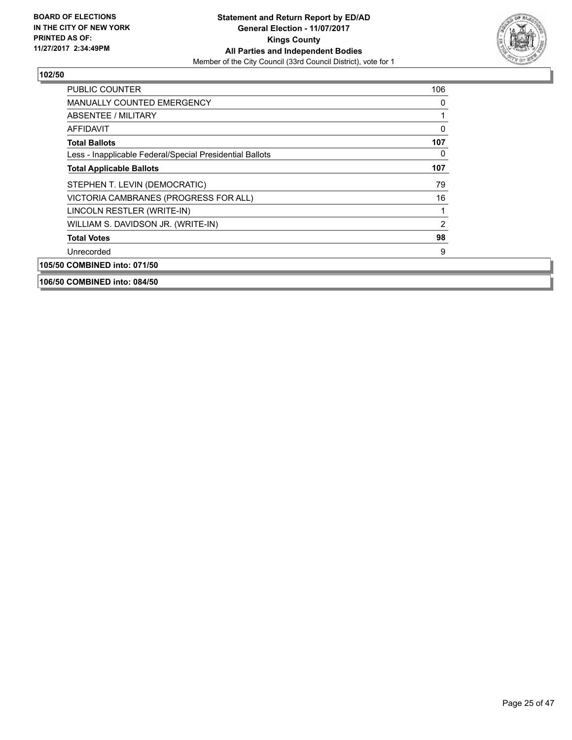**BOARD OF ELECTIONS IN THE CITY OF NEW YORK PRINTED AS OF: 11/27/2017 2:34:49PM**

**Statement and Return Report by ED/AD**
**General Election - 11/07/2017**
**Kings County**
**All Parties and Independent Bodies**
Member of the City Council (33rd Council District), vote for 1

**102/50**

| | |
|---|---|
| PUBLIC COUNTER | 106 |
| MANUALLY COUNTED EMERGENCY | 0 |
| ABSENTEE / MILITARY | 1 |
| AFFIDAVIT | 0 |
| **Total Ballots** | **107** |
| Less - Inapplicable Federal/Special Presidential Ballots | 0 |
| **Total Applicable Ballots** | **107** |
| STEPHEN T. LEVIN (DEMOCRATIC) | 79 |
| VICTORIA CAMBRANES (PROGRESS FOR ALL) | 16 |
| LINCOLN RESTLER (WRITE-IN) | 1 |
| WILLIAM S. DAVIDSON JR. (WRITE-IN) | 2 |
| **Total Votes** | **98** |
| Unrecorded | 9 |

**105/50 COMBINED into: 071/50**

**106/50 COMBINED into: 084/50**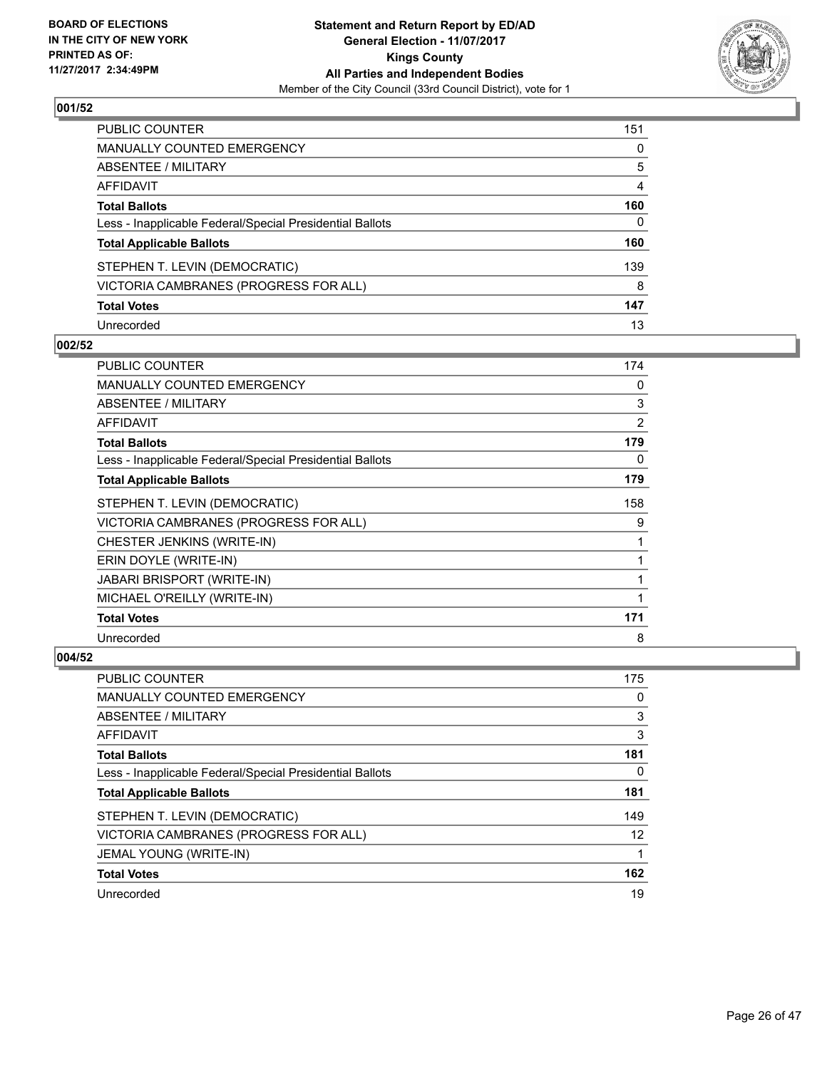**BOARD OF ELECTIONS IN THE CITY OF NEW YORK PRINTED AS OF: 11/27/2017 2:34:49PM**

**Statement and Return Report by ED/AD**
**General Election - 11/07/2017**
**Kings County**
**All Parties and Independent Bodies**
Member of the City Council (33rd Council District), vote for 1

### 001/52

| | |
|---|---|
| PUBLIC COUNTER | 151 |
| MANUALLY COUNTED EMERGENCY | 0 |
| ABSENTEE / MILITARY | 5 |
| AFFIDAVIT | 4 |
| **Total Ballots** | **160** |
| Less - Inapplicable Federal/Special Presidential Ballots | 0 |
| **Total Applicable Ballots** | **160** |
| STEPHEN T. LEVIN (DEMOCRATIC) | 139 |
| VICTORIA CAMBRANES (PROGRESS FOR ALL) | 8 |
| **Total Votes** | **147** |
| Unrecorded | 13 |

### 002/52

| | |
|---|---|
| PUBLIC COUNTER | 174 |
| MANUALLY COUNTED EMERGENCY | 0 |
| ABSENTEE / MILITARY | 3 |
| AFFIDAVIT | 2 |
| **Total Ballots** | **179** |
| Less - Inapplicable Federal/Special Presidential Ballots | 0 |
| **Total Applicable Ballots** | **179** |
| STEPHEN T. LEVIN (DEMOCRATIC) | 158 |
| VICTORIA CAMBRANES (PROGRESS FOR ALL) | 9 |
| CHESTER JENKINS (WRITE-IN) | 1 |
| ERIN DOYLE (WRITE-IN) | 1 |
| JABARI BRISPORT (WRITE-IN) | 1 |
| MICHAEL O'REILLY (WRITE-IN) | 1 |
| **Total Votes** | **171** |
| Unrecorded | 8 |

### 004/52

| | |
|---|---|
| PUBLIC COUNTER | 175 |
| MANUALLY COUNTED EMERGENCY | 0 |
| ABSENTEE / MILITARY | 3 |
| AFFIDAVIT | 3 |
| **Total Ballots** | **181** |
| Less - Inapplicable Federal/Special Presidential Ballots | 0 |
| **Total Applicable Ballots** | **181** |
| STEPHEN T. LEVIN (DEMOCRATIC) | 149 |
| VICTORIA CAMBRANES (PROGRESS FOR ALL) | 12 |
| JEMAL YOUNG (WRITE-IN) | 1 |
| **Total Votes** | **162** |
| Unrecorded | 19 |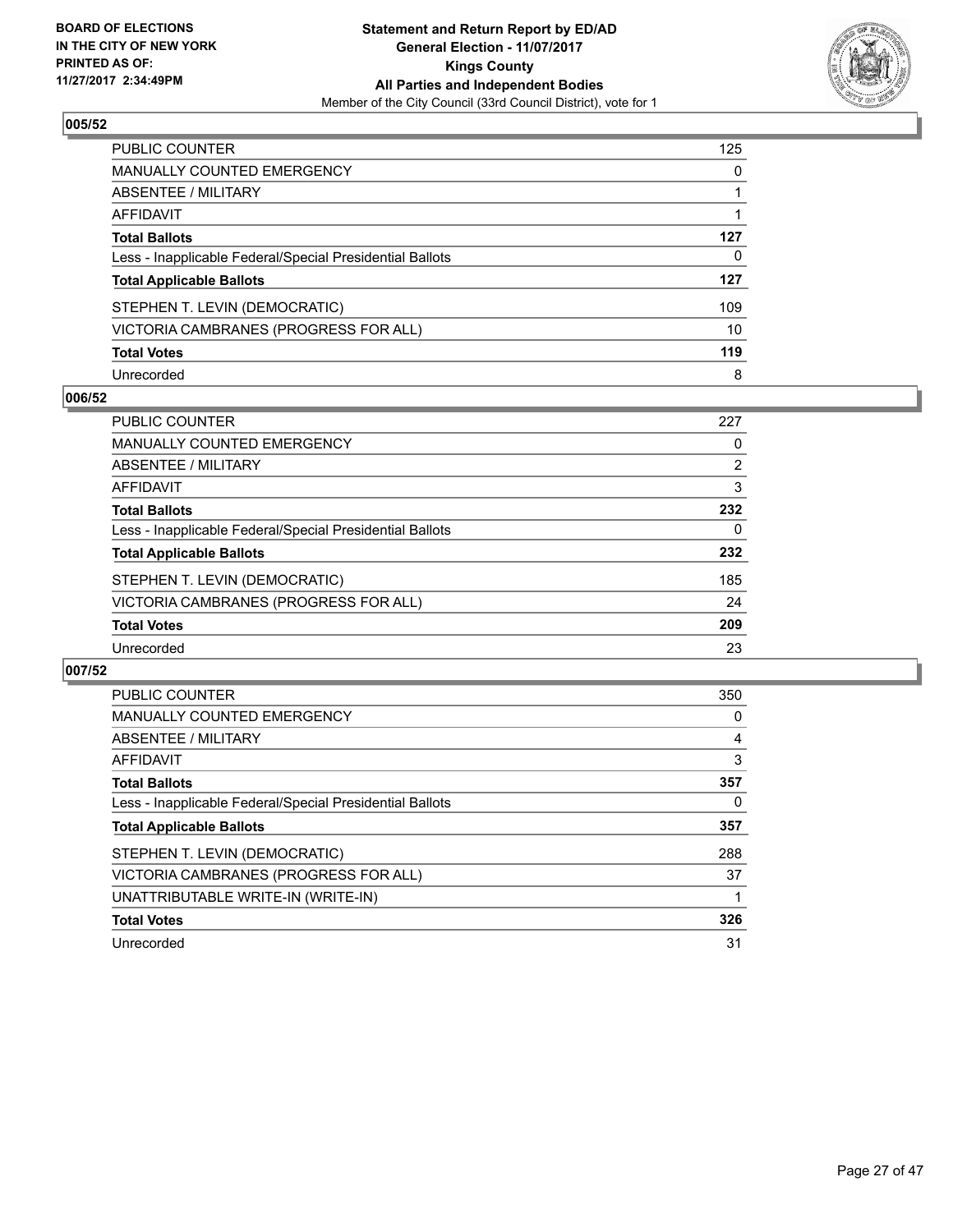**BOARD OF ELECTIONS IN THE CITY OF NEW YORK PRINTED AS OF: 11/27/2017 2:34:49PM**

**Statement and Return Report by ED/AD General Election - 11/07/2017 Kings County All Parties and Independent Bodies**

Member of the City Council (33rd Council District), vote for 1

### 005/52

| | |
|---|---|
| PUBLIC COUNTER | 125 |
| MANUALLY COUNTED EMERGENCY | 0 |
| ABSENTEE / MILITARY | 1 |
| AFFIDAVIT | 1 |
| **Total Ballots** | **127** |
| Less - Inapplicable Federal/Special Presidential Ballots | 0 |
| **Total Applicable Ballots** | **127** |
| STEPHEN T. LEVIN (DEMOCRATIC) | 109 |
| VICTORIA CAMBRANES (PROGRESS FOR ALL) | 10 |
| **Total Votes** | **119** |
| Unrecorded | 8 |

### 006/52

| | |
|---|---|
| PUBLIC COUNTER | 227 |
| MANUALLY COUNTED EMERGENCY | 0 |
| ABSENTEE / MILITARY | 2 |
| AFFIDAVIT | 3 |
| **Total Ballots** | **232** |
| Less - Inapplicable Federal/Special Presidential Ballots | 0 |
| **Total Applicable Ballots** | **232** |
| STEPHEN T. LEVIN (DEMOCRATIC) | 185 |
| VICTORIA CAMBRANES (PROGRESS FOR ALL) | 24 |
| **Total Votes** | **209** |
| Unrecorded | 23 |

### 007/52

| | |
|---|---|
| PUBLIC COUNTER | 350 |
| MANUALLY COUNTED EMERGENCY | 0 |
| ABSENTEE / MILITARY | 4 |
| AFFIDAVIT | 3 |
| **Total Ballots** | **357** |
| Less - Inapplicable Federal/Special Presidential Ballots | 0 |
| **Total Applicable Ballots** | **357** |
| STEPHEN T. LEVIN (DEMOCRATIC) | 288 |
| VICTORIA CAMBRANES (PROGRESS FOR ALL) | 37 |
| UNATTRIBUTABLE WRITE-IN (WRITE-IN) | 1 |
| **Total Votes** | **326** |
| Unrecorded | 31 |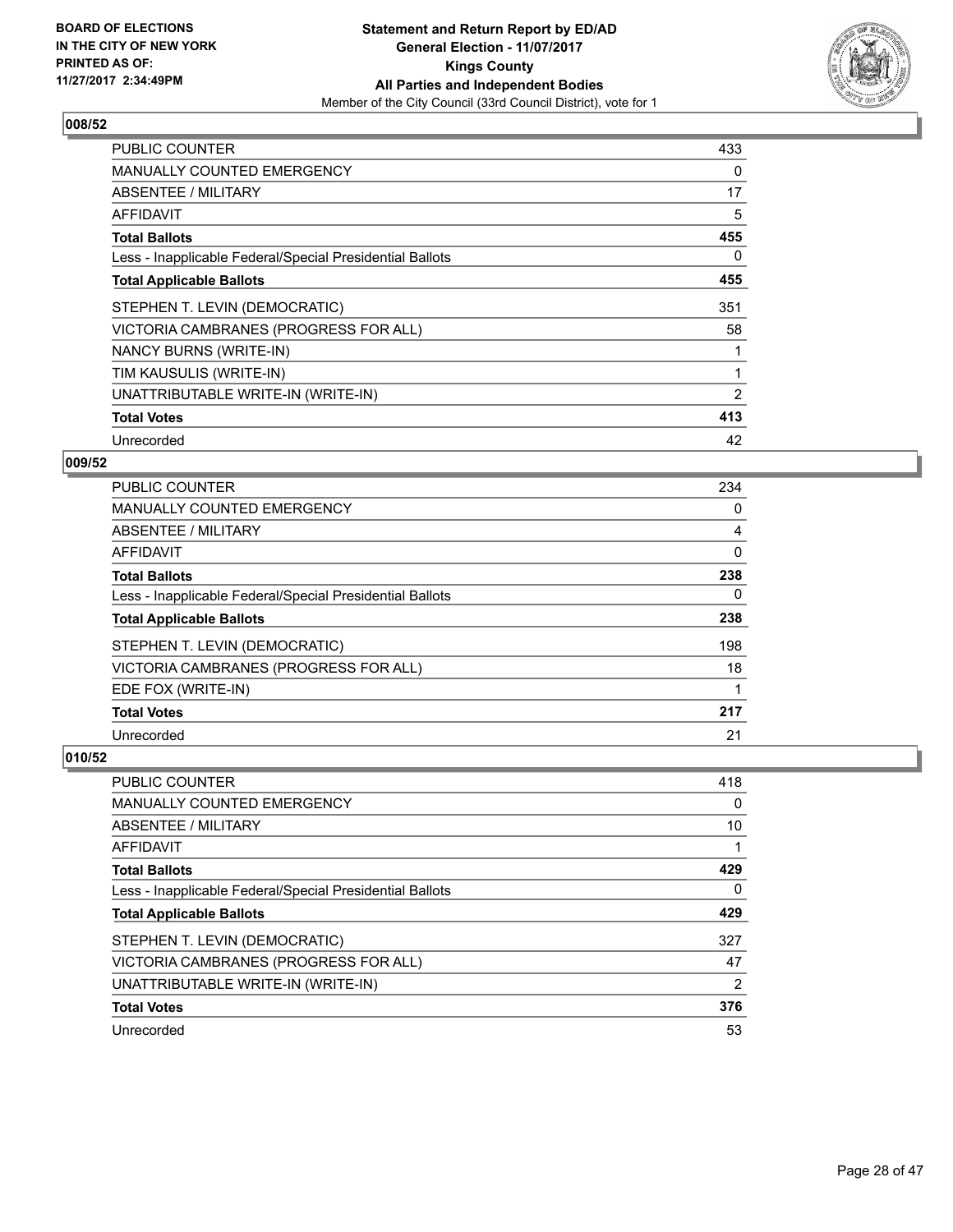**BOARD OF ELECTIONS IN THE CITY OF NEW YORK PRINTED AS OF: 11/27/2017 2:34:49PM**

**Statement and Return Report by ED/AD General Election - 11/07/2017 Kings County All Parties and Independent Bodies**

Member of the City Council (33rd Council District), vote for 1

## 008/52

| | |
|---|---|
| PUBLIC COUNTER | 433 |
| MANUALLY COUNTED EMERGENCY | 0 |
| ABSENTEE / MILITARY | 17 |
| AFFIDAVIT | 5 |
| **Total Ballots** | **455** |
| Less - Inapplicable Federal/Special Presidential Ballots | 0 |
| **Total Applicable Ballots** | **455** |
| STEPHEN T. LEVIN (DEMOCRATIC) | 351 |
| VICTORIA CAMBRANES (PROGRESS FOR ALL) | 58 |
| NANCY BURNS (WRITE-IN) | 1 |
| TIM KAUSULIS (WRITE-IN) | 1 |
| UNATTRIBUTABLE WRITE-IN (WRITE-IN) | 2 |
| **Total Votes** | **413** |
| Unrecorded | 42 |

## 009/52

| | |
|---|---|
| PUBLIC COUNTER | 234 |
| MANUALLY COUNTED EMERGENCY | 0 |
| ABSENTEE / MILITARY | 4 |
| AFFIDAVIT | 0 |
| **Total Ballots** | **238** |
| Less - Inapplicable Federal/Special Presidential Ballots | 0 |
| **Total Applicable Ballots** | **238** |
| STEPHEN T. LEVIN (DEMOCRATIC) | 198 |
| VICTORIA CAMBRANES (PROGRESS FOR ALL) | 18 |
| EDE FOX (WRITE-IN) | 1 |
| **Total Votes** | **217** |
| Unrecorded | 21 |

## 010/52

| | |
|---|---|
| PUBLIC COUNTER | 418 |
| MANUALLY COUNTED EMERGENCY | 0 |
| ABSENTEE / MILITARY | 10 |
| AFFIDAVIT | 1 |
| **Total Ballots** | **429** |
| Less - Inapplicable Federal/Special Presidential Ballots | 0 |
| **Total Applicable Ballots** | **429** |
| STEPHEN T. LEVIN (DEMOCRATIC) | 327 |
| VICTORIA CAMBRANES (PROGRESS FOR ALL) | 47 |
| UNATTRIBUTABLE WRITE-IN (WRITE-IN) | 2 |
| **Total Votes** | **376** |
| Unrecorded | 53 |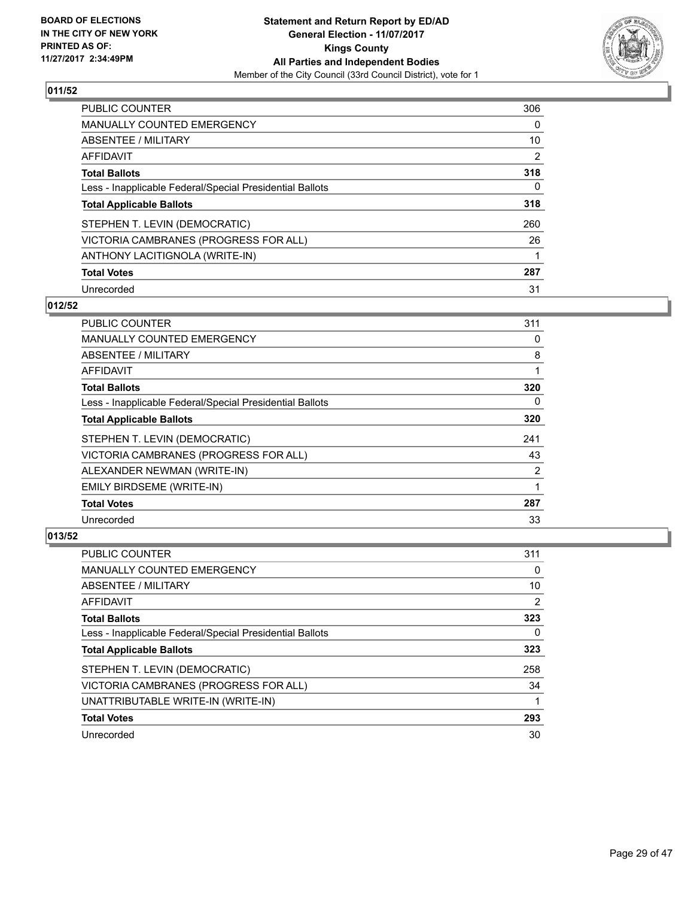**BOARD OF ELECTIONS IN THE CITY OF NEW YORK PRINTED AS OF: 11/27/2017 2:34:49PM**

**Statement and Return Report by ED/AD General Election - 11/07/2017 Kings County All Parties and Independent Bodies**

Member of the City Council (33rd Council District), vote for 1

### 011/52

| | |
|---|---|
| PUBLIC COUNTER | 306 |
| MANUALLY COUNTED EMERGENCY | 0 |
| ABSENTEE / MILITARY | 10 |
| AFFIDAVIT | 2 |
| **Total Ballots** | **318** |
| Less - Inapplicable Federal/Special Presidential Ballots | 0 |
| **Total Applicable Ballots** | **318** |
| STEPHEN T. LEVIN (DEMOCRATIC) | 260 |
| VICTORIA CAMBRANES (PROGRESS FOR ALL) | 26 |
| ANTHONY LACITIGNOLA (WRITE-IN) | 1 |
| **Total Votes** | **287** |
| Unrecorded | 31 |

### 012/52

| | |
|---|---|
| PUBLIC COUNTER | 311 |
| MANUALLY COUNTED EMERGENCY | 0 |
| ABSENTEE / MILITARY | 8 |
| AFFIDAVIT | 1 |
| **Total Ballots** | **320** |
| Less - Inapplicable Federal/Special Presidential Ballots | 0 |
| **Total Applicable Ballots** | **320** |
| STEPHEN T. LEVIN (DEMOCRATIC) | 241 |
| VICTORIA CAMBRANES (PROGRESS FOR ALL) | 43 |
| ALEXANDER NEWMAN (WRITE-IN) | 2 |
| EMILY BIRDSEME (WRITE-IN) | 1 |
| **Total Votes** | **287** |
| Unrecorded | 33 |

### 013/52

| | |
|---|---|
| PUBLIC COUNTER | 311 |
| MANUALLY COUNTED EMERGENCY | 0 |
| ABSENTEE / MILITARY | 10 |
| AFFIDAVIT | 2 |
| **Total Ballots** | **323** |
| Less - Inapplicable Federal/Special Presidential Ballots | 0 |
| **Total Applicable Ballots** | **323** |
| STEPHEN T. LEVIN (DEMOCRATIC) | 258 |
| VICTORIA CAMBRANES (PROGRESS FOR ALL) | 34 |
| UNATTRIBUTABLE WRITE-IN (WRITE-IN) | 1 |
| **Total Votes** | **293** |
| Unrecorded | 30 |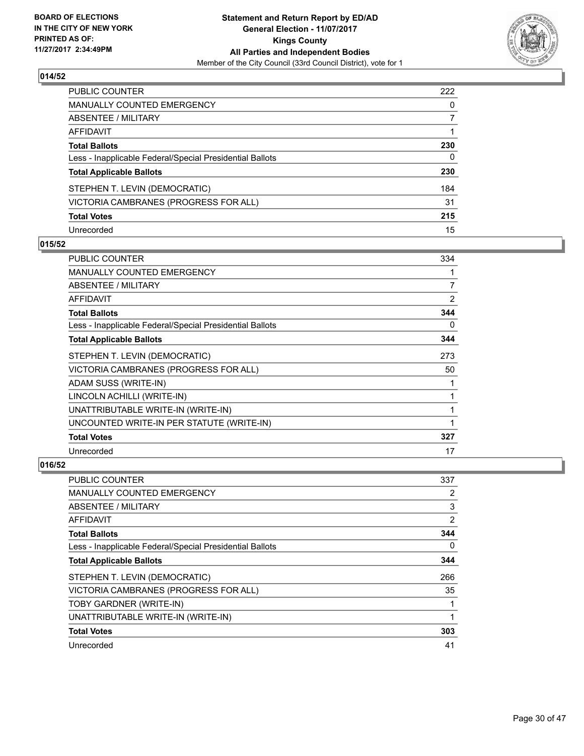BOARD OF ELECTIONS
IN THE CITY OF NEW YORK
PRINTED AS OF:
11/27/2017 2:34:49PM

**Statement and Return Report by ED/AD**
**General Election - 11/07/2017**
**Kings County**
**All Parties and Independent Bodies**
Member of the City Council (33rd Council District), vote for 1

### 014/52

| | |
|---|---|
| PUBLIC COUNTER | 222 |
| MANUALLY COUNTED EMERGENCY | 0 |
| ABSENTEE / MILITARY | 7 |
| AFFIDAVIT | 1 |
| **Total Ballots** | **230** |
| Less - Inapplicable Federal/Special Presidential Ballots | 0 |
| **Total Applicable Ballots** | **230** |
| STEPHEN T. LEVIN (DEMOCRATIC) | 184 |
| VICTORIA CAMBRANES (PROGRESS FOR ALL) | 31 |
| **Total Votes** | **215** |
| Unrecorded | 15 |

### 015/52

| | |
|---|---|
| PUBLIC COUNTER | 334 |
| MANUALLY COUNTED EMERGENCY | 1 |
| ABSENTEE / MILITARY | 7 |
| AFFIDAVIT | 2 |
| **Total Ballots** | **344** |
| Less - Inapplicable Federal/Special Presidential Ballots | 0 |
| **Total Applicable Ballots** | **344** |
| STEPHEN T. LEVIN (DEMOCRATIC) | 273 |
| VICTORIA CAMBRANES (PROGRESS FOR ALL) | 50 |
| ADAM SUSS (WRITE-IN) | 1 |
| LINCOLN ACHILLI (WRITE-IN) | 1 |
| UNATTRIBUTABLE WRITE-IN (WRITE-IN) | 1 |
| UNCOUNTED WRITE-IN PER STATUTE (WRITE-IN) | 1 |
| **Total Votes** | **327** |
| Unrecorded | 17 |

### 016/52

| | |
|---|---|
| PUBLIC COUNTER | 337 |
| MANUALLY COUNTED EMERGENCY | 2 |
| ABSENTEE / MILITARY | 3 |
| AFFIDAVIT | 2 |
| **Total Ballots** | **344** |
| Less - Inapplicable Federal/Special Presidential Ballots | 0 |
| **Total Applicable Ballots** | **344** |
| STEPHEN T. LEVIN (DEMOCRATIC) | 266 |
| VICTORIA CAMBRANES (PROGRESS FOR ALL) | 35 |
| TOBY GARDNER (WRITE-IN) | 1 |
| UNATTRIBUTABLE WRITE-IN (WRITE-IN) | 1 |
| **Total Votes** | **303** |
| Unrecorded | 41 |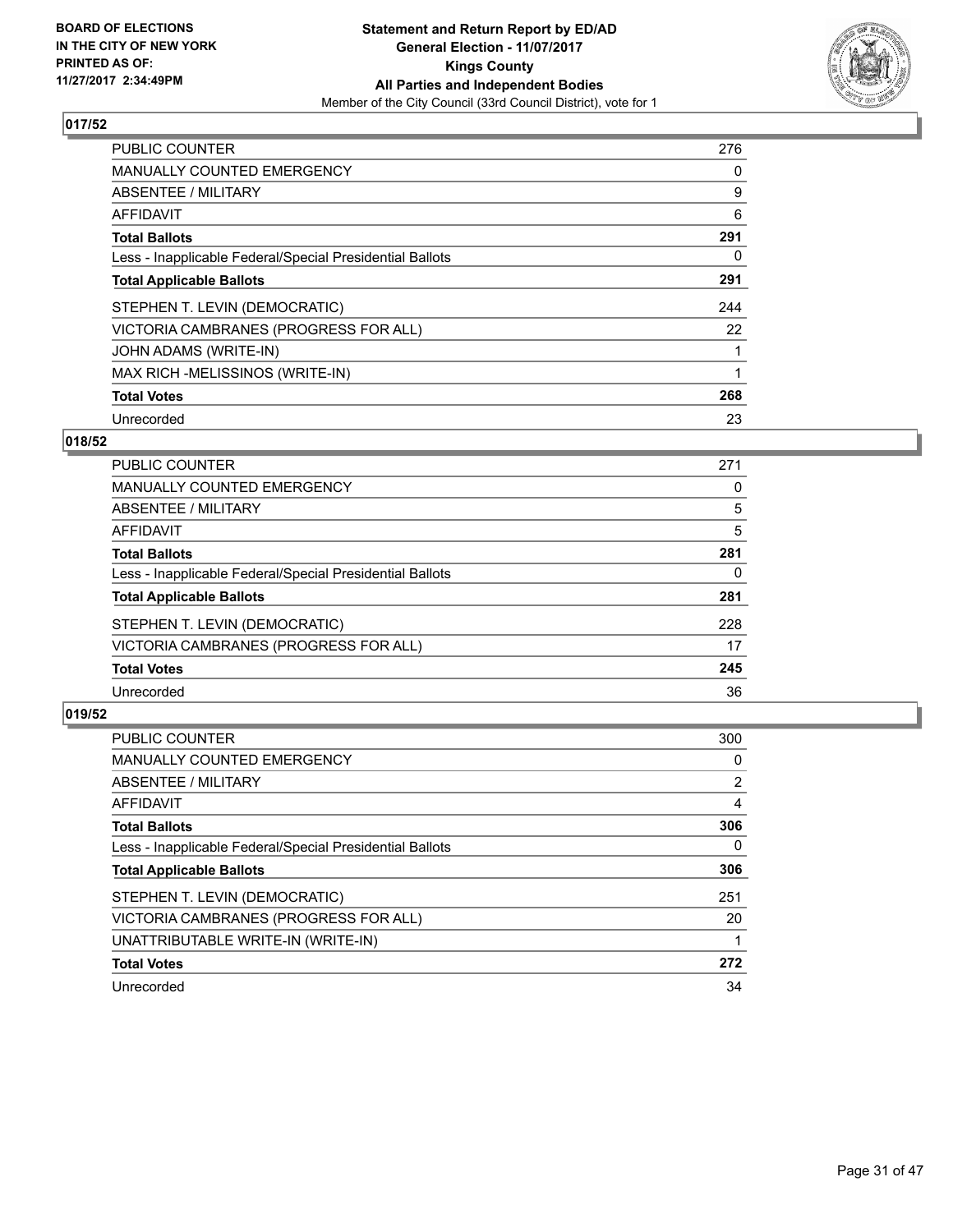**BOARD OF ELECTIONS IN THE CITY OF NEW YORK PRINTED AS OF: 11/27/2017 2:34:49PM**

**Statement and Return Report by ED/AD**
**General Election - 11/07/2017**
**Kings County**
**All Parties and Independent Bodies**
Member of the City Council (33rd Council District), vote for 1

### 017/52

| | |
|---|---|
| PUBLIC COUNTER | 276 |
| MANUALLY COUNTED EMERGENCY | 0 |
| ABSENTEE / MILITARY | 9 |
| AFFIDAVIT | 6 |
| **Total Ballots** | **291** |
| Less - Inapplicable Federal/Special Presidential Ballots | 0 |
| **Total Applicable Ballots** | **291** |
| STEPHEN T. LEVIN (DEMOCRATIC) | 244 |
| VICTORIA CAMBRANES (PROGRESS FOR ALL) | 22 |
| JOHN ADAMS (WRITE-IN) | 1 |
| MAX RICH -MELISSINOS (WRITE-IN) | 1 |
| **Total Votes** | **268** |
| Unrecorded | 23 |

### 018/52

| | |
|---|---|
| PUBLIC COUNTER | 271 |
| MANUALLY COUNTED EMERGENCY | 0 |
| ABSENTEE / MILITARY | 5 |
| AFFIDAVIT | 5 |
| **Total Ballots** | **281** |
| Less - Inapplicable Federal/Special Presidential Ballots | 0 |
| **Total Applicable Ballots** | **281** |
| STEPHEN T. LEVIN (DEMOCRATIC) | 228 |
| VICTORIA CAMBRANES (PROGRESS FOR ALL) | 17 |
| **Total Votes** | **245** |
| Unrecorded | 36 |

### 019/52

| | |
|---|---|
| PUBLIC COUNTER | 300 |
| MANUALLY COUNTED EMERGENCY | 0 |
| ABSENTEE / MILITARY | 2 |
| AFFIDAVIT | 4 |
| **Total Ballots** | **306** |
| Less - Inapplicable Federal/Special Presidential Ballots | 0 |
| **Total Applicable Ballots** | **306** |
| STEPHEN T. LEVIN (DEMOCRATIC) | 251 |
| VICTORIA CAMBRANES (PROGRESS FOR ALL) | 20 |
| UNATTRIBUTABLE WRITE-IN (WRITE-IN) | 1 |
| **Total Votes** | **272** |
| Unrecorded | 34 |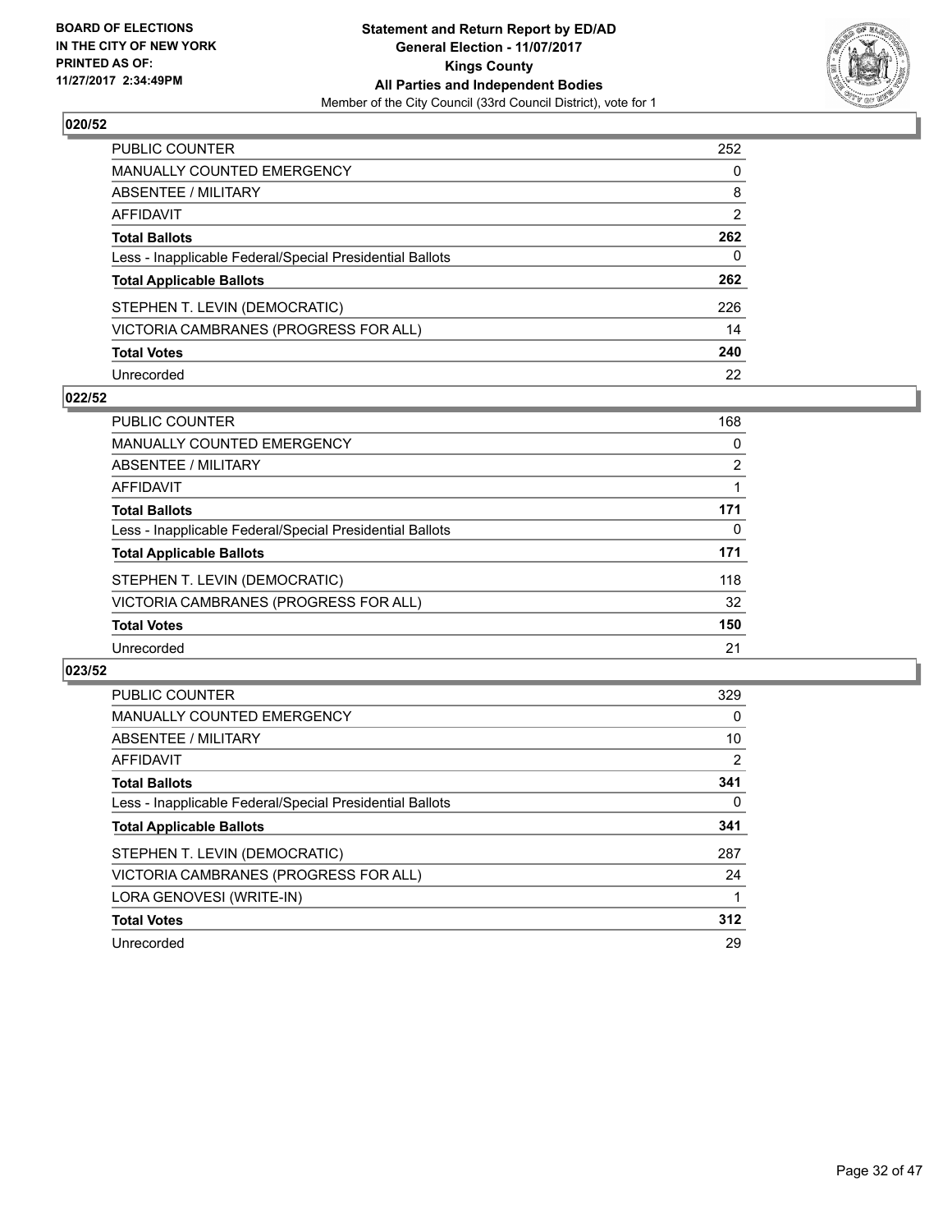**Statement and Return Report by ED/AD**
**General Election - 11/07/2017**
**Kings County**
**All Parties and Independent Bodies**
Member of the City Council (33rd Council District), vote for 1

BOARD OF ELECTIONS
IN THE CITY OF NEW YORK
PRINTED AS OF:
11/27/2017 2:34:49PM

## 020/52

| | |
|---|---|
| PUBLIC COUNTER | 252 |
| MANUALLY COUNTED EMERGENCY | 0 |
| ABSENTEE / MILITARY | 8 |
| AFFIDAVIT | 2 |
| **Total Ballots** | **262** |
| Less - Inapplicable Federal/Special Presidential Ballots | 0 |
| **Total Applicable Ballots** | **262** |
| STEPHEN T. LEVIN (DEMOCRATIC) | 226 |
| VICTORIA CAMBRANES (PROGRESS FOR ALL) | 14 |
| **Total Votes** | **240** |
| Unrecorded | 22 |

## 022/52

| | |
|---|---|
| PUBLIC COUNTER | 168 |
| MANUALLY COUNTED EMERGENCY | 0 |
| ABSENTEE / MILITARY | 2 |
| AFFIDAVIT | 1 |
| **Total Ballots** | **171** |
| Less - Inapplicable Federal/Special Presidential Ballots | 0 |
| **Total Applicable Ballots** | **171** |
| STEPHEN T. LEVIN (DEMOCRATIC) | 118 |
| VICTORIA CAMBRANES (PROGRESS FOR ALL) | 32 |
| **Total Votes** | **150** |
| Unrecorded | 21 |

## 023/52

| | |
|---|---|
| PUBLIC COUNTER | 329 |
| MANUALLY COUNTED EMERGENCY | 0 |
| ABSENTEE / MILITARY | 10 |
| AFFIDAVIT | 2 |
| **Total Ballots** | **341** |
| Less - Inapplicable Federal/Special Presidential Ballots | 0 |
| **Total Applicable Ballots** | **341** |
| STEPHEN T. LEVIN (DEMOCRATIC) | 287 |
| VICTORIA CAMBRANES (PROGRESS FOR ALL) | 24 |
| LORA GENOVESI (WRITE-IN) | 1 |
| **Total Votes** | **312** |
| Unrecorded | 29 |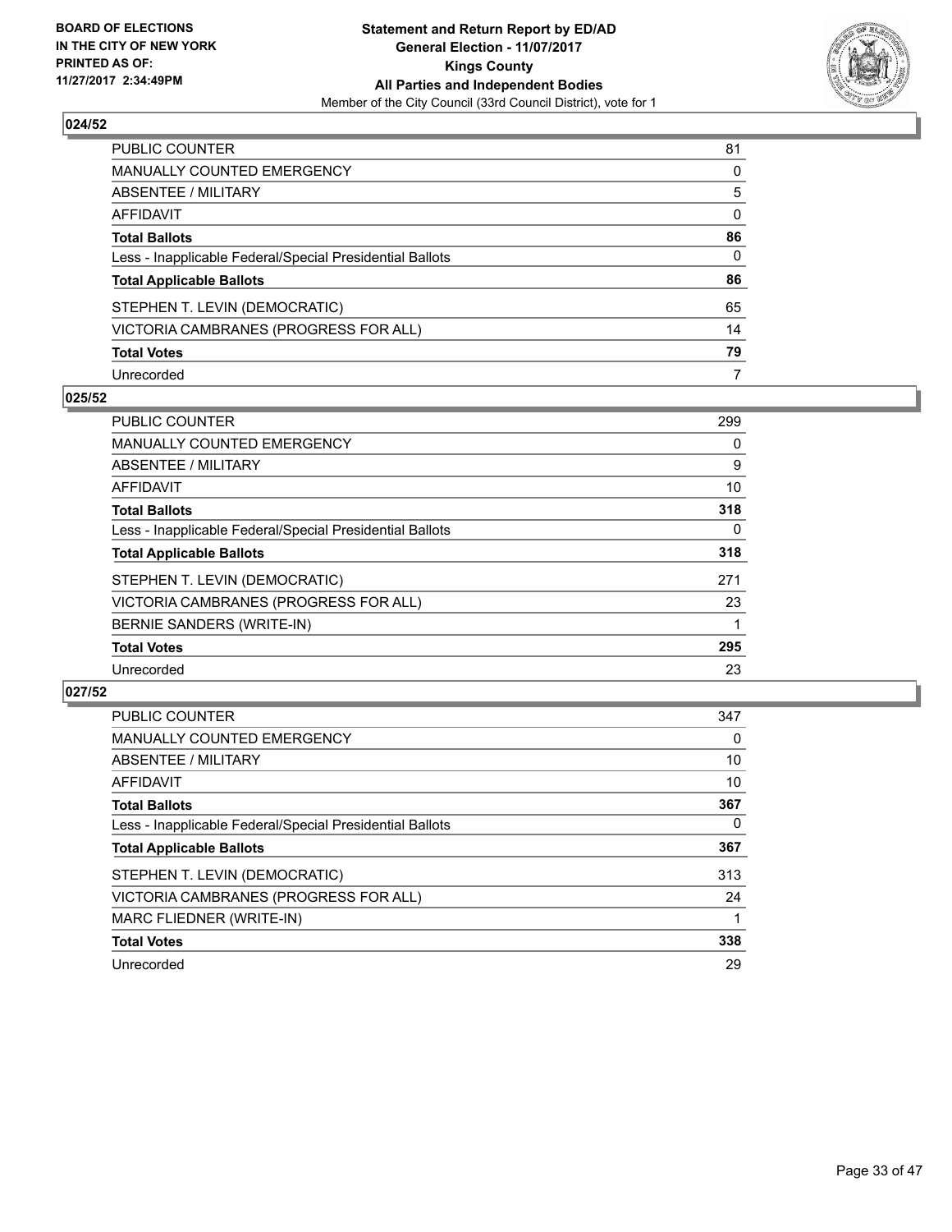**BOARD OF ELECTIONS IN THE CITY OF NEW YORK PRINTED AS OF: 11/27/2017 2:34:49PM**

**Statement and Return Report by ED/AD**
**General Election - 11/07/2017**
**Kings County**
**All Parties and Independent Bodies**
Member of the City Council (33rd Council District), vote for 1

### 024/52

| | |
|---|---|
| PUBLIC COUNTER | 81 |
| MANUALLY COUNTED EMERGENCY | 0 |
| ABSENTEE / MILITARY | 5 |
| AFFIDAVIT | 0 |
| **Total Ballots** | **86** |
| Less - Inapplicable Federal/Special Presidential Ballots | 0 |
| **Total Applicable Ballots** | **86** |
| STEPHEN T. LEVIN (DEMOCRATIC) | 65 |
| VICTORIA CAMBRANES (PROGRESS FOR ALL) | 14 |
| **Total Votes** | **79** |
| Unrecorded | 7 |

### 025/52

| | |
|---|---|
| PUBLIC COUNTER | 299 |
| MANUALLY COUNTED EMERGENCY | 0 |
| ABSENTEE / MILITARY | 9 |
| AFFIDAVIT | 10 |
| **Total Ballots** | **318** |
| Less - Inapplicable Federal/Special Presidential Ballots | 0 |
| **Total Applicable Ballots** | **318** |
| STEPHEN T. LEVIN (DEMOCRATIC) | 271 |
| VICTORIA CAMBRANES (PROGRESS FOR ALL) | 23 |
| BERNIE SANDERS (WRITE-IN) | 1 |
| **Total Votes** | **295** |
| Unrecorded | 23 |

### 027/52

| | |
|---|---|
| PUBLIC COUNTER | 347 |
| MANUALLY COUNTED EMERGENCY | 0 |
| ABSENTEE / MILITARY | 10 |
| AFFIDAVIT | 10 |
| **Total Ballots** | **367** |
| Less - Inapplicable Federal/Special Presidential Ballots | 0 |
| **Total Applicable Ballots** | **367** |
| STEPHEN T. LEVIN (DEMOCRATIC) | 313 |
| VICTORIA CAMBRANES (PROGRESS FOR ALL) | 24 |
| MARC FLIEDNER (WRITE-IN) | 1 |
| **Total Votes** | **338** |
| Unrecorded | 29 |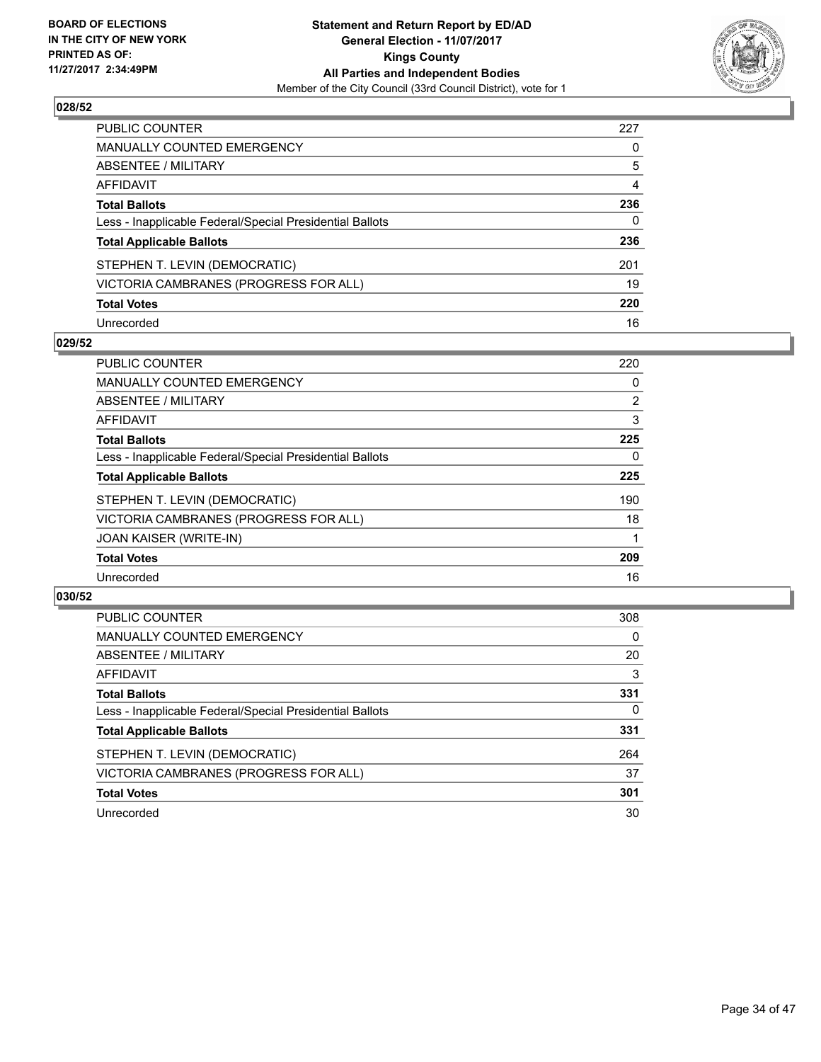**BOARD OF ELECTIONS IN THE CITY OF NEW YORK PRINTED AS OF: 11/27/2017 2:34:49PM**

**Statement and Return Report by ED/AD General Election - 11/07/2017 Kings County All Parties and Independent Bodies**

Member of the City Council (33rd Council District), vote for 1

## 028/52

| | |
|---|---|
| PUBLIC COUNTER | 227 |
| MANUALLY COUNTED EMERGENCY | 0 |
| ABSENTEE / MILITARY | 5 |
| AFFIDAVIT | 4 |
| **Total Ballots** | **236** |
| Less - Inapplicable Federal/Special Presidential Ballots | 0 |
| **Total Applicable Ballots** | **236** |
| STEPHEN T. LEVIN (DEMOCRATIC) | 201 |
| VICTORIA CAMBRANES (PROGRESS FOR ALL) | 19 |
| **Total Votes** | **220** |
| Unrecorded | 16 |

## 029/52

| | |
|---|---|
| PUBLIC COUNTER | 220 |
| MANUALLY COUNTED EMERGENCY | 0 |
| ABSENTEE / MILITARY | 2 |
| AFFIDAVIT | 3 |
| **Total Ballots** | **225** |
| Less - Inapplicable Federal/Special Presidential Ballots | 0 |
| **Total Applicable Ballots** | **225** |
| STEPHEN T. LEVIN (DEMOCRATIC) | 190 |
| VICTORIA CAMBRANES (PROGRESS FOR ALL) | 18 |
| JOAN KAISER (WRITE-IN) | 1 |
| **Total Votes** | **209** |
| Unrecorded | 16 |

## 030/52

| | |
|---|---|
| PUBLIC COUNTER | 308 |
| MANUALLY COUNTED EMERGENCY | 0 |
| ABSENTEE / MILITARY | 20 |
| AFFIDAVIT | 3 |
| **Total Ballots** | **331** |
| Less - Inapplicable Federal/Special Presidential Ballots | 0 |
| **Total Applicable Ballots** | **331** |
| STEPHEN T. LEVIN (DEMOCRATIC) | 264 |
| VICTORIA CAMBRANES (PROGRESS FOR ALL) | 37 |
| **Total Votes** | **301** |
| Unrecorded | 30 |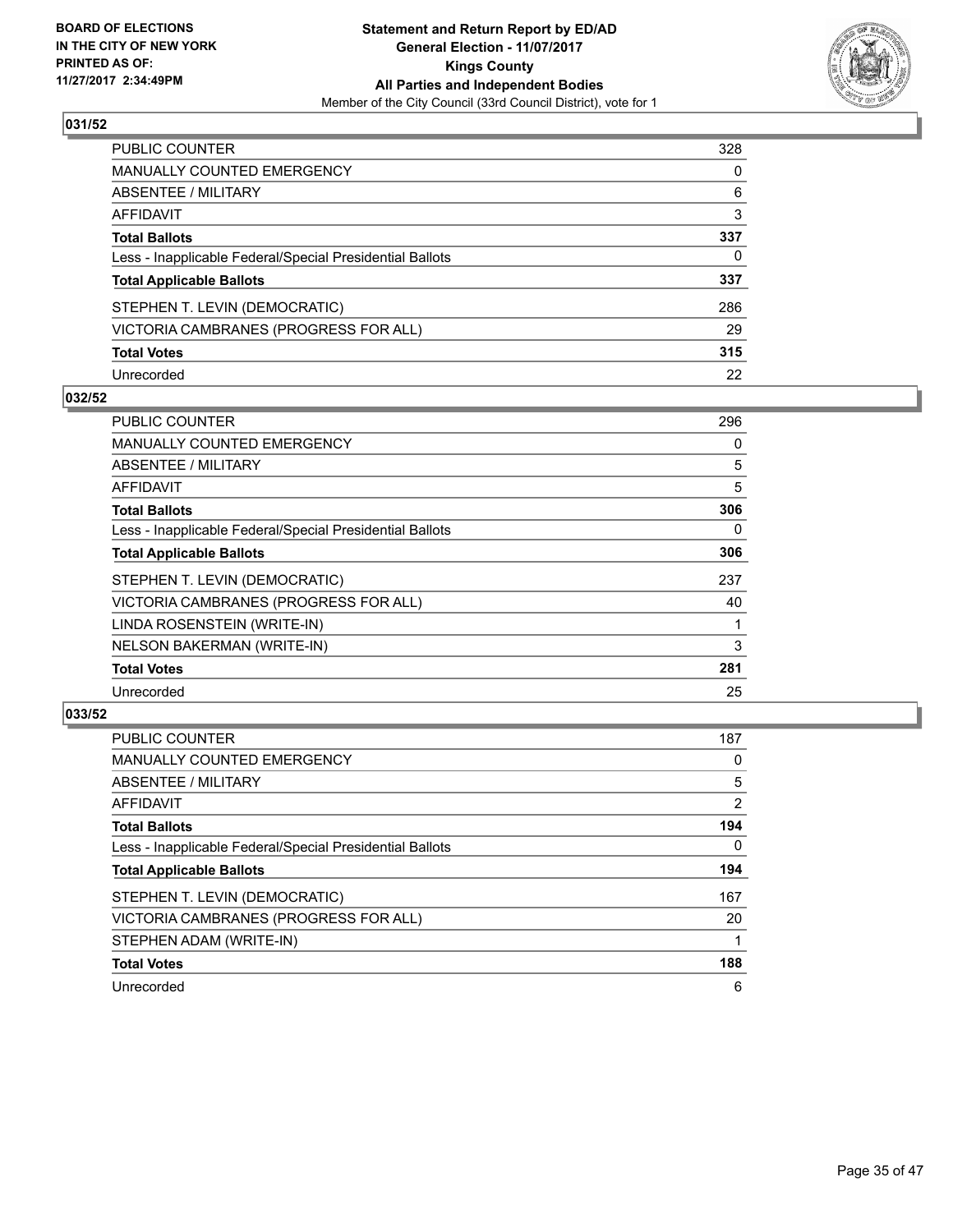BOARD OF ELECTIONS
IN THE CITY OF NEW YORK
PRINTED AS OF:
11/27/2017 2:34:49PM

**Statement and Return Report by ED/AD**
**General Election - 11/07/2017**
**Kings County**
**All Parties and Independent Bodies**
Member of the City Council (33rd Council District), vote for 1

## 031/52

| | |
|---|---|
| PUBLIC COUNTER | 328 |
| MANUALLY COUNTED EMERGENCY | 0 |
| ABSENTEE / MILITARY | 6 |
| AFFIDAVIT | 3 |
| **Total Ballots** | **337** |
| Less - Inapplicable Federal/Special Presidential Ballots | 0 |
| **Total Applicable Ballots** | **337** |
| STEPHEN T. LEVIN (DEMOCRATIC) | 286 |
| VICTORIA CAMBRANES (PROGRESS FOR ALL) | 29 |
| **Total Votes** | **315** |
| Unrecorded | 22 |

## 032/52

| | |
|---|---|
| PUBLIC COUNTER | 296 |
| MANUALLY COUNTED EMERGENCY | 0 |
| ABSENTEE / MILITARY | 5 |
| AFFIDAVIT | 5 |
| **Total Ballots** | **306** |
| Less - Inapplicable Federal/Special Presidential Ballots | 0 |
| **Total Applicable Ballots** | **306** |
| STEPHEN T. LEVIN (DEMOCRATIC) | 237 |
| VICTORIA CAMBRANES (PROGRESS FOR ALL) | 40 |
| LINDA ROSENSTEIN (WRITE-IN) | 1 |
| NELSON BAKERMAN (WRITE-IN) | 3 |
| **Total Votes** | **281** |
| Unrecorded | 25 |

## 033/52

| | |
|---|---|
| PUBLIC COUNTER | 187 |
| MANUALLY COUNTED EMERGENCY | 0 |
| ABSENTEE / MILITARY | 5 |
| AFFIDAVIT | 2 |
| **Total Ballots** | **194** |
| Less - Inapplicable Federal/Special Presidential Ballots | 0 |
| **Total Applicable Ballots** | **194** |
| STEPHEN T. LEVIN (DEMOCRATIC) | 167 |
| VICTORIA CAMBRANES (PROGRESS FOR ALL) | 20 |
| STEPHEN ADAM (WRITE-IN) | 1 |
| **Total Votes** | **188** |
| Unrecorded | 6 |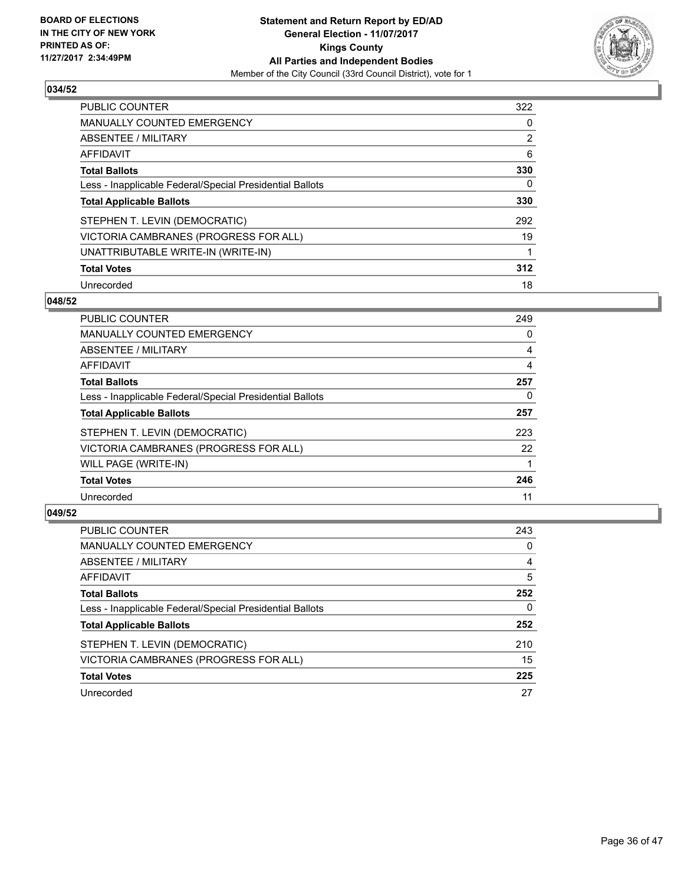**BOARD OF ELECTIONS IN THE CITY OF NEW YORK PRINTED AS OF: 11/27/2017 2:34:49PM**

**Statement and Return Report by ED/AD General Election - 11/07/2017 Kings County All Parties and Independent Bodies**

Member of the City Council (33rd Council District), vote for 1

### 034/52

| | |
|---|---|
| PUBLIC COUNTER | 322 |
| MANUALLY COUNTED EMERGENCY | 0 |
| ABSENTEE / MILITARY | 2 |
| AFFIDAVIT | 6 |
| **Total Ballots** | **330** |
| Less - Inapplicable Federal/Special Presidential Ballots | 0 |
| **Total Applicable Ballots** | **330** |
| STEPHEN T. LEVIN (DEMOCRATIC) | 292 |
| VICTORIA CAMBRANES (PROGRESS FOR ALL) | 19 |
| UNATTRIBUTABLE WRITE-IN (WRITE-IN) | 1 |
| **Total Votes** | **312** |
| Unrecorded | 18 |

### 048/52

| | |
|---|---|
| PUBLIC COUNTER | 249 |
| MANUALLY COUNTED EMERGENCY | 0 |
| ABSENTEE / MILITARY | 4 |
| AFFIDAVIT | 4 |
| **Total Ballots** | **257** |
| Less - Inapplicable Federal/Special Presidential Ballots | 0 |
| **Total Applicable Ballots** | **257** |
| STEPHEN T. LEVIN (DEMOCRATIC) | 223 |
| VICTORIA CAMBRANES (PROGRESS FOR ALL) | 22 |
| WILL PAGE (WRITE-IN) | 1 |
| **Total Votes** | **246** |
| Unrecorded | 11 |

### 049/52

| | |
|---|---|
| PUBLIC COUNTER | 243 |
| MANUALLY COUNTED EMERGENCY | 0 |
| ABSENTEE / MILITARY | 4 |
| AFFIDAVIT | 5 |
| **Total Ballots** | **252** |
| Less - Inapplicable Federal/Special Presidential Ballots | 0 |
| **Total Applicable Ballots** | **252** |
| STEPHEN T. LEVIN (DEMOCRATIC) | 210 |
| VICTORIA CAMBRANES (PROGRESS FOR ALL) | 15 |
| **Total Votes** | **225** |
| Unrecorded | 27 |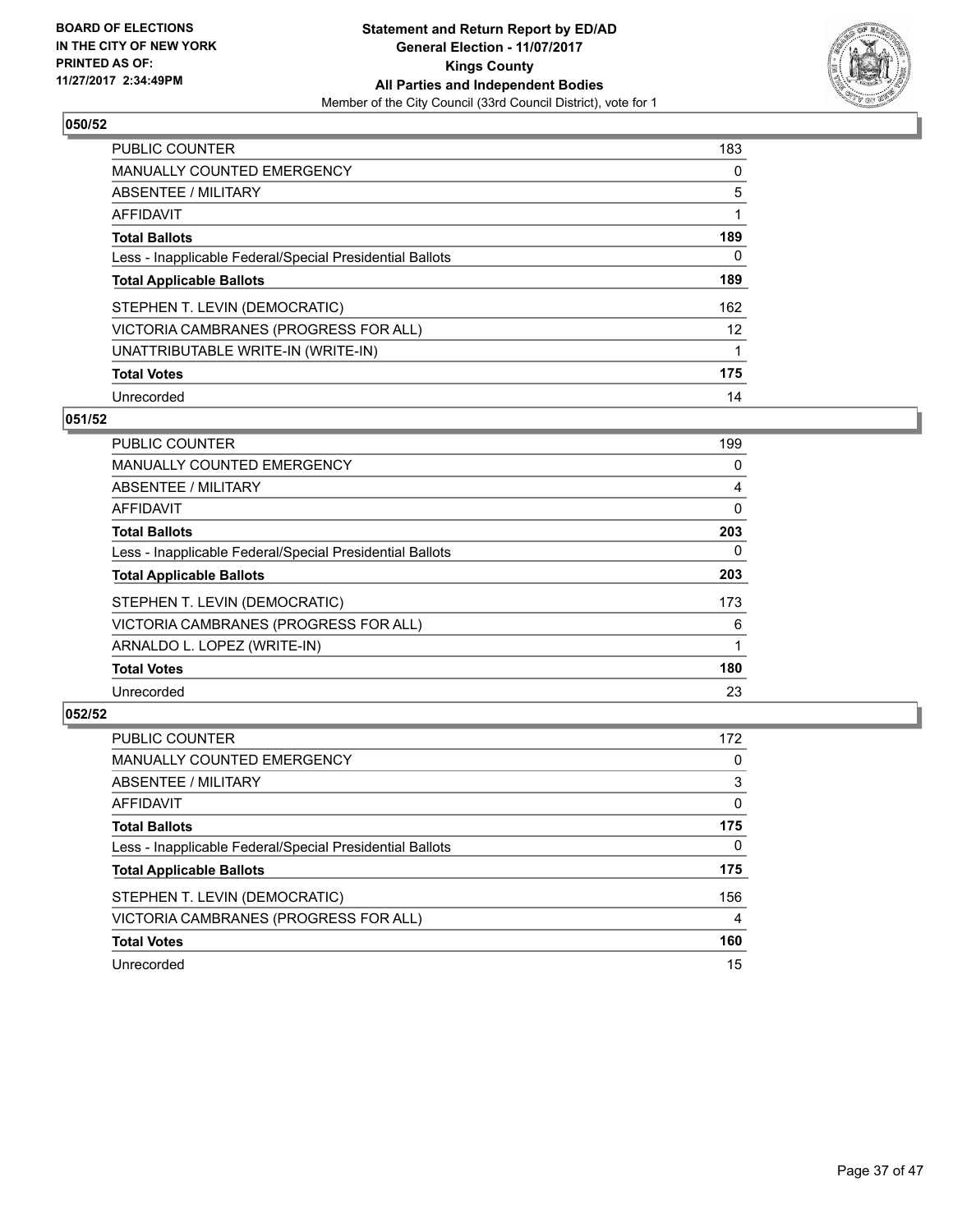BOARD OF ELECTIONS
IN THE CITY OF NEW YORK
PRINTED AS OF:
11/27/2017 2:34:49PM

**Statement and Return Report by ED/AD**
**General Election - 11/07/2017**
**Kings County**
**All Parties and Independent Bodies**
Member of the City Council (33rd Council District), vote for 1

### 050/52

| | |
|---|---|
| PUBLIC COUNTER | 183 |
| MANUALLY COUNTED EMERGENCY | 0 |
| ABSENTEE / MILITARY | 5 |
| AFFIDAVIT | 1 |
| **Total Ballots** | **189** |
| Less - Inapplicable Federal/Special Presidential Ballots | 0 |
| **Total Applicable Ballots** | **189** |
| STEPHEN T. LEVIN (DEMOCRATIC) | 162 |
| VICTORIA CAMBRANES (PROGRESS FOR ALL) | 12 |
| UNATTRIBUTABLE WRITE-IN (WRITE-IN) | 1 |
| **Total Votes** | **175** |
| Unrecorded | 14 |

### 051/52

| | |
|---|---|
| PUBLIC COUNTER | 199 |
| MANUALLY COUNTED EMERGENCY | 0 |
| ABSENTEE / MILITARY | 4 |
| AFFIDAVIT | 0 |
| **Total Ballots** | **203** |
| Less - Inapplicable Federal/Special Presidential Ballots | 0 |
| **Total Applicable Ballots** | **203** |
| STEPHEN T. LEVIN (DEMOCRATIC) | 173 |
| VICTORIA CAMBRANES (PROGRESS FOR ALL) | 6 |
| ARNALDO L. LOPEZ (WRITE-IN) | 1 |
| **Total Votes** | **180** |
| Unrecorded | 23 |

### 052/52

| | |
|---|---|
| PUBLIC COUNTER | 172 |
| MANUALLY COUNTED EMERGENCY | 0 |
| ABSENTEE / MILITARY | 3 |
| AFFIDAVIT | 0 |
| **Total Ballots** | **175** |
| Less - Inapplicable Federal/Special Presidential Ballots | 0 |
| **Total Applicable Ballots** | **175** |
| STEPHEN T. LEVIN (DEMOCRATIC) | 156 |
| VICTORIA CAMBRANES (PROGRESS FOR ALL) | 4 |
| **Total Votes** | **160** |
| Unrecorded | 15 |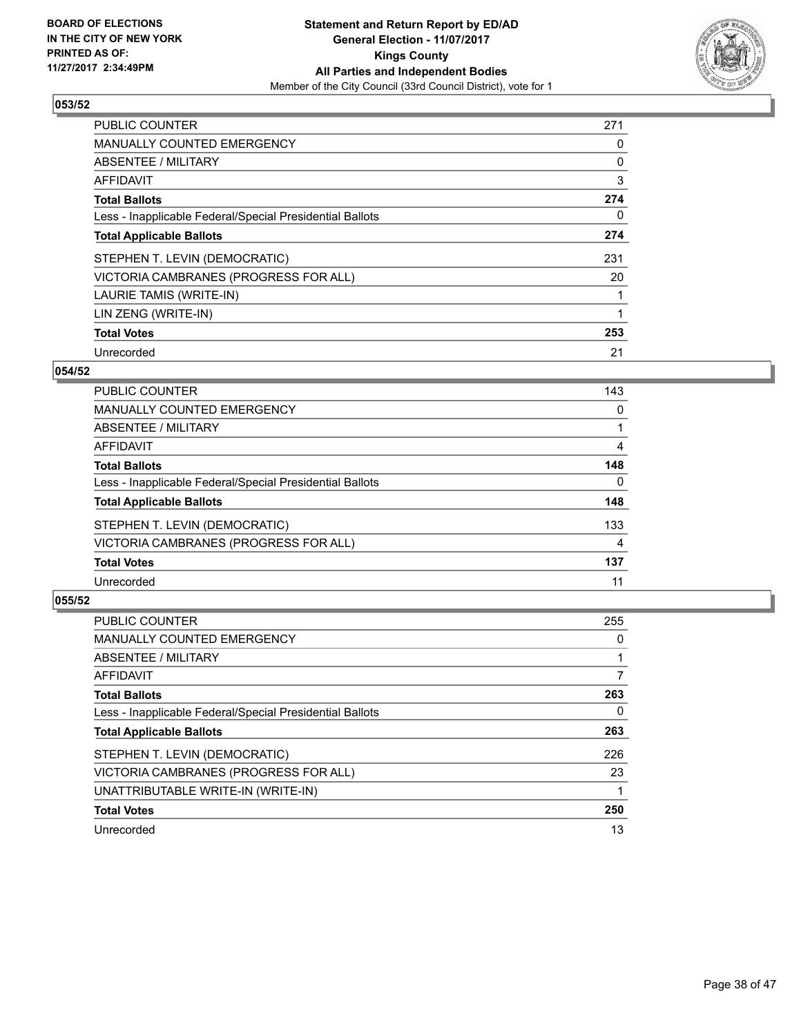BOARD OF ELECTIONS
IN THE CITY OF NEW YORK
PRINTED AS OF:
11/27/2017 2:34:49PM

**Statement and Return Report by ED/AD**
**General Election - 11/07/2017**
**Kings County**
**All Parties and Independent Bodies**
Member of the City Council (33rd Council District), vote for 1

### 053/52

| | |
|---|---|
| PUBLIC COUNTER | 271 |
| MANUALLY COUNTED EMERGENCY | 0 |
| ABSENTEE / MILITARY | 0 |
| AFFIDAVIT | 3 |
| **Total Ballots** | **274** |
| Less - Inapplicable Federal/Special Presidential Ballots | 0 |
| **Total Applicable Ballots** | **274** |
| STEPHEN T. LEVIN (DEMOCRATIC) | 231 |
| VICTORIA CAMBRANES (PROGRESS FOR ALL) | 20 |
| LAURIE TAMIS (WRITE-IN) | 1 |
| LIN ZENG (WRITE-IN) | 1 |
| **Total Votes** | **253** |
| Unrecorded | 21 |

### 054/52

| | |
|---|---|
| PUBLIC COUNTER | 143 |
| MANUALLY COUNTED EMERGENCY | 0 |
| ABSENTEE / MILITARY | 1 |
| AFFIDAVIT | 4 |
| **Total Ballots** | **148** |
| Less - Inapplicable Federal/Special Presidential Ballots | 0 |
| **Total Applicable Ballots** | **148** |
| STEPHEN T. LEVIN (DEMOCRATIC) | 133 |
| VICTORIA CAMBRANES (PROGRESS FOR ALL) | 4 |
| **Total Votes** | **137** |
| Unrecorded | 11 |

### 055/52

| | |
|---|---|
| PUBLIC COUNTER | 255 |
| MANUALLY COUNTED EMERGENCY | 0 |
| ABSENTEE / MILITARY | 1 |
| AFFIDAVIT | 7 |
| **Total Ballots** | **263** |
| Less - Inapplicable Federal/Special Presidential Ballots | 0 |
| **Total Applicable Ballots** | **263** |
| STEPHEN T. LEVIN (DEMOCRATIC) | 226 |
| VICTORIA CAMBRANES (PROGRESS FOR ALL) | 23 |
| UNATTRIBUTABLE WRITE-IN (WRITE-IN) | 1 |
| **Total Votes** | **250** |
| Unrecorded | 13 |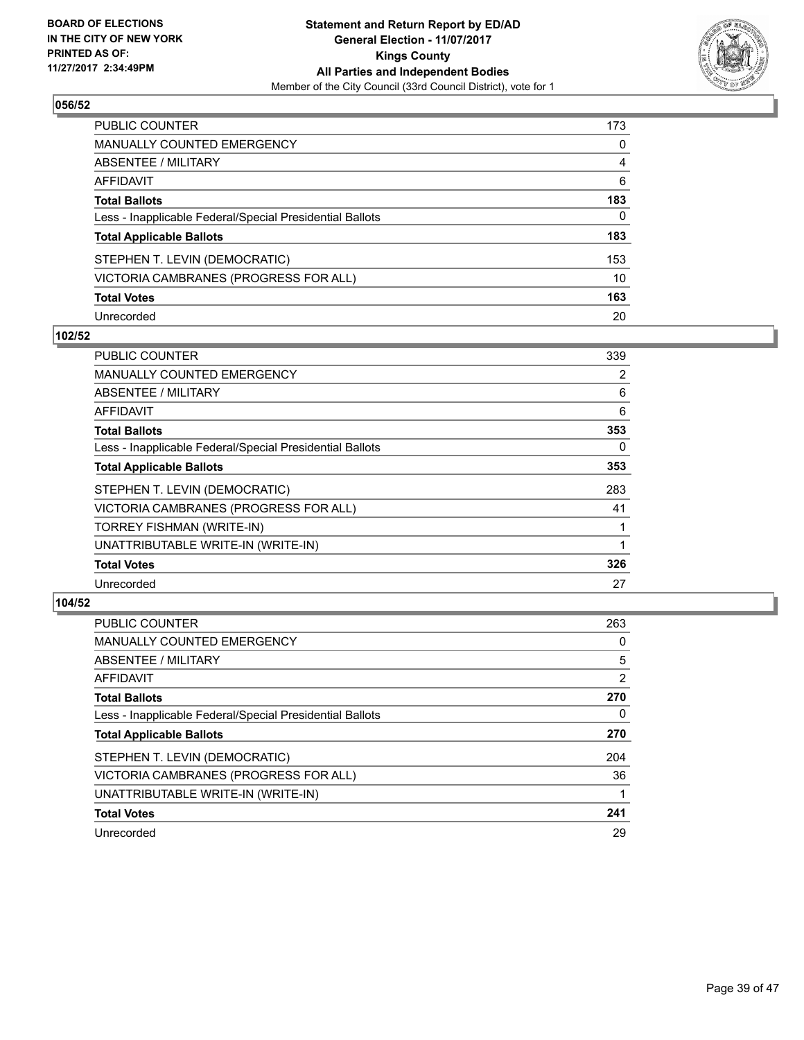BOARD OF ELECTIONS
IN THE CITY OF NEW YORK
PRINTED AS OF:
11/27/2017 2:34:49PM

**Statement and Return Report by ED/AD**
**General Election - 11/07/2017**
**Kings County**
**All Parties and Independent Bodies**
Member of the City Council (33rd Council District), vote for 1

## 056/52

| | |
|---|---|
| PUBLIC COUNTER | 173 |
| MANUALLY COUNTED EMERGENCY | 0 |
| ABSENTEE / MILITARY | 4 |
| AFFIDAVIT | 6 |
| **Total Ballots** | **183** |
| Less - Inapplicable Federal/Special Presidential Ballots | 0 |
| **Total Applicable Ballots** | **183** |
| STEPHEN T. LEVIN (DEMOCRATIC) | 153 |
| VICTORIA CAMBRANES (PROGRESS FOR ALL) | 10 |
| **Total Votes** | **163** |
| Unrecorded | 20 |

## 102/52

| | |
|---|---|
| PUBLIC COUNTER | 339 |
| MANUALLY COUNTED EMERGENCY | 2 |
| ABSENTEE / MILITARY | 6 |
| AFFIDAVIT | 6 |
| **Total Ballots** | **353** |
| Less - Inapplicable Federal/Special Presidential Ballots | 0 |
| **Total Applicable Ballots** | **353** |
| STEPHEN T. LEVIN (DEMOCRATIC) | 283 |
| VICTORIA CAMBRANES (PROGRESS FOR ALL) | 41 |
| TORREY FISHMAN (WRITE-IN) | 1 |
| UNATTRIBUTABLE WRITE-IN (WRITE-IN) | 1 |
| **Total Votes** | **326** |
| Unrecorded | 27 |

## 104/52

| | |
|---|---|
| PUBLIC COUNTER | 263 |
| MANUALLY COUNTED EMERGENCY | 0 |
| ABSENTEE / MILITARY | 5 |
| AFFIDAVIT | 2 |
| **Total Ballots** | **270** |
| Less - Inapplicable Federal/Special Presidential Ballots | 0 |
| **Total Applicable Ballots** | **270** |
| STEPHEN T. LEVIN (DEMOCRATIC) | 204 |
| VICTORIA CAMBRANES (PROGRESS FOR ALL) | 36 |
| UNATTRIBUTABLE WRITE-IN (WRITE-IN) | 1 |
| **Total Votes** | **241** |
| Unrecorded | 29 |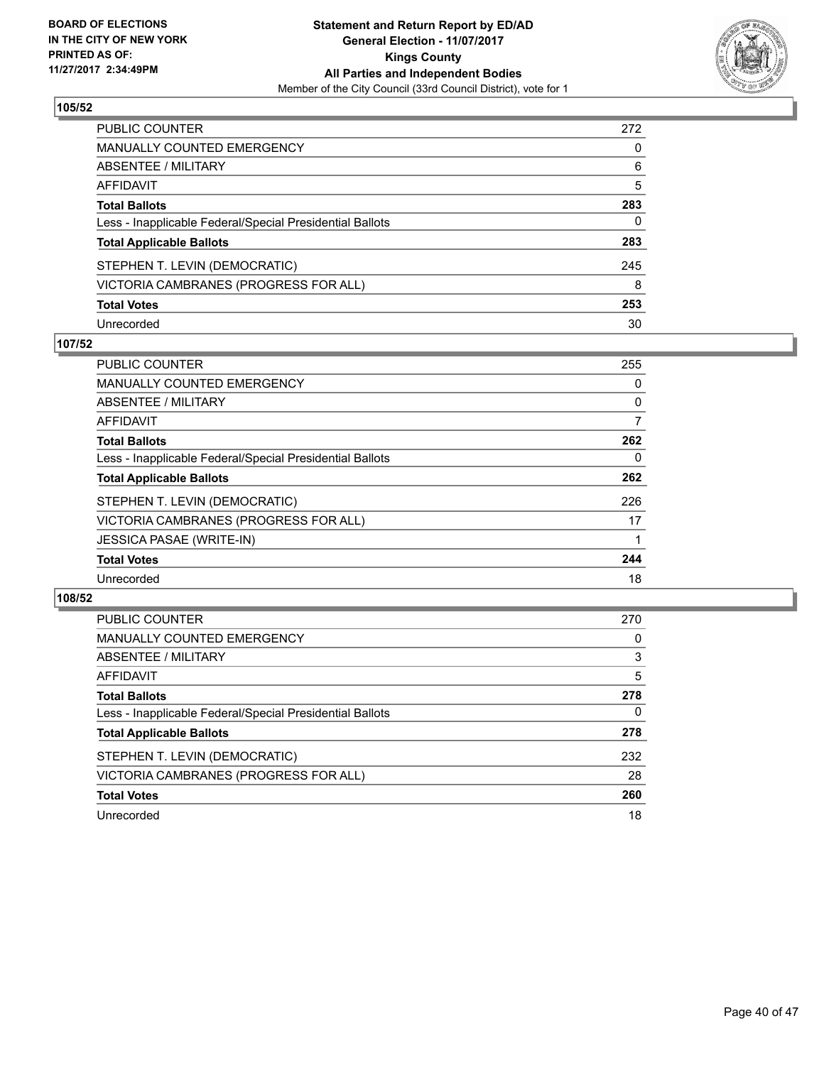BOARD OF ELECTIONS
IN THE CITY OF NEW YORK
PRINTED AS OF:
11/27/2017 2:34:49PM

**Statement and Return Report by ED/AD**
**General Election - 11/07/2017**
**Kings County**
**All Parties and Independent Bodies**
Member of the City Council (33rd Council District), vote for 1

## 105/52

| | |
|---|---|
| PUBLIC COUNTER | 272 |
| MANUALLY COUNTED EMERGENCY | 0 |
| ABSENTEE / MILITARY | 6 |
| AFFIDAVIT | 5 |
| **Total Ballots** | **283** |
| Less - Inapplicable Federal/Special Presidential Ballots | 0 |
| **Total Applicable Ballots** | **283** |
| STEPHEN T. LEVIN (DEMOCRATIC) | 245 |
| VICTORIA CAMBRANES (PROGRESS FOR ALL) | 8 |
| **Total Votes** | **253** |
| Unrecorded | 30 |

## 107/52

| | |
|---|---|
| PUBLIC COUNTER | 255 |
| MANUALLY COUNTED EMERGENCY | 0 |
| ABSENTEE / MILITARY | 0 |
| AFFIDAVIT | 7 |
| **Total Ballots** | **262** |
| Less - Inapplicable Federal/Special Presidential Ballots | 0 |
| **Total Applicable Ballots** | **262** |
| STEPHEN T. LEVIN (DEMOCRATIC) | 226 |
| VICTORIA CAMBRANES (PROGRESS FOR ALL) | 17 |
| JESSICA PASAE (WRITE-IN) | 1 |
| **Total Votes** | **244** |
| Unrecorded | 18 |

## 108/52

| | |
|---|---|
| PUBLIC COUNTER | 270 |
| MANUALLY COUNTED EMERGENCY | 0 |
| ABSENTEE / MILITARY | 3 |
| AFFIDAVIT | 5 |
| **Total Ballots** | **278** |
| Less - Inapplicable Federal/Special Presidential Ballots | 0 |
| **Total Applicable Ballots** | **278** |
| STEPHEN T. LEVIN (DEMOCRATIC) | 232 |
| VICTORIA CAMBRANES (PROGRESS FOR ALL) | 28 |
| **Total Votes** | **260** |
| Unrecorded | 18 |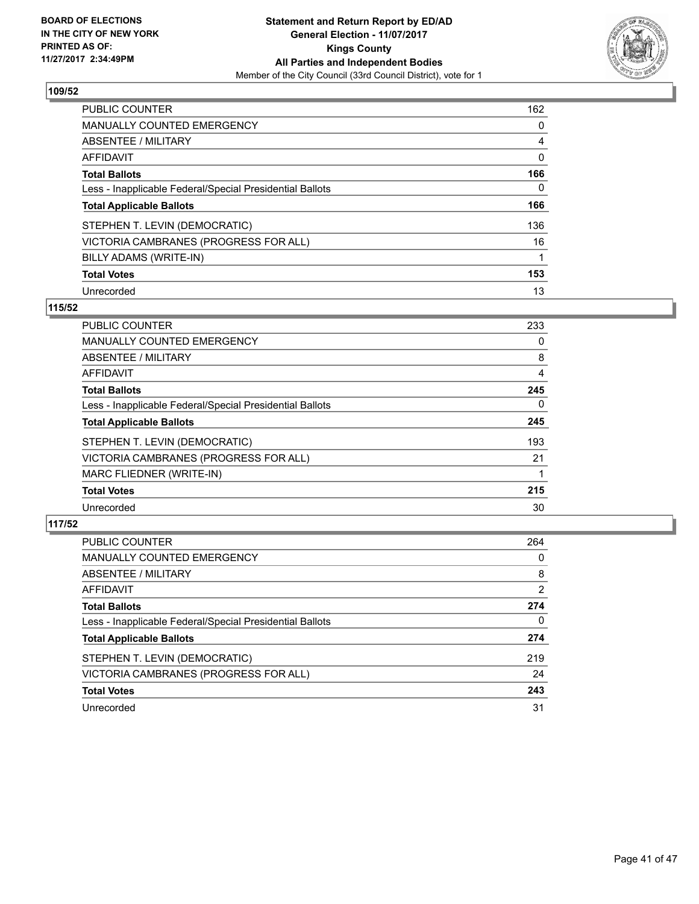**BOARD OF ELECTIONS IN THE CITY OF NEW YORK PRINTED AS OF: 11/27/2017 2:34:49PM**

**Statement and Return Report by ED/AD**
**General Election - 11/07/2017**
**Kings County**
**All Parties and Independent Bodies**
Member of the City Council (33rd Council District), vote for 1

## 109/52

| | |
|---|---|
| PUBLIC COUNTER | 162 |
| MANUALLY COUNTED EMERGENCY | 0 |
| ABSENTEE / MILITARY | 4 |
| AFFIDAVIT | 0 |
| **Total Ballots** | **166** |
| Less - Inapplicable Federal/Special Presidential Ballots | 0 |
| **Total Applicable Ballots** | **166** |
| STEPHEN T. LEVIN (DEMOCRATIC) | 136 |
| VICTORIA CAMBRANES (PROGRESS FOR ALL) | 16 |
| BILLY ADAMS (WRITE-IN) | 1 |
| **Total Votes** | **153** |
| Unrecorded | 13 |

## 115/52

| | |
|---|---|
| PUBLIC COUNTER | 233 |
| MANUALLY COUNTED EMERGENCY | 0 |
| ABSENTEE / MILITARY | 8 |
| AFFIDAVIT | 4 |
| **Total Ballots** | **245** |
| Less - Inapplicable Federal/Special Presidential Ballots | 0 |
| **Total Applicable Ballots** | **245** |
| STEPHEN T. LEVIN (DEMOCRATIC) | 193 |
| VICTORIA CAMBRANES (PROGRESS FOR ALL) | 21 |
| MARC FLIEDNER (WRITE-IN) | 1 |
| **Total Votes** | **215** |
| Unrecorded | 30 |

## 117/52

| | |
|---|---|
| PUBLIC COUNTER | 264 |
| MANUALLY COUNTED EMERGENCY | 0 |
| ABSENTEE / MILITARY | 8 |
| AFFIDAVIT | 2 |
| **Total Ballots** | **274** |
| Less - Inapplicable Federal/Special Presidential Ballots | 0 |
| **Total Applicable Ballots** | **274** |
| STEPHEN T. LEVIN (DEMOCRATIC) | 219 |
| VICTORIA CAMBRANES (PROGRESS FOR ALL) | 24 |
| **Total Votes** | **243** |
| Unrecorded | 31 |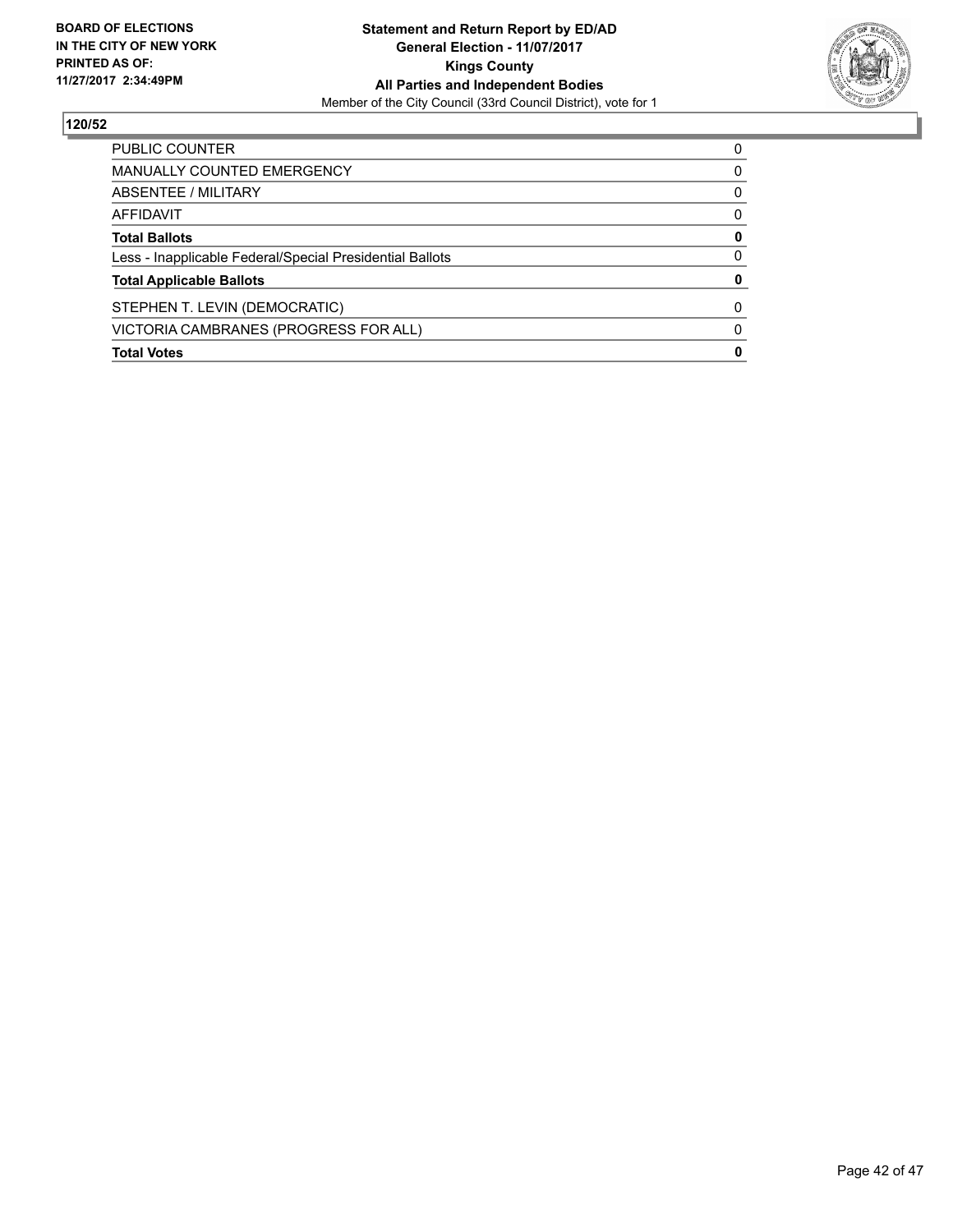**BOARD OF ELECTIONS IN THE CITY OF NEW YORK PRINTED AS OF: 11/27/2017 2:34:49PM**

**Statement and Return Report by ED/AD**
**General Election - 11/07/2017**
**Kings County**
**All Parties and Independent Bodies**
Member of the City Council (33rd Council District), vote for 1

## 120/52

| | |
|---|---|
| PUBLIC COUNTER | 0 |
| MANUALLY COUNTED EMERGENCY | 0 |
| ABSENTEE / MILITARY | 0 |
| AFFIDAVIT | 0 |
| **Total Ballots** | **0** |
| Less - Inapplicable Federal/Special Presidential Ballots | 0 |
| **Total Applicable Ballots** | **0** |
| STEPHEN T. LEVIN (DEMOCRATIC) | 0 |
| VICTORIA CAMBRANES (PROGRESS FOR ALL) | 0 |
| **Total Votes** | **0** |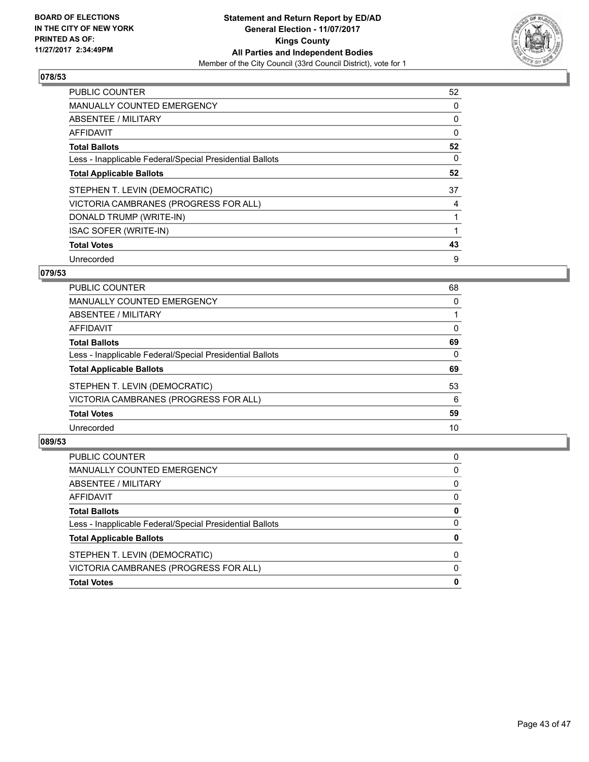**BOARD OF ELECTIONS IN THE CITY OF NEW YORK PRINTED AS OF: 11/27/2017 2:34:49PM**

**Statement and Return Report by ED/AD General Election - 11/07/2017 Kings County All Parties and Independent Bodies**

Member of the City Council (33rd Council District), vote for 1

## 078/53

| | |
|---|---|
| PUBLIC COUNTER | 52 |
| MANUALLY COUNTED EMERGENCY | 0 |
| ABSENTEE / MILITARY | 0 |
| AFFIDAVIT | 0 |
| **Total Ballots** | **52** |
| Less - Inapplicable Federal/Special Presidential Ballots | 0 |
| **Total Applicable Ballots** | **52** |
| STEPHEN T. LEVIN (DEMOCRATIC) | 37 |
| VICTORIA CAMBRANES (PROGRESS FOR ALL) | 4 |
| DONALD TRUMP (WRITE-IN) | 1 |
| ISAC SOFER (WRITE-IN) | 1 |
| **Total Votes** | **43** |
| Unrecorded | 9 |

## 079/53

| | |
|---|---|
| PUBLIC COUNTER | 68 |
| MANUALLY COUNTED EMERGENCY | 0 |
| ABSENTEE / MILITARY | 1 |
| AFFIDAVIT | 0 |
| **Total Ballots** | **69** |
| Less - Inapplicable Federal/Special Presidential Ballots | 0 |
| **Total Applicable Ballots** | **69** |
| STEPHEN T. LEVIN (DEMOCRATIC) | 53 |
| VICTORIA CAMBRANES (PROGRESS FOR ALL) | 6 |
| **Total Votes** | **59** |
| Unrecorded | 10 |

## 089/53

| | |
|---|---|
| PUBLIC COUNTER | 0 |
| MANUALLY COUNTED EMERGENCY | 0 |
| ABSENTEE / MILITARY | 0 |
| AFFIDAVIT | 0 |
| **Total Ballots** | **0** |
| Less - Inapplicable Federal/Special Presidential Ballots | 0 |
| **Total Applicable Ballots** | **0** |
| STEPHEN T. LEVIN (DEMOCRATIC) | 0 |
| VICTORIA CAMBRANES (PROGRESS FOR ALL) | 0 |
| **Total Votes** | **0** |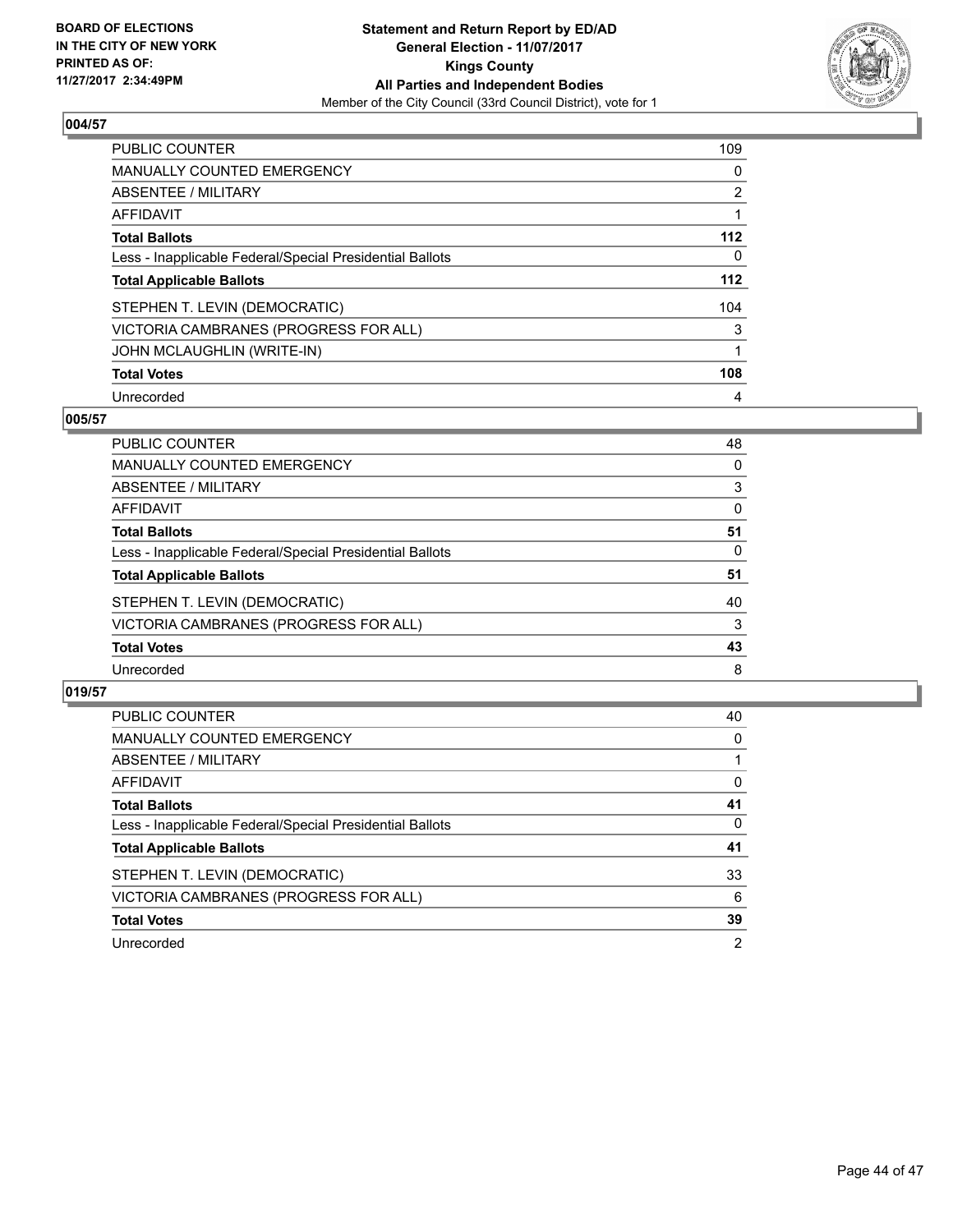**BOARD OF ELECTIONS IN THE CITY OF NEW YORK PRINTED AS OF: 11/27/2017 2:34:49PM**

**Statement and Return Report by ED/AD**
**General Election - 11/07/2017**
**Kings County**
**All Parties and Independent Bodies**
Member of the City Council (33rd Council District), vote for 1

### 004/57

| | |
|---|---|
| PUBLIC COUNTER | 109 |
| MANUALLY COUNTED EMERGENCY | 0 |
| ABSENTEE / MILITARY | 2 |
| AFFIDAVIT | 1 |
| **Total Ballots** | **112** |
| Less - Inapplicable Federal/Special Presidential Ballots | 0 |
| **Total Applicable Ballots** | **112** |
| STEPHEN T. LEVIN (DEMOCRATIC) | 104 |
| VICTORIA CAMBRANES (PROGRESS FOR ALL) | 3 |
| JOHN MCLAUGHLIN (WRITE-IN) | 1 |
| **Total Votes** | **108** |
| Unrecorded | 4 |

### 005/57

| | |
|---|---|
| PUBLIC COUNTER | 48 |
| MANUALLY COUNTED EMERGENCY | 0 |
| ABSENTEE / MILITARY | 3 |
| AFFIDAVIT | 0 |
| **Total Ballots** | **51** |
| Less - Inapplicable Federal/Special Presidential Ballots | 0 |
| **Total Applicable Ballots** | **51** |
| STEPHEN T. LEVIN (DEMOCRATIC) | 40 |
| VICTORIA CAMBRANES (PROGRESS FOR ALL) | 3 |
| **Total Votes** | **43** |
| Unrecorded | 8 |

### 019/57

| | |
|---|---|
| PUBLIC COUNTER | 40 |
| MANUALLY COUNTED EMERGENCY | 0 |
| ABSENTEE / MILITARY | 1 |
| AFFIDAVIT | 0 |
| **Total Ballots** | **41** |
| Less - Inapplicable Federal/Special Presidential Ballots | 0 |
| **Total Applicable Ballots** | **41** |
| STEPHEN T. LEVIN (DEMOCRATIC) | 33 |
| VICTORIA CAMBRANES (PROGRESS FOR ALL) | 6 |
| **Total Votes** | **39** |
| Unrecorded | 2 |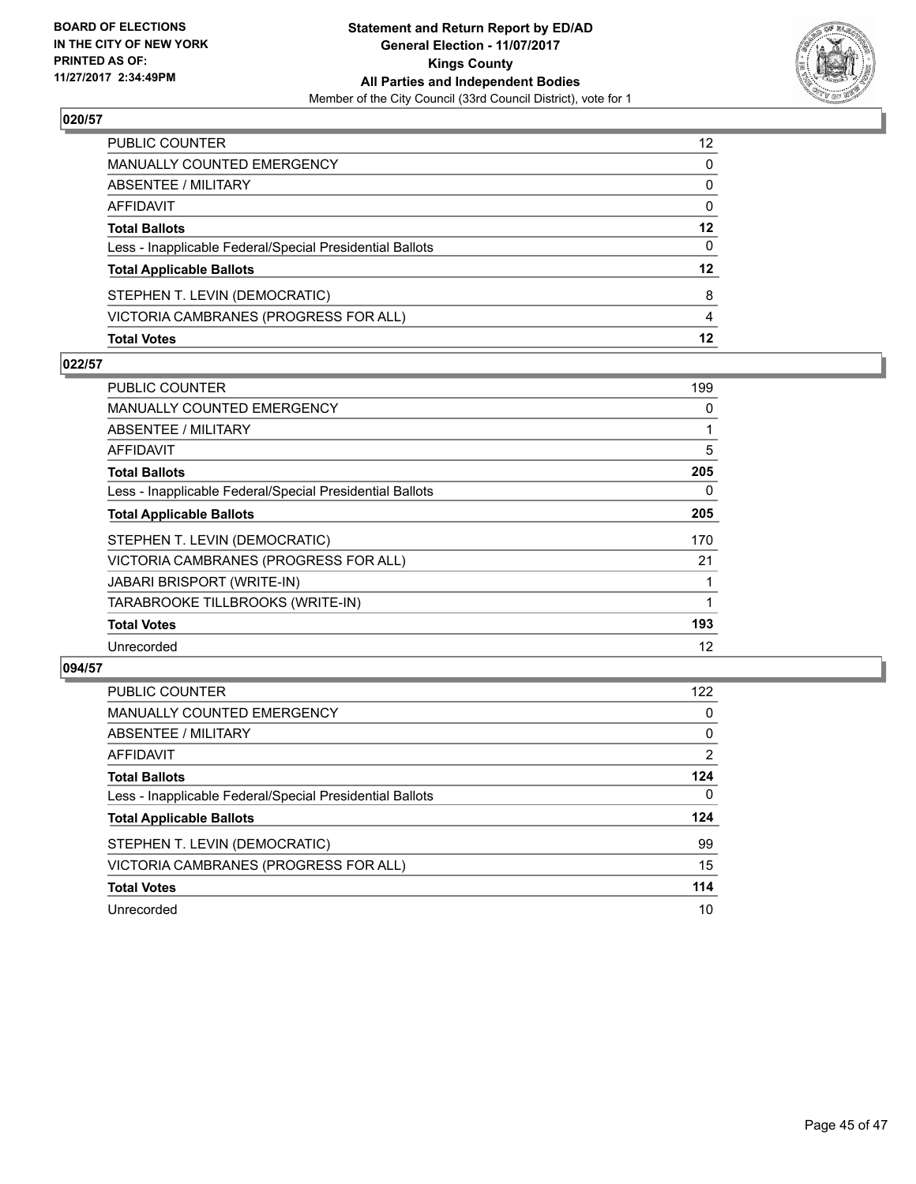**BOARD OF ELECTIONS IN THE CITY OF NEW YORK PRINTED AS OF: 11/27/2017 2:34:49PM**

**Statement and Return Report by ED/AD General Election - 11/07/2017 Kings County All Parties and Independent Bodies**
Member of the City Council (33rd Council District), vote for 1

## 020/57

| | |
|---|---|
| PUBLIC COUNTER | 12 |
| MANUALLY COUNTED EMERGENCY | 0 |
| ABSENTEE / MILITARY | 0 |
| AFFIDAVIT | 0 |
| **Total Ballots** | **12** |
| Less - Inapplicable Federal/Special Presidential Ballots | 0 |
| **Total Applicable Ballots** | **12** |
| STEPHEN T. LEVIN (DEMOCRATIC) | 8 |
| VICTORIA CAMBRANES (PROGRESS FOR ALL) | 4 |
| **Total Votes** | **12** |

## 022/57

| | |
|---|---|
| PUBLIC COUNTER | 199 |
| MANUALLY COUNTED EMERGENCY | 0 |
| ABSENTEE / MILITARY | 1 |
| AFFIDAVIT | 5 |
| **Total Ballots** | **205** |
| Less - Inapplicable Federal/Special Presidential Ballots | 0 |
| **Total Applicable Ballots** | **205** |
| STEPHEN T. LEVIN (DEMOCRATIC) | 170 |
| VICTORIA CAMBRANES (PROGRESS FOR ALL) | 21 |
| JABARI BRISPORT (WRITE-IN) | 1 |
| TARABROOKE TILLBROOKS (WRITE-IN) | 1 |
| **Total Votes** | **193** |
| Unrecorded | 12 |

## 094/57

| | |
|---|---|
| PUBLIC COUNTER | 122 |
| MANUALLY COUNTED EMERGENCY | 0 |
| ABSENTEE / MILITARY | 0 |
| AFFIDAVIT | 2 |
| **Total Ballots** | **124** |
| Less - Inapplicable Federal/Special Presidential Ballots | 0 |
| **Total Applicable Ballots** | **124** |
| STEPHEN T. LEVIN (DEMOCRATIC) | 99 |
| VICTORIA CAMBRANES (PROGRESS FOR ALL) | 15 |
| **Total Votes** | **114** |
| Unrecorded | 10 |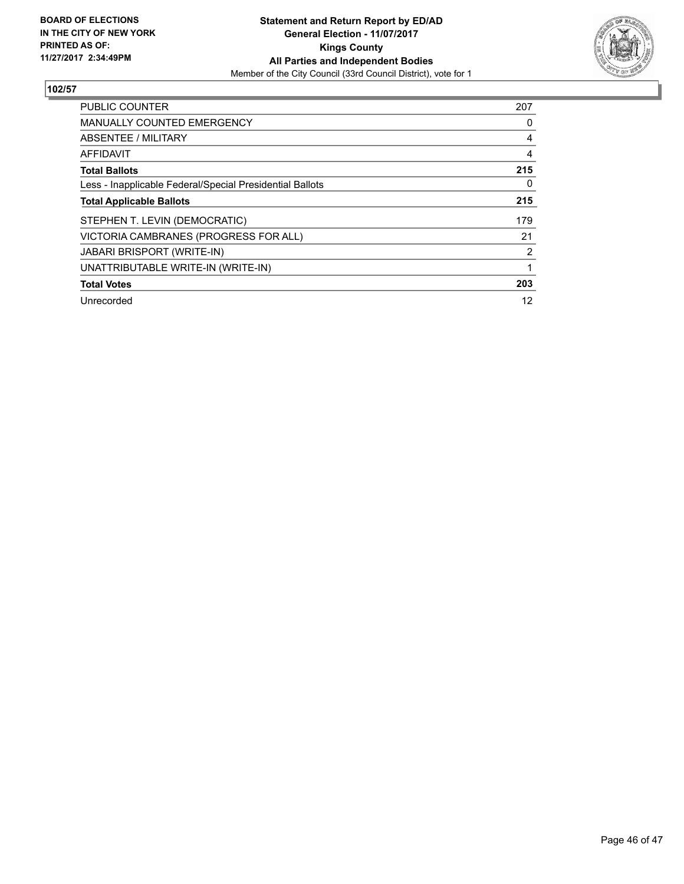**BOARD OF ELECTIONS IN THE CITY OF NEW YORK PRINTED AS OF: 11/27/2017 2:34:49PM**

**Statement and Return Report by ED/AD**
**General Election - 11/07/2017**
**Kings County**
**All Parties and Independent Bodies**
Member of the City Council (33rd Council District), vote for 1

## 102/57

| | |
|---|---|
| PUBLIC COUNTER | 207 |
| MANUALLY COUNTED EMERGENCY | 0 |
| ABSENTEE / MILITARY | 4 |
| AFFIDAVIT | 4 |
| **Total Ballots** | **215** |
| Less - Inapplicable Federal/Special Presidential Ballots | 0 |
| **Total Applicable Ballots** | **215** |
| STEPHEN T. LEVIN (DEMOCRATIC) | 179 |
| VICTORIA CAMBRANES (PROGRESS FOR ALL) | 21 |
| JABARI BRISPORT (WRITE-IN) | 2 |
| UNATTRIBUTABLE WRITE-IN (WRITE-IN) | 1 |
| **Total Votes** | **203** |
| Unrecorded | 12 |